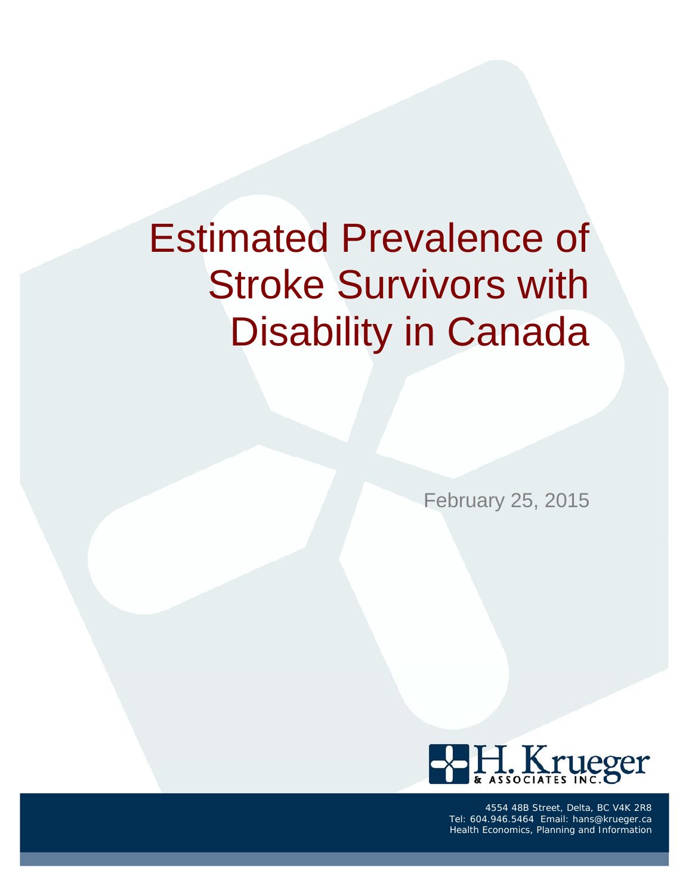# Estimated Prevalence of Stroke Survivors with Disability in Canada

February 25, 2015

H. Krueger & Associates Inc.

4554 48B Street, Delta, BC V4K 2R8
Tel: 604.946.5464 Email: hans@krueger.ca
Health Economics, Planning and Information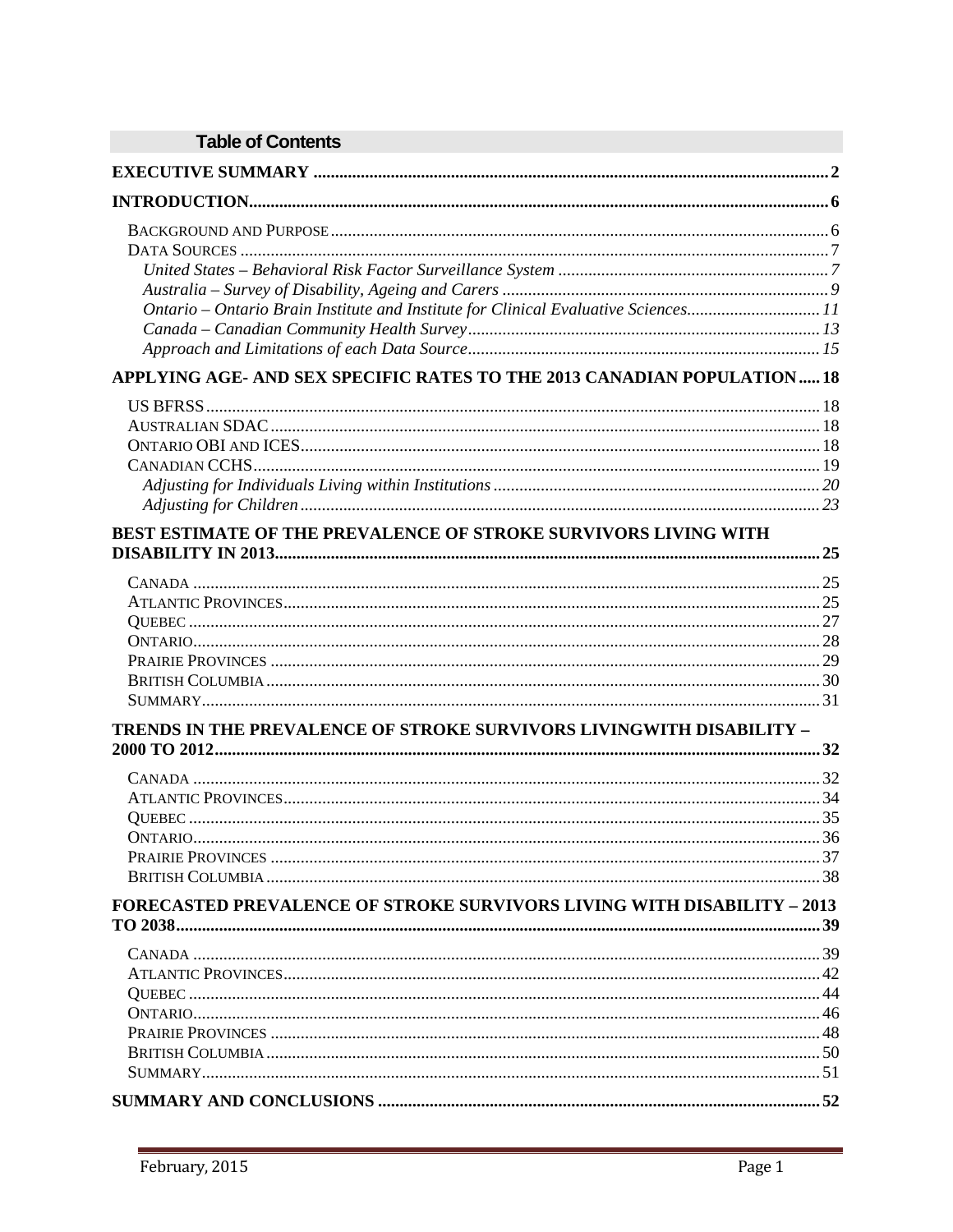# Table of Contents

**EXECUTIVE SUMMARY** .......... 2

**INTRODUCTION** .......... 6

- BACKGROUND AND PURPOSE .......... 6
- DATA SOURCES .......... 7
  - *United States – Behavioral Risk Factor Surveillance System* .......... 7
  - *Australia – Survey of Disability, Ageing and Carers* .......... 9
  - *Ontario – Ontario Brain Institute and Institute for Clinical Evaluative Sciences* .......... 11
  - *Canada – Canadian Community Health Survey* .......... 13
  - *Approach and Limitations of each Data Source* .......... 15

**APPLYING AGE- AND SEX SPECIFIC RATES TO THE 2013 CANADIAN POPULATION** .......... 18

- US BFRSS .......... 18
- AUSTRALIAN SDAC .......... 18
- ONTARIO OBI AND ICES .......... 18
- CANADIAN CCHS .......... 19
  - *Adjusting for Individuals Living within Institutions* .......... 20
  - *Adjusting for Children* .......... 23

**BEST ESTIMATE OF THE PREVALENCE OF STROKE SURVIVORS LIVING WITH DISABILITY IN 2013** .......... 25

- CANADA .......... 25
- ATLANTIC PROVINCES .......... 25
- QUEBEC .......... 27
- ONTARIO .......... 28
- PRAIRIE PROVINCES .......... 29
- BRITISH COLUMBIA .......... 30
- SUMMARY .......... 31

**TRENDS IN THE PREVALENCE OF STROKE SURVIVORS LIVINGWITH DISABILITY – 2000 TO 2012** .......... 32

- CANADA .......... 32
- ATLANTIC PROVINCES .......... 34
- QUEBEC .......... 35
- ONTARIO .......... 36
- PRAIRIE PROVINCES .......... 37
- BRITISH COLUMBIA .......... 38

**FORECASTED PREVALENCE OF STROKE SURVIVORS LIVING WITH DISABILITY – 2013 TO 2038** .......... 39

- CANADA .......... 39
- ATLANTIC PROVINCES .......... 42
- QUEBEC .......... 44
- ONTARIO .......... 46
- PRAIRIE PROVINCES .......... 48
- BRITISH COLUMBIA .......... 50
- SUMMARY .......... 51

**SUMMARY AND CONCLUSIONS** .......... 52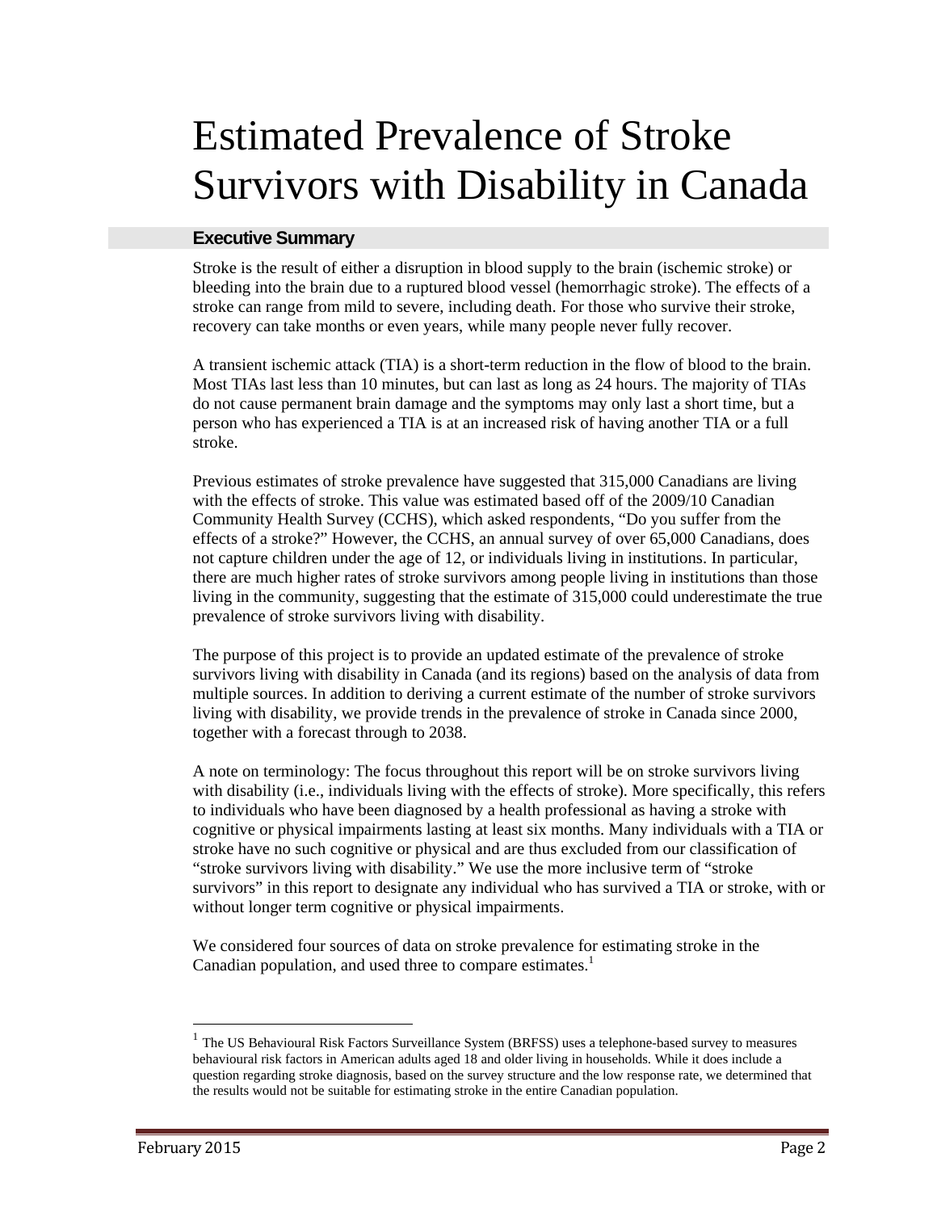# Estimated Prevalence of Stroke Survivors with Disability in Canada

## Executive Summary

Stroke is the result of either a disruption in blood supply to the brain (ischemic stroke) or bleeding into the brain due to a ruptured blood vessel (hemorrhagic stroke). The effects of a stroke can range from mild to severe, including death. For those who survive their stroke, recovery can take months or even years, while many people never fully recover.

A transient ischemic attack (TIA) is a short-term reduction in the flow of blood to the brain. Most TIAs last less than 10 minutes, but can last as long as 24 hours. The majority of TIAs do not cause permanent brain damage and the symptoms may only last a short time, but a person who has experienced a TIA is at an increased risk of having another TIA or a full stroke.

Previous estimates of stroke prevalence have suggested that 315,000 Canadians are living with the effects of stroke. This value was estimated based off of the 2009/10 Canadian Community Health Survey (CCHS), which asked respondents, "Do you suffer from the effects of a stroke?" However, the CCHS, an annual survey of over 65,000 Canadians, does not capture children under the age of 12, or individuals living in institutions. In particular, there are much higher rates of stroke survivors among people living in institutions than those living in the community, suggesting that the estimate of 315,000 could underestimate the true prevalence of stroke survivors living with disability.

The purpose of this project is to provide an updated estimate of the prevalence of stroke survivors living with disability in Canada (and its regions) based on the analysis of data from multiple sources. In addition to deriving a current estimate of the number of stroke survivors living with disability, we provide trends in the prevalence of stroke in Canada since 2000, together with a forecast through to 2038.

A note on terminology: The focus throughout this report will be on stroke survivors living with disability (i.e., individuals living with the effects of stroke). More specifically, this refers to individuals who have been diagnosed by a health professional as having a stroke with cognitive or physical impairments lasting at least six months. Many individuals with a TIA or stroke have no such cognitive or physical and are thus excluded from our classification of "stroke survivors living with disability." We use the more inclusive term of "stroke survivors" in this report to designate any individual who has survived a TIA or stroke, with or without longer term cognitive or physical impairments.

We considered four sources of data on stroke prevalence for estimating stroke in the Canadian population, and used three to compare estimates.[1]

[1] The US Behavioural Risk Factors Surveillance System (BRFSS) uses a telephone-based survey to measures behavioural risk factors in American adults aged 18 and older living in households. While it does include a question regarding stroke diagnosis, based on the survey structure and the low response rate, we determined that the results would not be suitable for estimating stroke in the entire Canadian population.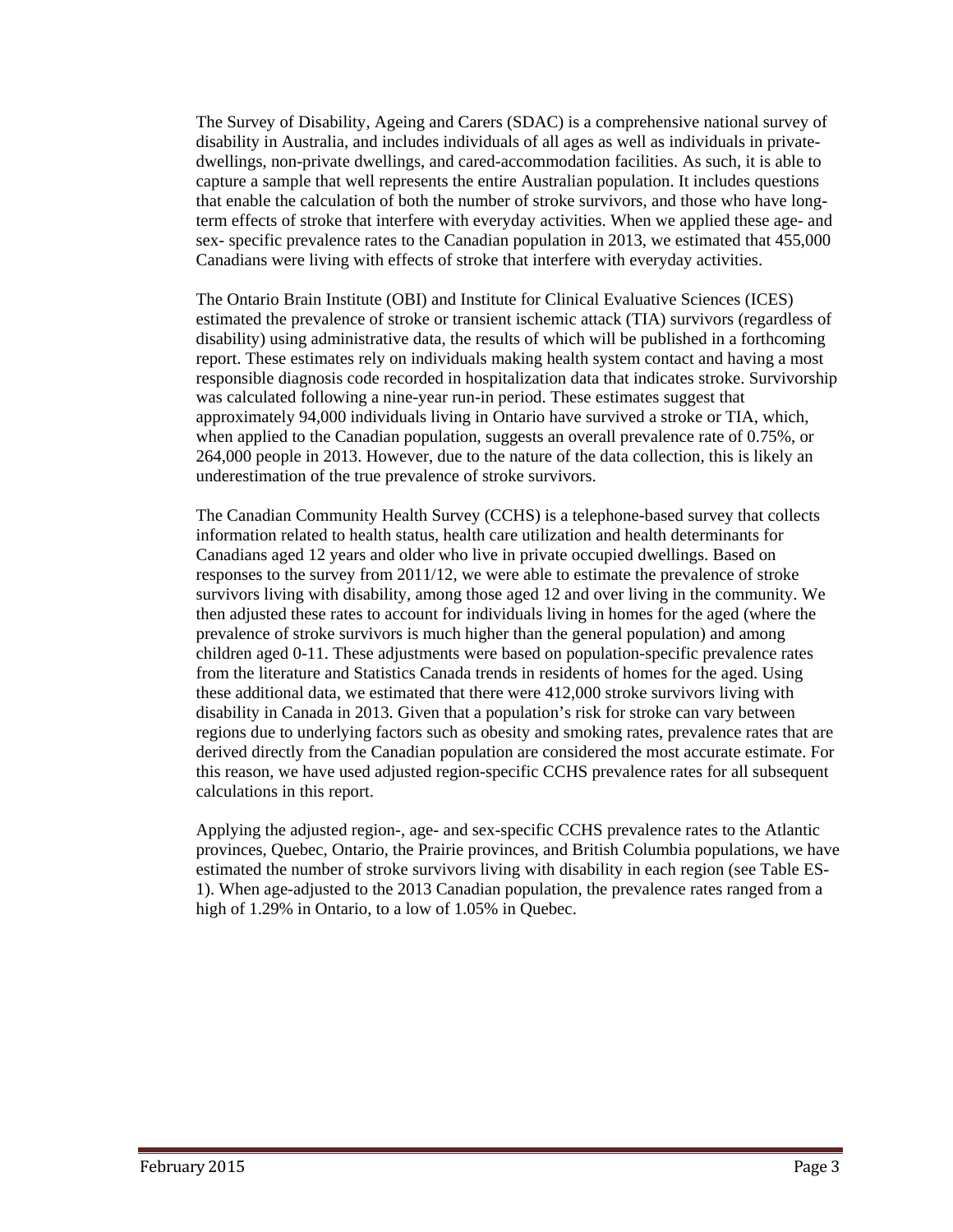The Survey of Disability, Ageing and Carers (SDAC) is a comprehensive national survey of disability in Australia, and includes individuals of all ages as well as individuals in private-dwellings, non-private dwellings, and cared-accommodation facilities. As such, it is able to capture a sample that well represents the entire Australian population. It includes questions that enable the calculation of both the number of stroke survivors, and those who have long-term effects of stroke that interfere with everyday activities. When we applied these age- and sex- specific prevalence rates to the Canadian population in 2013, we estimated that 455,000 Canadians were living with effects of stroke that interfere with everyday activities.

The Ontario Brain Institute (OBI) and Institute for Clinical Evaluative Sciences (ICES) estimated the prevalence of stroke or transient ischemic attack (TIA) survivors (regardless of disability) using administrative data, the results of which will be published in a forthcoming report. These estimates rely on individuals making health system contact and having a most responsible diagnosis code recorded in hospitalization data that indicates stroke. Survivorship was calculated following a nine-year run-in period. These estimates suggest that approximately 94,000 individuals living in Ontario have survived a stroke or TIA, which, when applied to the Canadian population, suggests an overall prevalence rate of 0.75%, or 264,000 people in 2013. However, due to the nature of the data collection, this is likely an underestimation of the true prevalence of stroke survivors.

The Canadian Community Health Survey (CCHS) is a telephone-based survey that collects information related to health status, health care utilization and health determinants for Canadians aged 12 years and older who live in private occupied dwellings. Based on responses to the survey from 2011/12, we were able to estimate the prevalence of stroke survivors living with disability, among those aged 12 and over living in the community. We then adjusted these rates to account for individuals living in homes for the aged (where the prevalence of stroke survivors is much higher than the general population) and among children aged 0-11. These adjustments were based on population-specific prevalence rates from the literature and Statistics Canada trends in residents of homes for the aged. Using these additional data, we estimated that there were 412,000 stroke survivors living with disability in Canada in 2013. Given that a population's risk for stroke can vary between regions due to underlying factors such as obesity and smoking rates, prevalence rates that are derived directly from the Canadian population are considered the most accurate estimate. For this reason, we have used adjusted region-specific CCHS prevalence rates for all subsequent calculations in this report.

Applying the adjusted region-, age- and sex-specific CCHS prevalence rates to the Atlantic provinces, Quebec, Ontario, the Prairie provinces, and British Columbia populations, we have estimated the number of stroke survivors living with disability in each region (see Table ES-1). When age-adjusted to the 2013 Canadian population, the prevalence rates ranged from a high of 1.29% in Ontario, to a low of 1.05% in Quebec.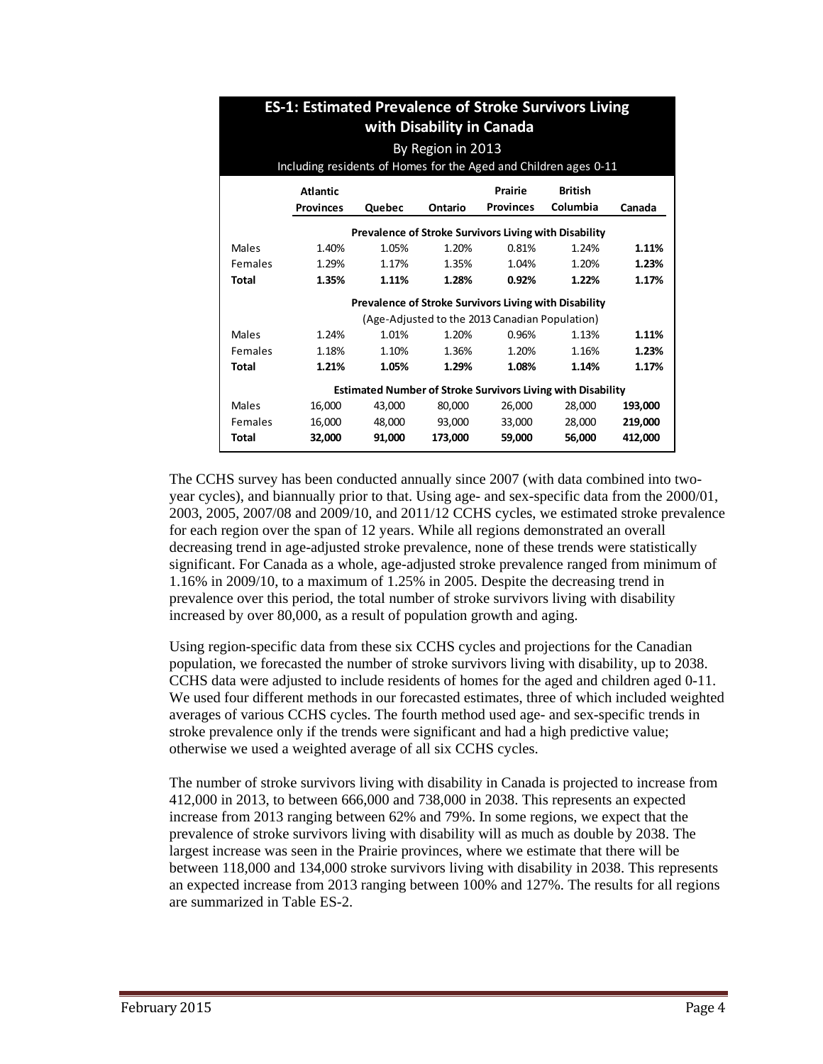**ES-1: Estimated Prevalence of Stroke Survivors Living with Disability in Canada**

By Region in 2013

Including residents of Homes for the Aged and Children ages 0-11

| | Atlantic Provinces | Quebec | Ontario | Prairie Provinces | British Columbia | Canada |
|---|---|---|---|---|---|---|
| | **Prevalence of Stroke Survivors Living with Disability** | | | | | |
| Males | 1.40% | 1.05% | 1.20% | 0.81% | 1.24% | **1.11%** |
| Females | 1.29% | 1.17% | 1.35% | 1.04% | 1.20% | **1.23%** |
| **Total** | **1.35%** | **1.11%** | **1.28%** | **0.92%** | **1.22%** | **1.17%** |
| | **Prevalence of Stroke Survivors Living with Disability** (Age-Adjusted to the 2013 Canadian Population) | | | | | |
| Males | 1.24% | 1.01% | 1.20% | 0.96% | 1.13% | **1.11%** |
| Females | 1.18% | 1.10% | 1.36% | 1.20% | 1.16% | **1.23%** |
| **Total** | **1.21%** | **1.05%** | **1.29%** | **1.08%** | **1.14%** | **1.17%** |
| | **Estimated Number of Stroke Survivors Living with Disability** | | | | | |
| Males | 16,000 | 43,000 | 80,000 | 26,000 | 28,000 | **193,000** |
| Females | 16,000 | 48,000 | 93,000 | 33,000 | 28,000 | **219,000** |
| **Total** | **32,000** | **91,000** | **173,000** | **59,000** | **56,000** | **412,000** |

The CCHS survey has been conducted annually since 2007 (with data combined into two-year cycles), and biannually prior to that. Using age- and sex-specific data from the 2000/01, 2003, 2005, 2007/08 and 2009/10, and 2011/12 CCHS cycles, we estimated stroke prevalence for each region over the span of 12 years. While all regions demonstrated an overall decreasing trend in age-adjusted stroke prevalence, none of these trends were statistically significant. For Canada as a whole, age-adjusted stroke prevalence ranged from minimum of 1.16% in 2009/10, to a maximum of 1.25% in 2005. Despite the decreasing trend in prevalence over this period, the total number of stroke survivors living with disability increased by over 80,000, as a result of population growth and aging.

Using region-specific data from these six CCHS cycles and projections for the Canadian population, we forecasted the number of stroke survivors living with disability, up to 2038. CCHS data were adjusted to include residents of homes for the aged and children aged 0-11. We used four different methods in our forecasted estimates, three of which included weighted averages of various CCHS cycles. The fourth method used age- and sex-specific trends in stroke prevalence only if the trends were significant and had a high predictive value; otherwise we used a weighted average of all six CCHS cycles.

The number of stroke survivors living with disability in Canada is projected to increase from 412,000 in 2013, to between 666,000 and 738,000 in 2038. This represents an expected increase from 2013 ranging between 62% and 79%. In some regions, we expect that the prevalence of stroke survivors living with disability will as much as double by 2038. The largest increase was seen in the Prairie provinces, where we estimate that there will be between 118,000 and 134,000 stroke survivors living with disability in 2038. This represents an expected increase from 2013 ranging between 100% and 127%. The results for all regions are summarized in Table ES-2.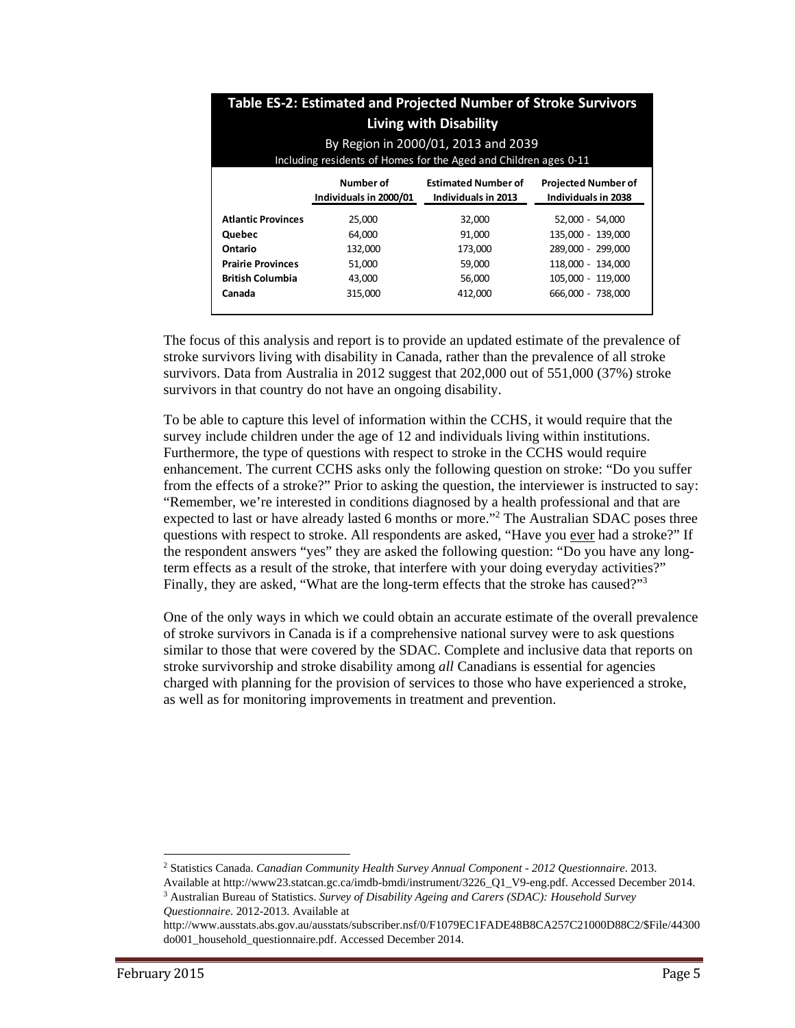| Table ES-2: Estimated and Projected Number of Stroke Survivors Living with Disability<br>By Region in 2000/01, 2013 and 2039<br>Including residents of Homes for the Aged and Children ages 0-11 | | | |
|---|---|---|---|
| | Number of Individuals in 2000/01 | Estimated Number of Individuals in 2013 | Projected Number of Individuals in 2038 |
| **Atlantic Provinces** | 25,000 | 32,000 | 52,000 - 54,000 |
| **Quebec** | 64,000 | 91,000 | 135,000 - 139,000 |
| **Ontario** | 132,000 | 173,000 | 289,000 - 299,000 |
| **Prairie Provinces** | 51,000 | 59,000 | 118,000 - 134,000 |
| **British Columbia** | 43,000 | 56,000 | 105,000 - 119,000 |
| **Canada** | 315,000 | 412,000 | 666,000 - 738,000 |

The focus of this analysis and report is to provide an updated estimate of the prevalence of stroke survivors living with disability in Canada, rather than the prevalence of all stroke survivors. Data from Australia in 2012 suggest that 202,000 out of 551,000 (37%) stroke survivors in that country do not have an ongoing disability.

To be able to capture this level of information within the CCHS, it would require that the survey include children under the age of 12 and individuals living within institutions. Furthermore, the type of questions with respect to stroke in the CCHS would require enhancement. The current CCHS asks only the following question on stroke: "Do you suffer from the effects of a stroke?" Prior to asking the question, the interviewer is instructed to say: "Remember, we're interested in conditions diagnosed by a health professional and that are expected to last or have already lasted 6 months or more."[2] The Australian SDAC poses three questions with respect to stroke. All respondents are asked, "Have you ever had a stroke?" If the respondent answers "yes" they are asked the following question: "Do you have any long-term effects as a result of the stroke, that interfere with your doing everyday activities?" Finally, they are asked, "What are the long-term effects that the stroke has caused?"[3]

One of the only ways in which we could obtain an accurate estimate of the overall prevalence of stroke survivors in Canada is if a comprehensive national survey were to ask questions similar to those that were covered by the SDAC. Complete and inclusive data that reports on stroke survivorship and stroke disability among *all* Canadians is essential for agencies charged with planning for the provision of services to those who have experienced a stroke, as well as for monitoring improvements in treatment and prevention.

[2] Statistics Canada. *Canadian Community Health Survey Annual Component - 2012 Questionnaire*. 2013. Available at http://www23.statcan.gc.ca/imdb-bmdi/instrument/3226_Q1_V9-eng.pdf. Accessed December 2014.

[3] Australian Bureau of Statistics. *Survey of Disability Ageing and Carers (SDAC): Household Survey Questionnaire*. 2012-2013. Available at http://www.ausstats.abs.gov.au/ausstats/subscriber.nsf/0/F1079EC1FADE48B8CA257C21000D88C2/$File/44300do001_household_questionnaire.pdf. Accessed December 2014.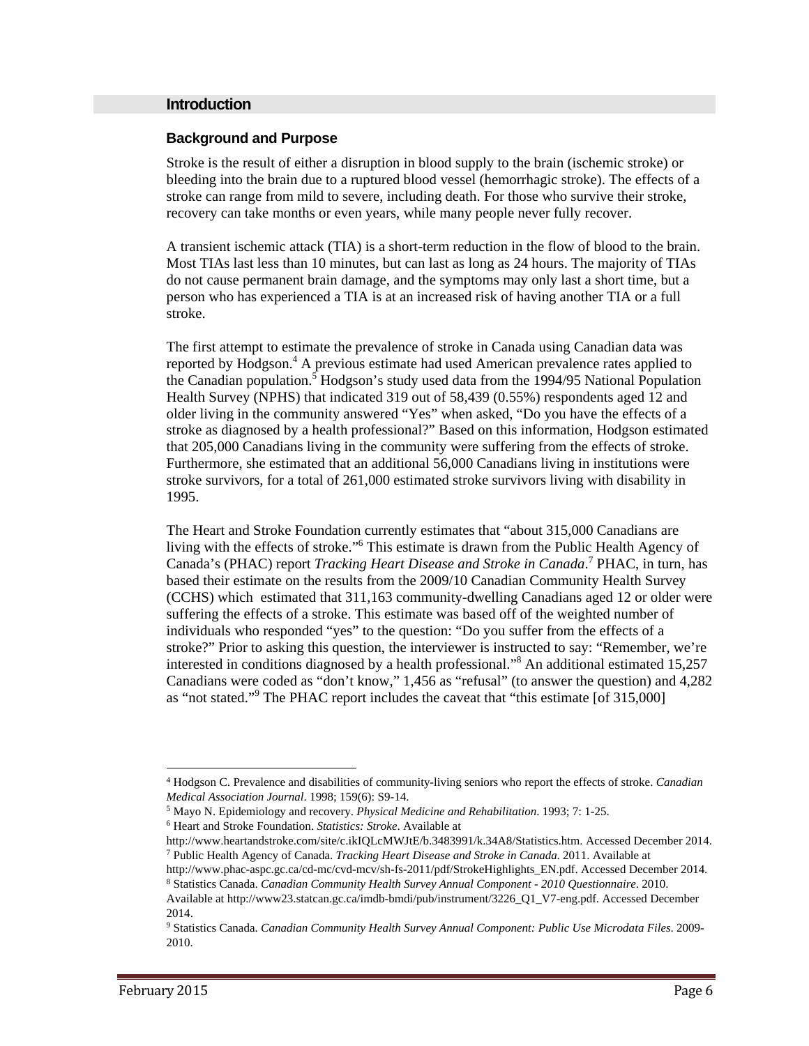## Introduction

### Background and Purpose

Stroke is the result of either a disruption in blood supply to the brain (ischemic stroke) or bleeding into the brain due to a ruptured blood vessel (hemorrhagic stroke). The effects of a stroke can range from mild to severe, including death. For those who survive their stroke, recovery can take months or even years, while many people never fully recover.

A transient ischemic attack (TIA) is a short-term reduction in the flow of blood to the brain. Most TIAs last less than 10 minutes, but can last as long as 24 hours. The majority of TIAs do not cause permanent brain damage, and the symptoms may only last a short time, but a person who has experienced a TIA is at an increased risk of having another TIA or a full stroke.

The first attempt to estimate the prevalence of stroke in Canada using Canadian data was reported by Hodgson.[4] A previous estimate had used American prevalence rates applied to the Canadian population.[5] Hodgson's study used data from the 1994/95 National Population Health Survey (NPHS) that indicated 319 out of 58,439 (0.55%) respondents aged 12 and older living in the community answered "Yes" when asked, "Do you have the effects of a stroke as diagnosed by a health professional?" Based on this information, Hodgson estimated that 205,000 Canadians living in the community were suffering from the effects of stroke. Furthermore, she estimated that an additional 56,000 Canadians living in institutions were stroke survivors, for a total of 261,000 estimated stroke survivors living with disability in 1995.

The Heart and Stroke Foundation currently estimates that "about 315,000 Canadians are living with the effects of stroke."[6] This estimate is drawn from the Public Health Agency of Canada's (PHAC) report *Tracking Heart Disease and Stroke in Canada*.[7] PHAC, in turn, has based their estimate on the results from the 2009/10 Canadian Community Health Survey (CCHS) which estimated that 311,163 community-dwelling Canadians aged 12 or older were suffering the effects of a stroke. This estimate was based off of the weighted number of individuals who responded "yes" to the question: "Do you suffer from the effects of a stroke?" Prior to asking this question, the interviewer is instructed to say: "Remember, we're interested in conditions diagnosed by a health professional."[8] An additional estimated 15,257 Canadians were coded as "don't know," 1,456 as "refusal" (to answer the question) and 4,282 as "not stated."[9] The PHAC report includes the caveat that "this estimate [of 315,000]

---

[4] Hodgson C. Prevalence and disabilities of community-living seniors who report the effects of stroke. *Canadian Medical Association Journal*. 1998; 159(6): S9-14.

[5] Mayo N. Epidemiology and recovery. *Physical Medicine and Rehabilitation*. 1993; 7: 1-25.

[6] Heart and Stroke Foundation. *Statistics: Stroke*. Available at http://www.heartandstroke.com/site/c.ikIQLcMWJtE/b.3483991/k.34A8/Statistics.htm. Accessed December 2014.

[7] Public Health Agency of Canada. *Tracking Heart Disease and Stroke in Canada*. 2011. Available at http://www.phac-aspc.gc.ca/cd-mc/cvd-mcv/sh-fs-2011/pdf/StrokeHighlights_EN.pdf. Accessed December 2014.

[8] Statistics Canada. *Canadian Community Health Survey Annual Component - 2010 Questionnaire*. 2010. Available at http://www23.statcan.gc.ca/imdb-bmdi/pub/instrument/3226_Q1_V7-eng.pdf. Accessed December 2014.

[9] Statistics Canada. *Canadian Community Health Survey Annual Component: Public Use Microdata Files*. 2009-2010.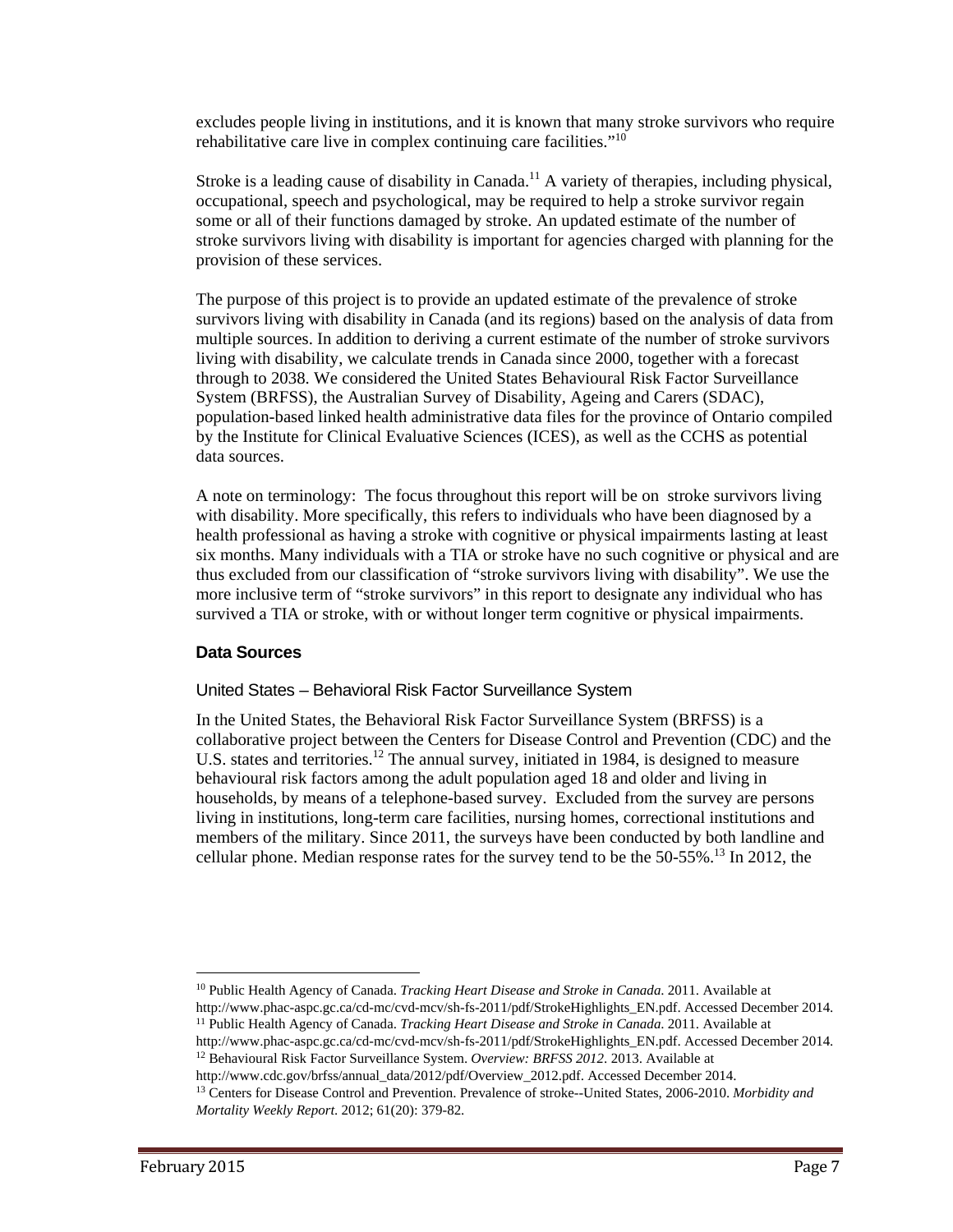excludes people living in institutions, and it is known that many stroke survivors who require rehabilitative care live in complex continuing care facilities."[10]

Stroke is a leading cause of disability in Canada.[11] A variety of therapies, including physical, occupational, speech and psychological, may be required to help a stroke survivor regain some or all of their functions damaged by stroke. An updated estimate of the number of stroke survivors living with disability is important for agencies charged with planning for the provision of these services.

The purpose of this project is to provide an updated estimate of the prevalence of stroke survivors living with disability in Canada (and its regions) based on the analysis of data from multiple sources. In addition to deriving a current estimate of the number of stroke survivors living with disability, we calculate trends in Canada since 2000, together with a forecast through to 2038. We considered the United States Behavioural Risk Factor Surveillance System (BRFSS), the Australian Survey of Disability, Ageing and Carers (SDAC), population-based linked health administrative data files for the province of Ontario compiled by the Institute for Clinical Evaluative Sciences (ICES), as well as the CCHS as potential data sources.

A note on terminology: The focus throughout this report will be on stroke survivors living with disability. More specifically, this refers to individuals who have been diagnosed by a health professional as having a stroke with cognitive or physical impairments lasting at least six months. Many individuals with a TIA or stroke have no such cognitive or physical and are thus excluded from our classification of "stroke survivors living with disability". We use the more inclusive term of "stroke survivors" in this report to designate any individual who has survived a TIA or stroke, with or without longer term cognitive or physical impairments.

## Data Sources

### United States – Behavioral Risk Factor Surveillance System

In the United States, the Behavioral Risk Factor Surveillance System (BRFSS) is a collaborative project between the Centers for Disease Control and Prevention (CDC) and the U.S. states and territories.[12] The annual survey, initiated in 1984, is designed to measure behavioural risk factors among the adult population aged 18 and older and living in households, by means of a telephone-based survey. Excluded from the survey are persons living in institutions, long-term care facilities, nursing homes, correctional institutions and members of the military. Since 2011, the surveys have been conducted by both landline and cellular phone. Median response rates for the survey tend to be the 50-55%.[13] In 2012, the

---

[10] Public Health Agency of Canada. *Tracking Heart Disease and Stroke in Canada*. 2011. Available at http://www.phac-aspc.gc.ca/cd-mc/cvd-mcv/sh-fs-2011/pdf/StrokeHighlights_EN.pdf. Accessed December 2014.

[11] Public Health Agency of Canada. *Tracking Heart Disease and Stroke in Canada*. 2011. Available at http://www.phac-aspc.gc.ca/cd-mc/cvd-mcv/sh-fs-2011/pdf/StrokeHighlights_EN.pdf. Accessed December 2014.

[12] Behavioural Risk Factor Surveillance System. *Overview: BRFSS 2012*. 2013. Available at http://www.cdc.gov/brfss/annual_data/2012/pdf/Overview_2012.pdf. Accessed December 2014.

[13] Centers for Disease Control and Prevention. Prevalence of stroke--United States, 2006-2010. *Morbidity and Mortality Weekly Report*. 2012; 61(20): 379-82.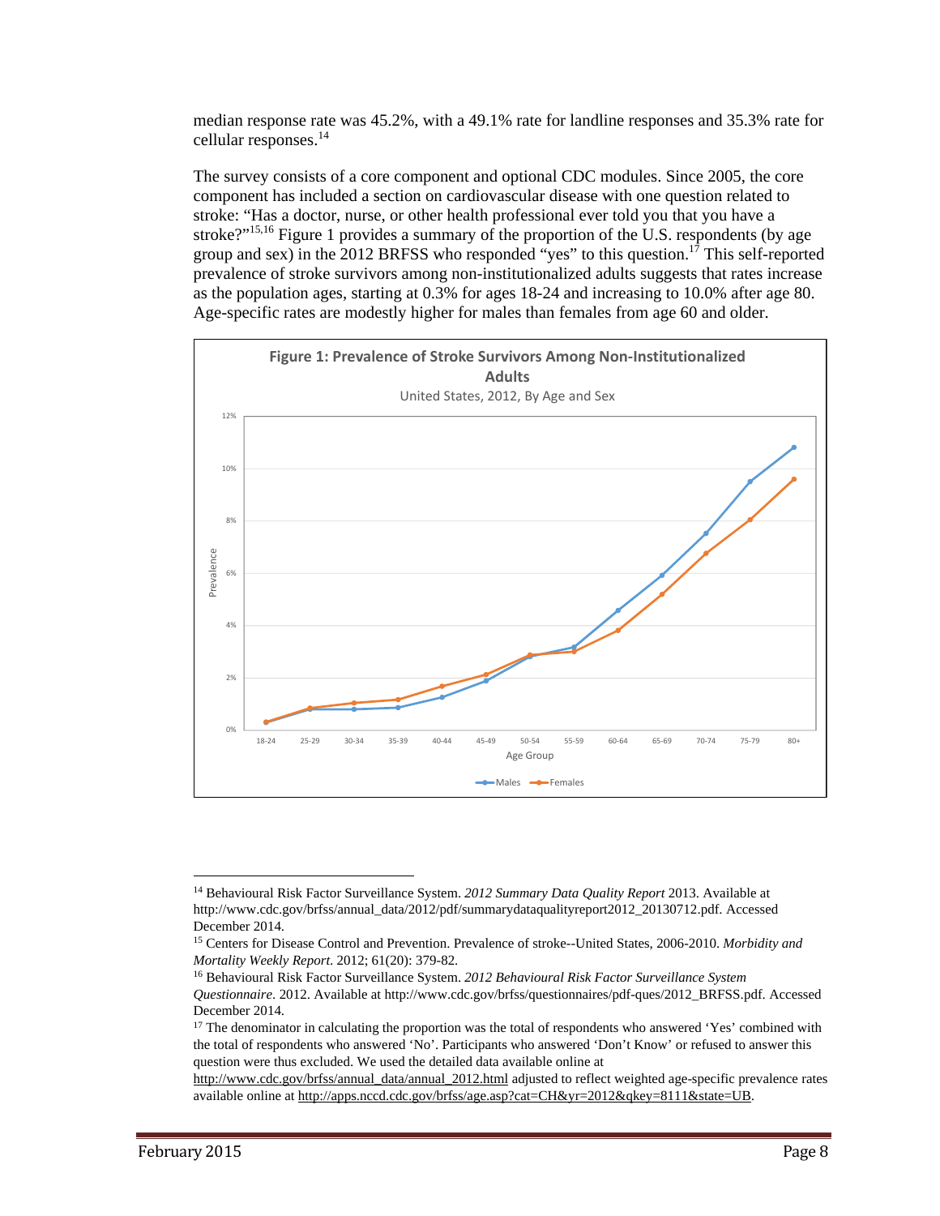median response rate was 45.2%, with a 49.1% rate for landline responses and 35.3% rate for cellular responses.[14]

The survey consists of a core component and optional CDC modules. Since 2005, the core component has included a section on cardiovascular disease with one question related to stroke: "Has a doctor, nurse, or other health professional ever told you that you have a stroke?"[15,16] Figure 1 provides a summary of the proportion of the U.S. respondents (by age group and sex) in the 2012 BRFSS who responded "yes" to this question.[17] This self-reported prevalence of stroke survivors among non-institutionalized adults suggests that rates increase as the population ages, starting at 0.3% for ages 18-24 and increasing to 10.0% after age 80. Age-specific rates are modestly higher for males than females from age 60 and older.

**Figure 1: Prevalence of Stroke Survivors Among Non-Institutionalized Adults**

United States, 2012, By Age and Sex

---

[14] Behavioural Risk Factor Surveillance System. *2012 Summary Data Quality Report* 2013. Available at http://www.cdc.gov/brfss/annual_data/2012/pdf/summarydataqualityreport2012_20130712.pdf. Accessed December 2014.

[15] Centers for Disease Control and Prevention. Prevalence of stroke--United States, 2006-2010. *Morbidity and Mortality Weekly Report*. 2012; 61(20): 379-82.

[16] Behavioural Risk Factor Surveillance System. *2012 Behavioural Risk Factor Surveillance System Questionnaire*. 2012. Available at http://www.cdc.gov/brfss/questionnaires/pdf-ques/2012_BRFSS.pdf. Accessed December 2014.

[17] The denominator in calculating the proportion was the total of respondents who answered 'Yes' combined with the total of respondents who answered 'No'. Participants who answered 'Don't Know' or refused to answer this question were thus excluded. We used the detailed data available online at http://www.cdc.gov/brfss/annual_data/annual_2012.html adjusted to reflect weighted age-specific prevalence rates available online at http://apps.nccd.cdc.gov/brfss/age.asp?cat=CH&yr=2012&qkey=8111&state=UB.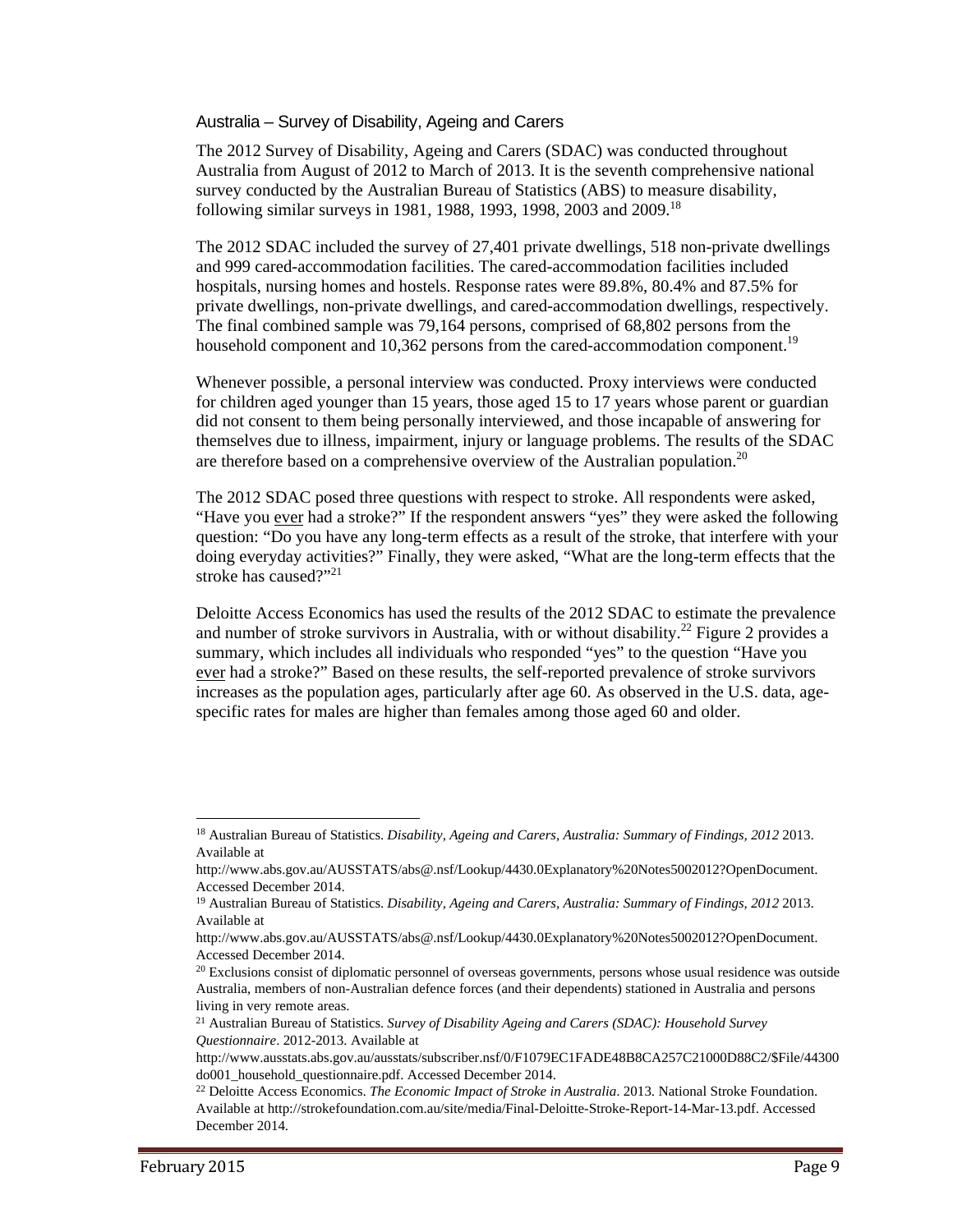### Australia – Survey of Disability, Ageing and Carers

The 2012 Survey of Disability, Ageing and Carers (SDAC) was conducted throughout Australia from August of 2012 to March of 2013. It is the seventh comprehensive national survey conducted by the Australian Bureau of Statistics (ABS) to measure disability, following similar surveys in 1981, 1988, 1993, 1998, 2003 and 2009.[18]

The 2012 SDAC included the survey of 27,401 private dwellings, 518 non-private dwellings and 999 cared-accommodation facilities. The cared-accommodation facilities included hospitals, nursing homes and hostels. Response rates were 89.8%, 80.4% and 87.5% for private dwellings, non-private dwellings, and cared-accommodation dwellings, respectively. The final combined sample was 79,164 persons, comprised of 68,802 persons from the household component and 10,362 persons from the cared-accommodation component.[19]

Whenever possible, a personal interview was conducted. Proxy interviews were conducted for children aged younger than 15 years, those aged 15 to 17 years whose parent or guardian did not consent to them being personally interviewed, and those incapable of answering for themselves due to illness, impairment, injury or language problems. The results of the SDAC are therefore based on a comprehensive overview of the Australian population.[20]

The 2012 SDAC posed three questions with respect to stroke. All respondents were asked, "Have you <u>ever</u> had a stroke?" If the respondent answers "yes" they were asked the following question: "Do you have any long-term effects as a result of the stroke, that interfere with your doing everyday activities?" Finally, they were asked, "What are the long-term effects that the stroke has caused?"[21]

Deloitte Access Economics has used the results of the 2012 SDAC to estimate the prevalence and number of stroke survivors in Australia, with or without disability.[22] Figure 2 provides a summary, which includes all individuals who responded "yes" to the question "Have you <u>ever</u> had a stroke?" Based on these results, the self-reported prevalence of stroke survivors increases as the population ages, particularly after age 60. As observed in the U.S. data, age-specific rates for males are higher than females among those aged 60 and older.

---

[18] Australian Bureau of Statistics. *Disability, Ageing and Carers, Australia: Summary of Findings, 2012* 2013. Available at http://www.abs.gov.au/AUSSTATS/abs@.nsf/Lookup/4430.0Explanatory%20Notes5002012?OpenDocument. Accessed December 2014.

[19] Australian Bureau of Statistics. *Disability, Ageing and Carers, Australia: Summary of Findings, 2012* 2013. Available at http://www.abs.gov.au/AUSSTATS/abs@.nsf/Lookup/4430.0Explanatory%20Notes5002012?OpenDocument. Accessed December 2014.

[20] Exclusions consist of diplomatic personnel of overseas governments, persons whose usual residence was outside Australia, members of non-Australian defence forces (and their dependents) stationed in Australia and persons living in very remote areas.

[21] Australian Bureau of Statistics. *Survey of Disability Ageing and Carers (SDAC): Household Survey Questionnaire*. 2012-2013. Available at http://www.ausstats.abs.gov.au/ausstats/subscriber.nsf/0/F1079EC1FADE48B8CA257C21000D88C2/$File/44300do001_household_questionnaire.pdf. Accessed December 2014.

[22] Deloitte Access Economics. *The Economic Impact of Stroke in Australia*. 2013. National Stroke Foundation. Available at http://strokefoundation.com.au/site/media/Final-Deloitte-Stroke-Report-14-Mar-13.pdf. Accessed December 2014.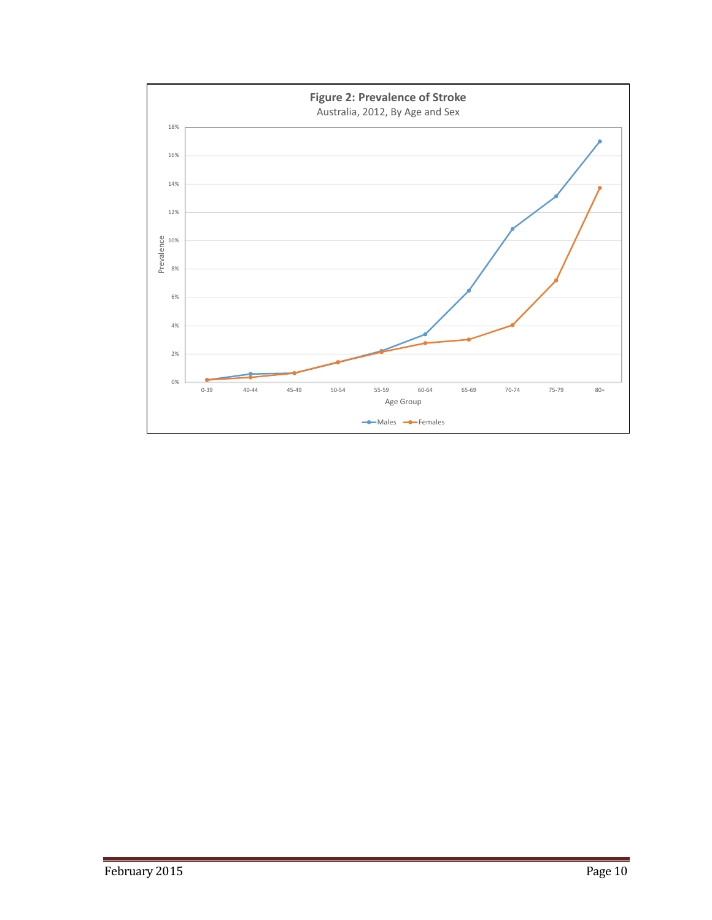**Figure 2: Prevalence of Stroke**

Australia, 2012, By Age and Sex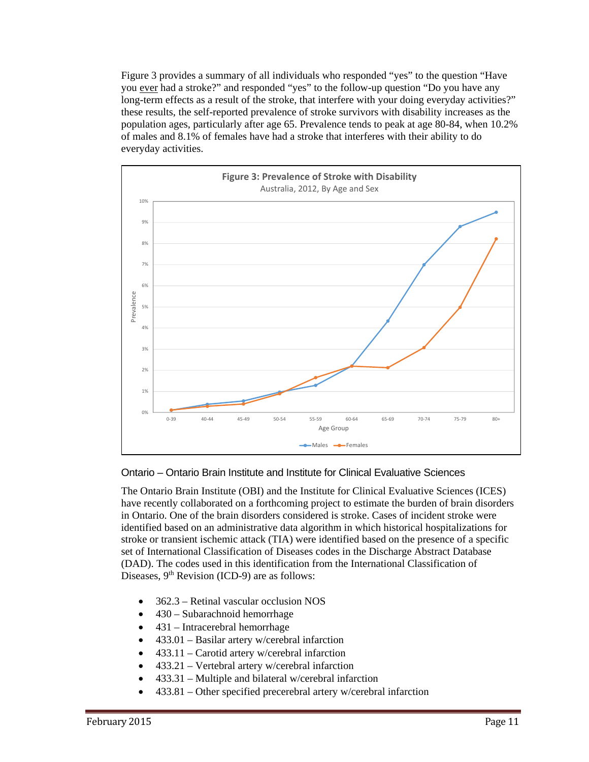Figure 3 provides a summary of all individuals who responded "yes" to the question "Have you ever had a stroke?" and responded "yes" to the follow-up question "Do you have any long-term effects as a result of the stroke, that interfere with your doing everyday activities?" these results, the self-reported prevalence of stroke survivors with disability increases as the population ages, particularly after age 65. Prevalence tends to peak at age 80-84, when 10.2% of males and 8.1% of females have had a stroke that interferes with their ability to do everyday activities.

**Figure 3: Prevalence of Stroke with Disability**

Australia, 2012, By Age and Sex

### Ontario – Ontario Brain Institute and Institute for Clinical Evaluative Sciences

The Ontario Brain Institute (OBI) and the Institute for Clinical Evaluative Sciences (ICES) have recently collaborated on a forthcoming project to estimate the burden of brain disorders in Ontario. One of the brain disorders considered is stroke. Cases of incident stroke were identified based on an administrative data algorithm in which historical hospitalizations for stroke or transient ischemic attack (TIA) were identified based on the presence of a specific set of International Classification of Diseases codes in the Discharge Abstract Database (DAD). The codes used in this identification from the International Classification of Diseases, 9th Revision (ICD-9) are as follows:

- 362.3 – Retinal vascular occlusion NOS
- 430 – Subarachnoid hemorrhage
- 431 – Intracerebral hemorrhage
- 433.01 – Basilar artery w/cerebral infarction
- 433.11 – Carotid artery w/cerebral infarction
- 433.21 – Vertebral artery w/cerebral infarction
- 433.31 – Multiple and bilateral w/cerebral infarction
- 433.81 – Other specified precerebral artery w/cerebral infarction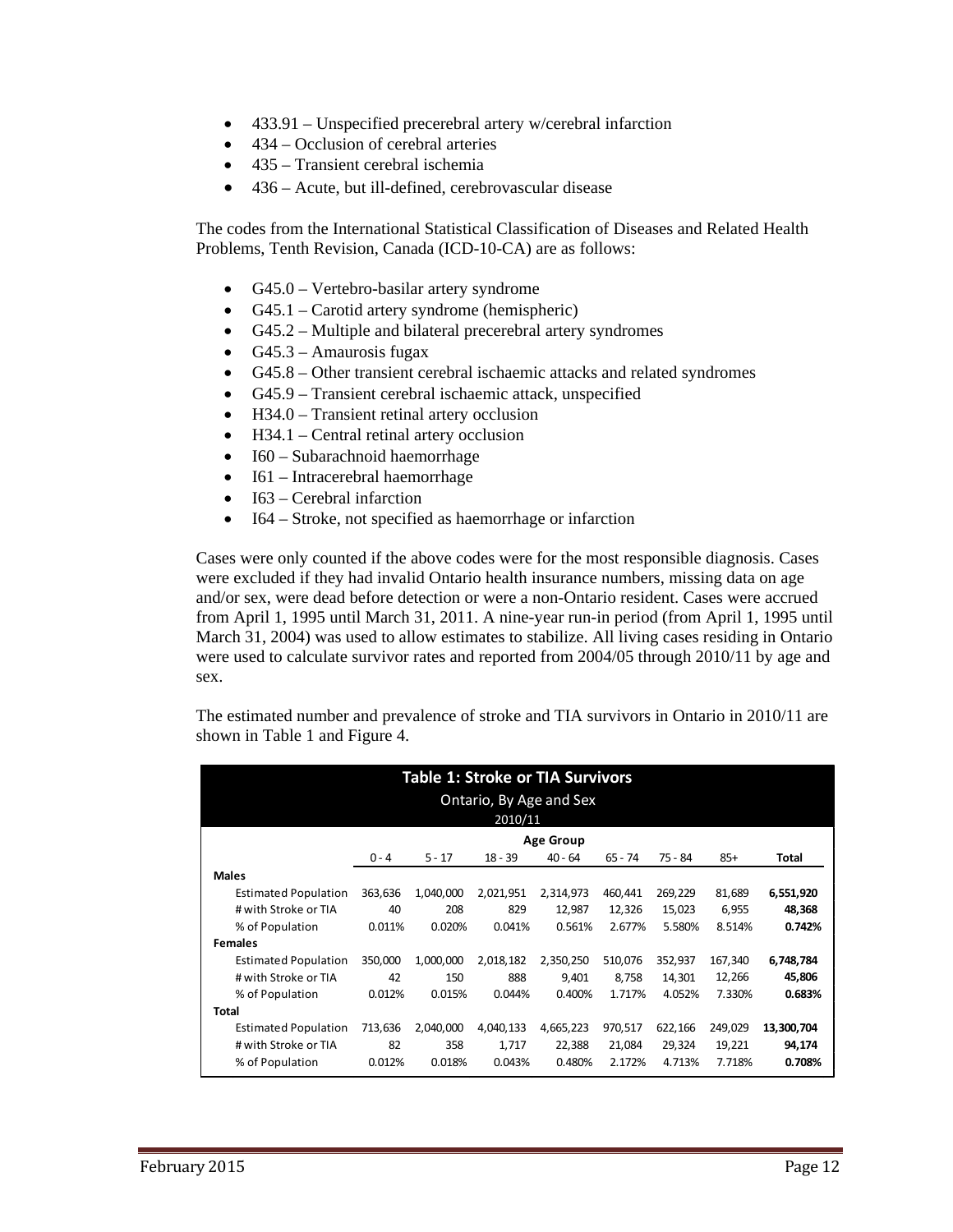- 433.91 – Unspecified precerebral artery w/cerebral infarction
- 434 – Occlusion of cerebral arteries
- 435 – Transient cerebral ischemia
- 436 – Acute, but ill-defined, cerebrovascular disease

The codes from the International Statistical Classification of Diseases and Related Health Problems, Tenth Revision, Canada (ICD-10-CA) are as follows:

- G45.0 – Vertebro-basilar artery syndrome
- G45.1 – Carotid artery syndrome (hemispheric)
- G45.2 – Multiple and bilateral precerebral artery syndromes
- G45.3 – Amaurosis fugax
- G45.8 – Other transient cerebral ischaemic attacks and related syndromes
- G45.9 – Transient cerebral ischaemic attack, unspecified
- H34.0 – Transient retinal artery occlusion
- H34.1 – Central retinal artery occlusion
- I60 – Subarachnoid haemorrhage
- I61 – Intracerebral haemorrhage
- I63 – Cerebral infarction
- I64 – Stroke, not specified as haemorrhage or infarction

Cases were only counted if the above codes were for the most responsible diagnosis. Cases were excluded if they had invalid Ontario health insurance numbers, missing data on age and/or sex, were dead before detection or were a non-Ontario resident. Cases were accrued from April 1, 1995 until March 31, 2011. A nine-year run-in period (from April 1, 1995 until March 31, 2004) was used to allow estimates to stabilize. All living cases residing in Ontario were used to calculate survivor rates and reported from 2004/05 through 2010/11 by age and sex.

The estimated number and prevalence of stroke and TIA survivors in Ontario in 2010/11 are shown in Table 1 and Figure 4.

**Table 1: Stroke or TIA Survivors**
Ontario, By Age and Sex
2010/11

| | Age Group | | | | | | | |
|---|---|---|---|---|---|---|---|---|
| | 0 - 4 | 5 - 17 | 18 - 39 | 40 - 64 | 65 - 74 | 75 - 84 | 85+ | Total |
| **Males** | | | | | | | | |
| Estimated Population | 363,636 | 1,040,000 | 2,021,951 | 2,314,973 | 460,441 | 269,229 | 81,689 | **6,551,920** |
| # with Stroke or TIA | 40 | 208 | 829 | 12,987 | 12,326 | 15,023 | 6,955 | **48,368** |
| % of Population | 0.011% | 0.020% | 0.041% | 0.561% | 2.677% | 5.580% | 8.514% | **0.742%** |
| **Females** | | | | | | | | |
| Estimated Population | 350,000 | 1,000,000 | 2,018,182 | 2,350,250 | 510,076 | 352,937 | 167,340 | **6,748,784** |
| # with Stroke or TIA | 42 | 150 | 888 | 9,401 | 8,758 | 14,301 | 12,266 | **45,806** |
| % of Population | 0.012% | 0.015% | 0.044% | 0.400% | 1.717% | 4.052% | 7.330% | **0.683%** |
| **Total** | | | | | | | | |
| Estimated Population | 713,636 | 2,040,000 | 4,040,133 | 4,665,223 | 970,517 | 622,166 | 249,029 | **13,300,704** |
| # with Stroke or TIA | 82 | 358 | 1,717 | 22,388 | 21,084 | 29,324 | 19,221 | **94,174** |
| % of Population | 0.012% | 0.018% | 0.043% | 0.480% | 2.172% | 4.713% | 7.718% | **0.708%** |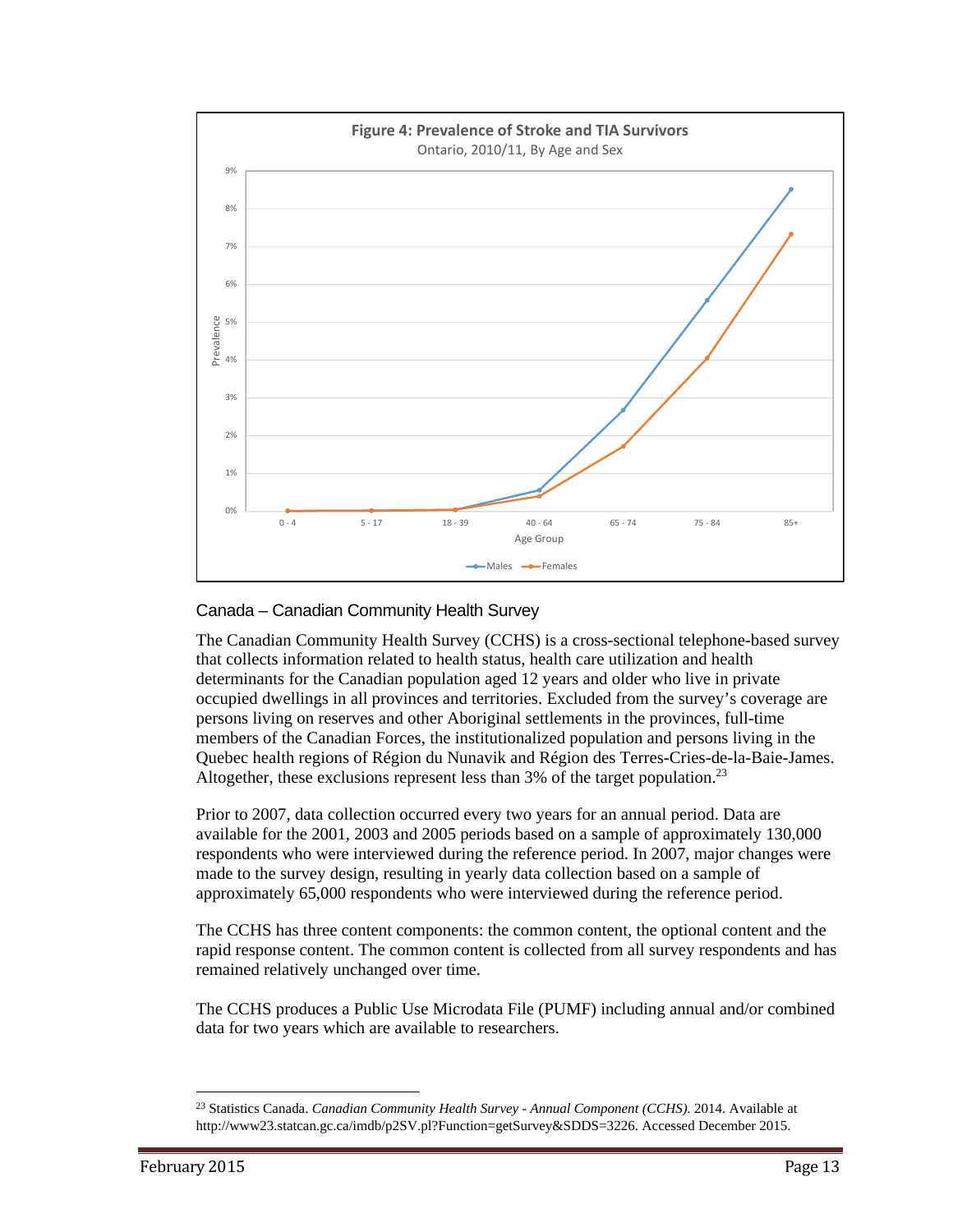**Figure 4: Prevalence of Stroke and TIA Survivors**
Ontario, 2010/11, By Age and Sex

## Canada – Canadian Community Health Survey

The Canadian Community Health Survey (CCHS) is a cross-sectional telephone-based survey that collects information related to health status, health care utilization and health determinants for the Canadian population aged 12 years and older who live in private occupied dwellings in all provinces and territories. Excluded from the survey's coverage are persons living on reserves and other Aboriginal settlements in the provinces, full-time members of the Canadian Forces, the institutionalized population and persons living in the Quebec health regions of Région du Nunavik and Région des Terres-Cries-de-la-Baie-James. Altogether, these exclusions represent less than 3% of the target population.[23]

Prior to 2007, data collection occurred every two years for an annual period. Data are available for the 2001, 2003 and 2005 periods based on a sample of approximately 130,000 respondents who were interviewed during the reference period. In 2007, major changes were made to the survey design, resulting in yearly data collection based on a sample of approximately 65,000 respondents who were interviewed during the reference period.

The CCHS has three content components: the common content, the optional content and the rapid response content. The common content is collected from all survey respondents and has remained relatively unchanged over time.

The CCHS produces a Public Use Microdata File (PUMF) including annual and/or combined data for two years which are available to researchers.

[23] Statistics Canada. *Canadian Community Health Survey - Annual Component (CCHS).* 2014. Available at http://www23.statcan.gc.ca/imdb/p2SV.pl?Function=getSurvey&SDDS=3226. Accessed December 2015.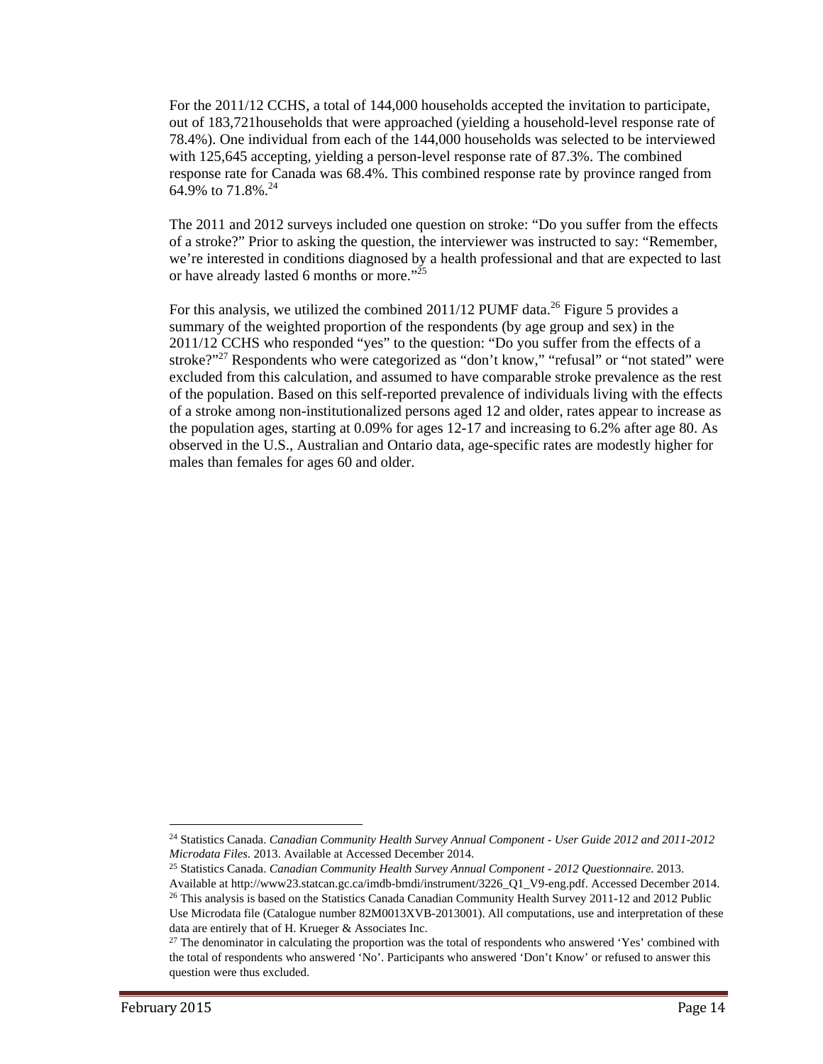For the 2011/12 CCHS, a total of 144,000 households accepted the invitation to participate, out of 183,721households that were approached (yielding a household-level response rate of 78.4%). One individual from each of the 144,000 households was selected to be interviewed with 125,645 accepting, yielding a person-level response rate of 87.3%. The combined response rate for Canada was 68.4%. This combined response rate by province ranged from 64.9% to 71.8%.[24]

The 2011 and 2012 surveys included one question on stroke: "Do you suffer from the effects of a stroke?" Prior to asking the question, the interviewer was instructed to say: "Remember, we're interested in conditions diagnosed by a health professional and that are expected to last or have already lasted 6 months or more."[25]

For this analysis, we utilized the combined 2011/12 PUMF data.[26] Figure 5 provides a summary of the weighted proportion of the respondents (by age group and sex) in the 2011/12 CCHS who responded "yes" to the question: "Do you suffer from the effects of a stroke?"[27] Respondents who were categorized as "don't know," "refusal" or "not stated" were excluded from this calculation, and assumed to have comparable stroke prevalence as the rest of the population. Based on this self-reported prevalence of individuals living with the effects of a stroke among non-institutionalized persons aged 12 and older, rates appear to increase as the population ages, starting at 0.09% for ages 12-17 and increasing to 6.2% after age 80. As observed in the U.S., Australian and Ontario data, age-specific rates are modestly higher for males than females for ages 60 and older.

---

[24] Statistics Canada. *Canadian Community Health Survey Annual Component - User Guide 2012 and 2011-2012 Microdata Files*. 2013. Available at Accessed December 2014.

[25] Statistics Canada. *Canadian Community Health Survey Annual Component - 2012 Questionnaire*. 2013. Available at http://www23.statcan.gc.ca/imdb-bmdi/instrument/3226_Q1_V9-eng.pdf. Accessed December 2014.

[26] This analysis is based on the Statistics Canada Canadian Community Health Survey 2011-12 and 2012 Public Use Microdata file (Catalogue number 82M0013XVB-2013001). All computations, use and interpretation of these data are entirely that of H. Krueger & Associates Inc.

[27] The denominator in calculating the proportion was the total of respondents who answered 'Yes' combined with the total of respondents who answered 'No'. Participants who answered 'Don't Know' or refused to answer this question were thus excluded.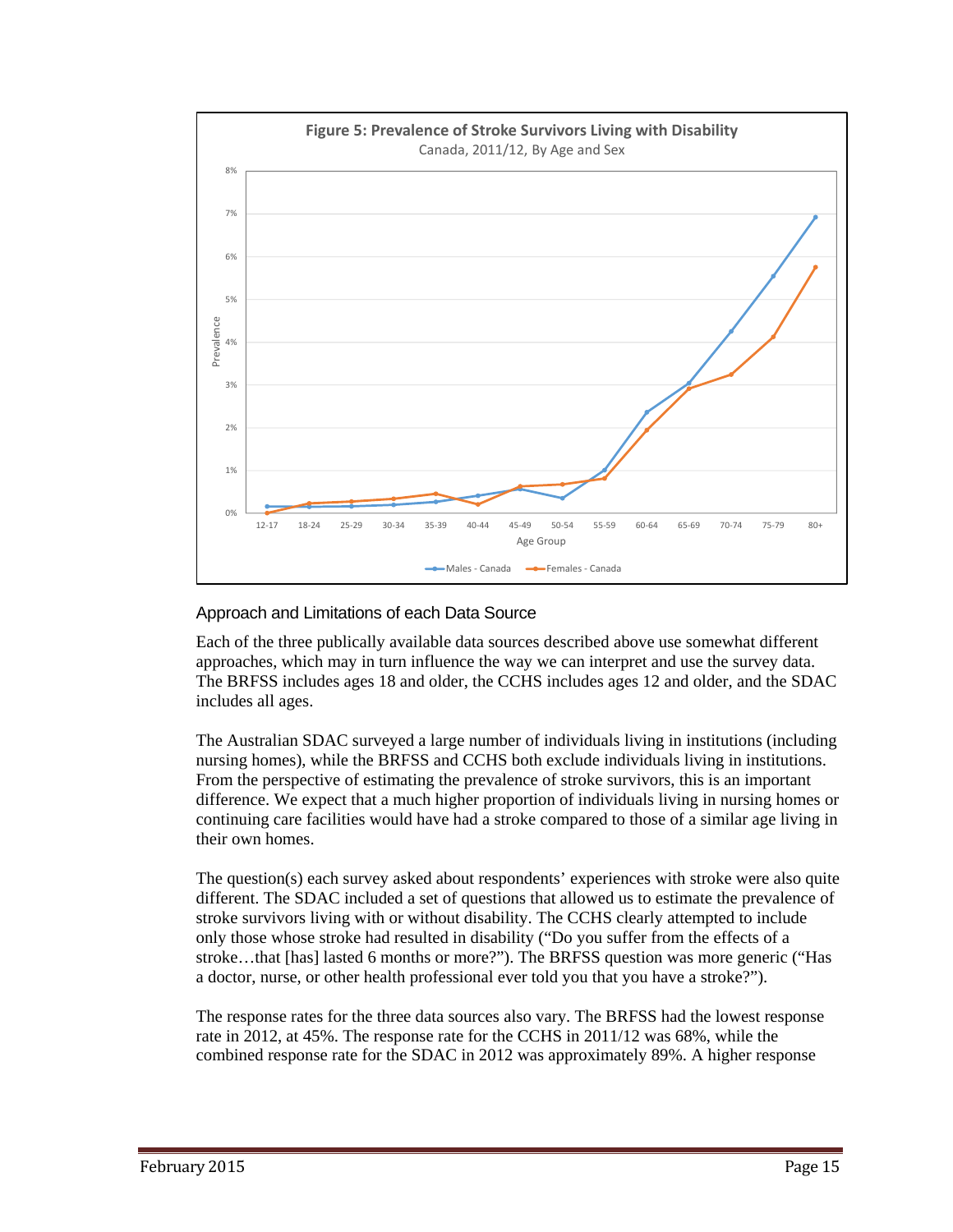**Figure 5: Prevalence of Stroke Survivors Living with Disability**

Canada, 2011/12, By Age and Sex

## Approach and Limitations of each Data Source

Each of the three publically available data sources described above use somewhat different approaches, which may in turn influence the way we can interpret and use the survey data. The BRFSS includes ages 18 and older, the CCHS includes ages 12 and older, and the SDAC includes all ages.

The Australian SDAC surveyed a large number of individuals living in institutions (including nursing homes), while the BRFSS and CCHS both exclude individuals living in institutions. From the perspective of estimating the prevalence of stroke survivors, this is an important difference. We expect that a much higher proportion of individuals living in nursing homes or continuing care facilities would have had a stroke compared to those of a similar age living in their own homes.

The question(s) each survey asked about respondents' experiences with stroke were also quite different. The SDAC included a set of questions that allowed us to estimate the prevalence of stroke survivors living with or without disability. The CCHS clearly attempted to include only those whose stroke had resulted in disability ("Do you suffer from the effects of a stroke…that [has] lasted 6 months or more?"). The BRFSS question was more generic ("Has a doctor, nurse, or other health professional ever told you that you have a stroke?").

The response rates for the three data sources also vary. The BRFSS had the lowest response rate in 2012, at 45%. The response rate for the CCHS in 2011/12 was 68%, while the combined response rate for the SDAC in 2012 was approximately 89%. A higher response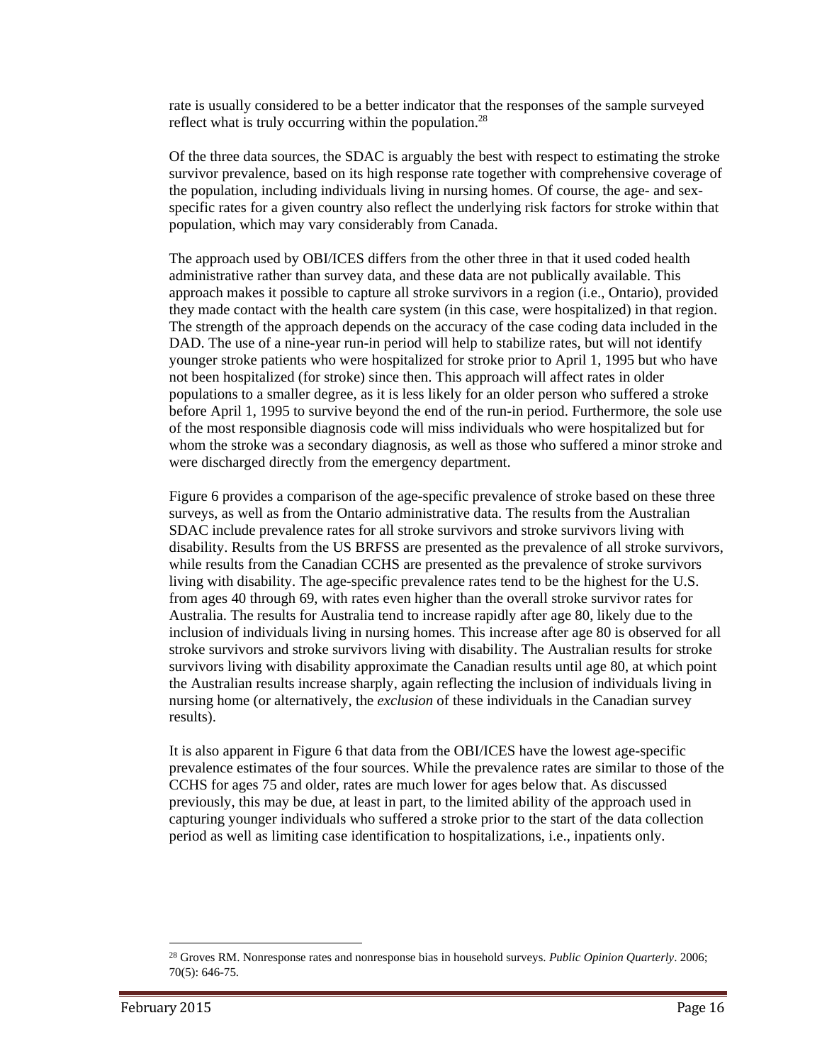rate is usually considered to be a better indicator that the responses of the sample surveyed reflect what is truly occurring within the population.[28]

Of the three data sources, the SDAC is arguably the best with respect to estimating the stroke survivor prevalence, based on its high response rate together with comprehensive coverage of the population, including individuals living in nursing homes. Of course, the age- and sex-specific rates for a given country also reflect the underlying risk factors for stroke within that population, which may vary considerably from Canada.

The approach used by OBI/ICES differs from the other three in that it used coded health administrative rather than survey data, and these data are not publically available. This approach makes it possible to capture all stroke survivors in a region (i.e., Ontario), provided they made contact with the health care system (in this case, were hospitalized) in that region. The strength of the approach depends on the accuracy of the case coding data included in the DAD. The use of a nine-year run-in period will help to stabilize rates, but will not identify younger stroke patients who were hospitalized for stroke prior to April 1, 1995 but who have not been hospitalized (for stroke) since then. This approach will affect rates in older populations to a smaller degree, as it is less likely for an older person who suffered a stroke before April 1, 1995 to survive beyond the end of the run-in period. Furthermore, the sole use of the most responsible diagnosis code will miss individuals who were hospitalized but for whom the stroke was a secondary diagnosis, as well as those who suffered a minor stroke and were discharged directly from the emergency department.

Figure 6 provides a comparison of the age-specific prevalence of stroke based on these three surveys, as well as from the Ontario administrative data. The results from the Australian SDAC include prevalence rates for all stroke survivors and stroke survivors living with disability. Results from the US BRFSS are presented as the prevalence of all stroke survivors, while results from the Canadian CCHS are presented as the prevalence of stroke survivors living with disability. The age-specific prevalence rates tend to be the highest for the U.S. from ages 40 through 69, with rates even higher than the overall stroke survivor rates for Australia. The results for Australia tend to increase rapidly after age 80, likely due to the inclusion of individuals living in nursing homes. This increase after age 80 is observed for all stroke survivors and stroke survivors living with disability. The Australian results for stroke survivors living with disability approximate the Canadian results until age 80, at which point the Australian results increase sharply, again reflecting the inclusion of individuals living in nursing home (or alternatively, the *exclusion* of these individuals in the Canadian survey results).

It is also apparent in Figure 6 that data from the OBI/ICES have the lowest age-specific prevalence estimates of the four sources. While the prevalence rates are similar to those of the CCHS for ages 75 and older, rates are much lower for ages below that. As discussed previously, this may be due, at least in part, to the limited ability of the approach used in capturing younger individuals who suffered a stroke prior to the start of the data collection period as well as limiting case identification to hospitalizations, i.e., inpatients only.

---

[28] Groves RM. Nonresponse rates and nonresponse bias in household surveys. *Public Opinion Quarterly*. 2006; 70(5): 646-75.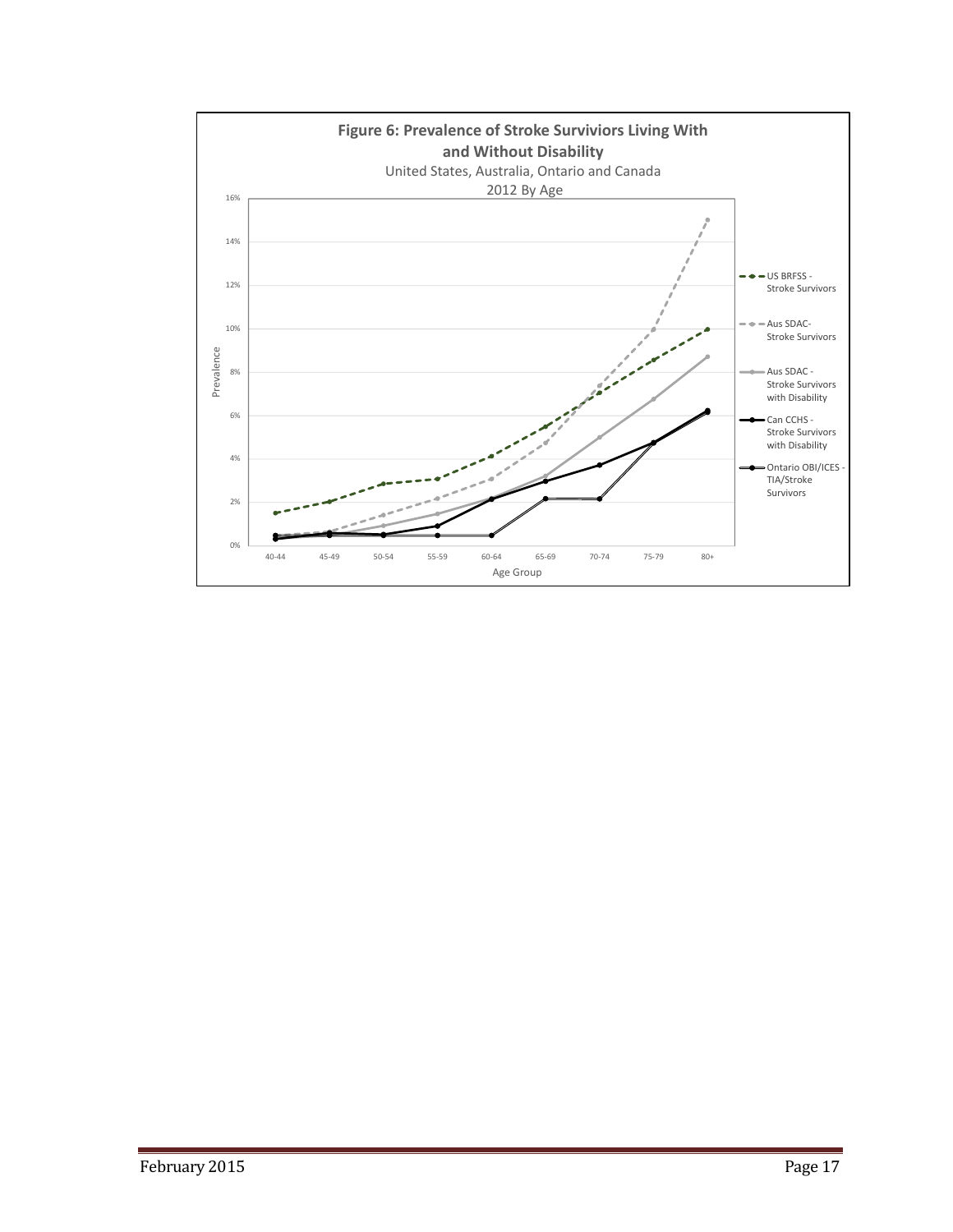**Figure 6: Prevalence of Stroke Surviviors Living With and Without Disability**

United States, Australia, Ontario and Canada

2012 By Age

Prevalence

16%
14%
12%
10%
8%
6%
4%
2%
0%

40-44 45-49 50-54 55-59 60-64 65-69 70-74 75-79 80+

Age Group

- US BRFSS - Stroke Survivors
- Aus SDAC- Stroke Survivors
- Aus SDAC - Stroke Survivors with Disability
- Can CCHS - Stroke Survivors with Disability
- Ontario OBI/ICES - TIA/Stroke Survivors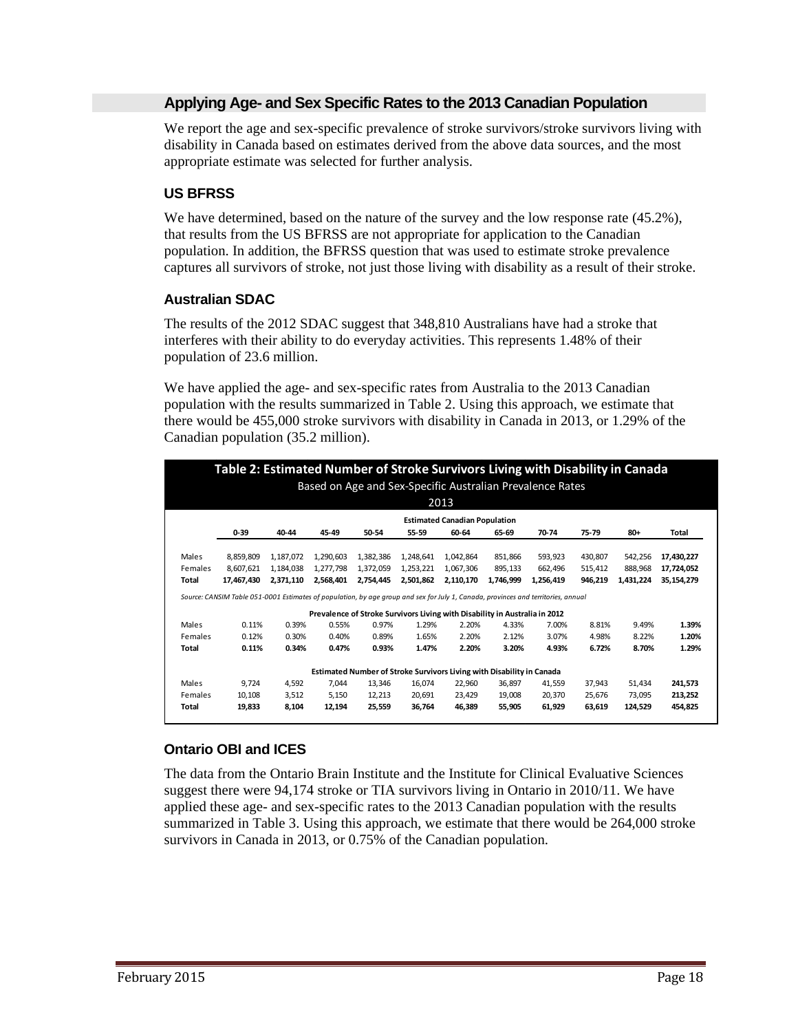## Applying Age- and Sex Specific Rates to the 2013 Canadian Population

We report the age and sex-specific prevalence of stroke survivors/stroke survivors living with disability in Canada based on estimates derived from the above data sources, and the most appropriate estimate was selected for further analysis.

### US BFRSS

We have determined, based on the nature of the survey and the low response rate (45.2%), that results from the US BFRSS are not appropriate for application to the Canadian population. In addition, the BFRSS question that was used to estimate stroke prevalence captures all survivors of stroke, not just those living with disability as a result of their stroke.

### Australian SDAC

The results of the 2012 SDAC suggest that 348,810 Australians have had a stroke that interferes with their ability to do everyday activities. This represents 1.48% of their population of 23.6 million.

We have applied the age- and sex-specific rates from Australia to the 2013 Canadian population with the results summarized in Table 2. Using this approach, we estimate that there would be 455,000 stroke survivors with disability in Canada in 2013, or 1.29% of the Canadian population (35.2 million).

**Table 2: Estimated Number of Stroke Survivors Living with Disability in Canada**
Based on Age and Sex-Specific Australian Prevalence Rates
2013

| | 0-39 | 40-44 | 45-49 | 50-54 | 55-59 | 60-64 | 65-69 | 70-74 | 75-79 | 80+ | Total |
|---|---|---|---|---|---|---|---|---|---|---|---|
| **Estimated Canadian Population** | | | | | | | | | | | |
| Males | 8,859,809 | 1,187,072 | 1,290,603 | 1,382,386 | 1,248,641 | 1,042,864 | 851,866 | 593,923 | 430,807 | 542,256 | **17,430,227** |
| Females | 8,607,621 | 1,184,038 | 1,277,798 | 1,372,059 | 1,253,221 | 1,067,306 | 895,133 | 662,496 | 515,412 | 888,968 | **17,724,052** |
| **Total** | **17,467,430** | **2,371,110** | **2,568,401** | **2,754,445** | **2,501,862** | **2,110,170** | **1,746,999** | **1,256,419** | **946,219** | **1,431,224** | **35,154,279** |
| *Source: CANSIM Table 051-0001 Estimates of population, by age group and sex for July 1, Canada, provinces and territories, annual* | | | | | | | | | | | |
| **Prevalence of Stroke Survivors Living with Disability in Australia in 2012** | | | | | | | | | | | |
| Males | 0.11% | 0.39% | 0.55% | 0.97% | 1.29% | 2.20% | 4.33% | 7.00% | 8.81% | 9.49% | **1.39%** |
| Females | 0.12% | 0.30% | 0.40% | 0.89% | 1.65% | 2.20% | 2.12% | 3.07% | 4.98% | 8.22% | **1.20%** |
| **Total** | **0.11%** | **0.34%** | **0.47%** | **0.93%** | **1.47%** | **2.20%** | **3.20%** | **4.93%** | **6.72%** | **8.70%** | **1.29%** |
| **Estimated Number of Stroke Survivors Living with Disability in Canada** | | | | | | | | | | | |
| Males | 9,724 | 4,592 | 7,044 | 13,346 | 16,074 | 22,960 | 36,897 | 41,559 | 37,943 | 51,434 | **241,573** |
| Females | 10,108 | 3,512 | 5,150 | 12,213 | 20,691 | 23,429 | 19,008 | 20,370 | 25,676 | 73,095 | **213,252** |
| **Total** | **19,833** | **8,104** | **12,194** | **25,559** | **36,764** | **46,389** | **55,905** | **61,929** | **63,619** | **124,529** | **454,825** |

### Ontario OBI and ICES

The data from the Ontario Brain Institute and the Institute for Clinical Evaluative Sciences suggest there were 94,174 stroke or TIA survivors living in Ontario in 2010/11. We have applied these age- and sex-specific rates to the 2013 Canadian population with the results summarized in Table 3. Using this approach, we estimate that there would be 264,000 stroke survivors in Canada in 2013, or 0.75% of the Canadian population.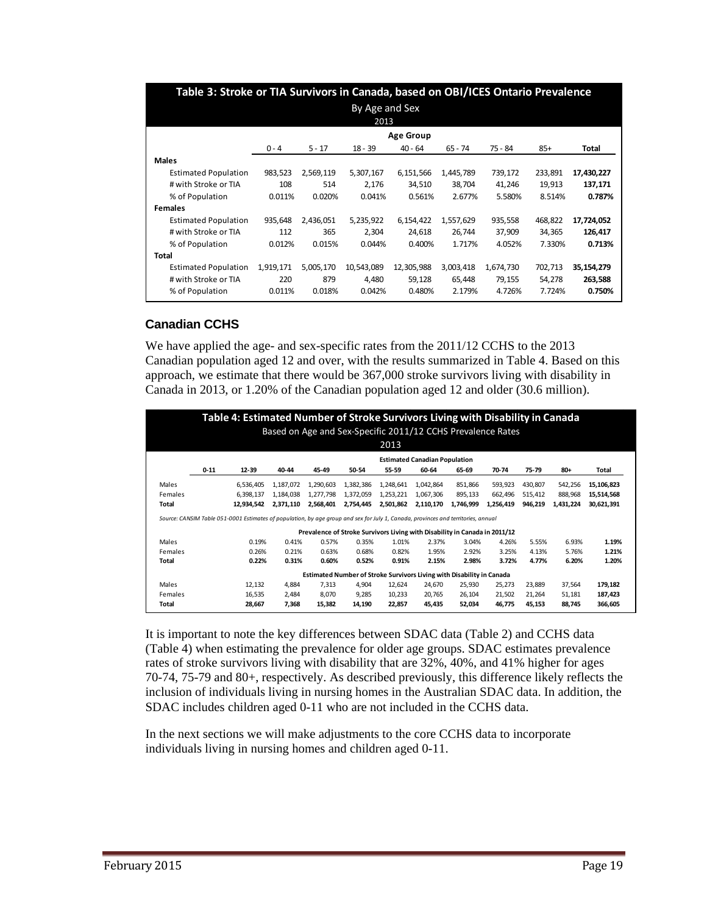| Table 3: Stroke or TIA Survivors in Canada, based on OBI/ICES Ontario Prevalence | | | | | | | | |
|---|---|---|---|---|---|---|---|---|
| By Age and Sex | | | | | | | | |
| 2013 | | | | | | | | |
| | Age Group | | | | | | | |
| | 0 - 4 | 5 - 17 | 18 - 39 | 40 - 64 | 65 - 74 | 75 - 84 | 85+ | **Total** |
| **Males** | | | | | | | | |
| Estimated Population | 983,523 | 2,569,119 | 5,307,167 | 6,151,566 | 1,445,789 | 739,172 | 233,891 | **17,430,227** |
| # with Stroke or TIA | 108 | 514 | 2,176 | 34,510 | 38,704 | 41,246 | 19,913 | **137,171** |
| % of Population | 0.011% | 0.020% | 0.041% | 0.561% | 2.677% | 5.580% | 8.514% | **0.787%** |
| **Females** | | | | | | | | |
| Estimated Population | 935,648 | 2,436,051 | 5,235,922 | 6,154,422 | 1,557,629 | 935,558 | 468,822 | **17,724,052** |
| # with Stroke or TIA | 112 | 365 | 2,304 | 24,618 | 26,744 | 37,909 | 34,365 | **126,417** |
| % of Population | 0.012% | 0.015% | 0.044% | 0.400% | 1.717% | 4.052% | 7.330% | **0.713%** |
| **Total** | | | | | | | | |
| Estimated Population | 1,919,171 | 5,005,170 | 10,543,089 | 12,305,988 | 3,003,418 | 1,674,730 | 702,713 | **35,154,279** |
| # with Stroke or TIA | 220 | 879 | 4,480 | 59,128 | 65,448 | 79,155 | 54,278 | **263,588** |
| % of Population | 0.011% | 0.018% | 0.042% | 0.480% | 2.179% | 4.726% | 7.724% | **0.750%** |

### Canadian CCHS

We have applied the age- and sex-specific rates from the 2011/12 CCHS to the 2013 Canadian population aged 12 and over, with the results summarized in Table 4. Based on this approach, we estimate that there would be 367,000 stroke survivors living with disability in Canada in 2013, or 1.20% of the Canadian population aged 12 and older (30.6 million).

| Table 4: Estimated Number of Stroke Survivors Living with Disability in Canada | | | | | | | | | | | | |
|---|---|---|---|---|---|---|---|---|---|---|---|---|
| Based on Age and Sex-Specific 2011/12 CCHS Prevalence Rates | | | | | | | | | | | | |
| 2013 | | | | | | | | | | | | |
| | Estimated Canadian Population | | | | | | | | | | | |
| | 0-11 | 12-39 | 40-44 | 45-49 | 50-54 | 55-59 | 60-64 | 65-69 | 70-74 | 75-79 | 80+ | Total |
| Males | | 6,536,405 | 1,187,072 | 1,290,603 | 1,382,386 | 1,248,641 | 1,042,864 | 851,866 | 593,923 | 430,807 | 542,256 | **15,106,823** |
| Females | | 6,398,137 | 1,184,038 | 1,277,798 | 1,372,059 | 1,253,221 | 1,067,306 | 895,133 | 662,496 | 515,412 | 888,968 | **15,514,568** |
| **Total** | | **12,934,542** | **2,371,110** | **2,568,401** | **2,754,445** | **2,501,862** | **2,110,170** | **1,746,999** | **1,256,419** | **946,219** | **1,431,224** | **30,621,391** |
| *Source: CANSIM Table 051-0001 Estimates of population, by age group and sex for July 1, Canada, provinces and territories, annual* | | | | | | | | | | | | |
| | Prevalence of Stroke Survivors Living with Disability in Canada in 2011/12 | | | | | | | | | | | |
| Males | | 0.19% | 0.41% | 0.57% | 0.35% | 1.01% | 2.37% | 3.04% | 4.26% | 5.55% | 6.93% | **1.19%** |
| Females | | 0.26% | 0.21% | 0.63% | 0.68% | 0.82% | 1.95% | 2.92% | 3.25% | 4.13% | 5.76% | **1.21%** |
| **Total** | | **0.22%** | **0.31%** | **0.60%** | **0.52%** | **0.91%** | **2.15%** | **2.98%** | **3.72%** | **4.77%** | **6.20%** | **1.20%** |
| | Estimated Number of Stroke Survivors Living with Disability in Canada | | | | | | | | | | | |
| Males | | 12,132 | 4,884 | 7,313 | 4,904 | 12,624 | 24,670 | 25,930 | 25,273 | 23,889 | 37,564 | **179,182** |
| Females | | 16,535 | 2,484 | 8,070 | 9,285 | 10,233 | 20,765 | 26,104 | 21,502 | 21,264 | 51,181 | **187,423** |
| **Total** | | **28,667** | **7,368** | **15,382** | **14,190** | **22,857** | **45,435** | **52,034** | **46,775** | **45,153** | **88,745** | **366,605** |

It is important to note the key differences between SDAC data (Table 2) and CCHS data (Table 4) when estimating the prevalence for older age groups. SDAC estimates prevalence rates of stroke survivors living with disability that are 32%, 40%, and 41% higher for ages 70-74, 75-79 and 80+, respectively. As described previously, this difference likely reflects the inclusion of individuals living in nursing homes in the Australian SDAC data. In addition, the SDAC includes children aged 0-11 who are not included in the CCHS data.

In the next sections we will make adjustments to the core CCHS data to incorporate individuals living in nursing homes and children aged 0-11.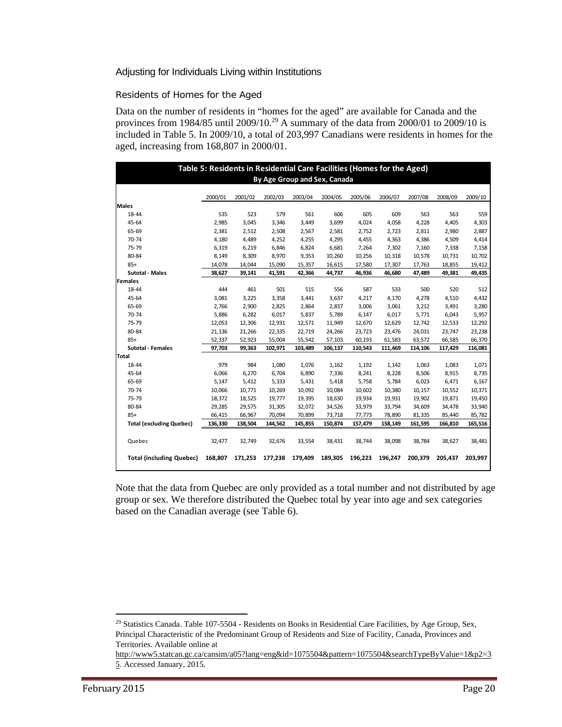## Adjusting for Individuals Living within Institutions

### Residents of Homes for the Aged

Data on the number of residents in "homes for the aged" are available for Canada and the provinces from 1984/85 until 2009/10.[29] A summary of the data from 2000/01 to 2009/10 is included in Table 5. In 2009/10, a total of 203,997 Canadians were residents in homes for the aged, increasing from 168,807 in 2000/01.

**Table 5: Residents in Residential Care Facilities (Homes for the Aged) By Age Group and Sex, Canada**

| | 2000/01 | 2001/02 | 2002/03 | 2003/04 | 2004/05 | 2005/06 | 2006/07 | 2007/08 | 2008/09 | 2009/10 |
|---|---|---|---|---|---|---|---|---|---|---|
| **Males** | | | | | | | | | | |
| 18-44 | 535 | 523 | 579 | 561 | 606 | 605 | 609 | 563 | 563 | 559 |
| 45-64 | 2,985 | 3,045 | 3,346 | 3,449 | 3,699 | 4,024 | 4,058 | 4,228 | 4,405 | 4,303 |
| 65-69 | 2,381 | 2,512 | 2,508 | 2,567 | 2,581 | 2,752 | 2,723 | 2,811 | 2,980 | 2,887 |
| 70-74 | 4,180 | 4,489 | 4,252 | 4,255 | 4,295 | 4,455 | 4,363 | 4,386 | 4,509 | 4,414 |
| 75-79 | 6,319 | 6,219 | 6,846 | 6,824 | 6,681 | 7,264 | 7,302 | 7,160 | 7,338 | 7,158 |
| 80-84 | 8,149 | 8,309 | 8,970 | 9,353 | 10,260 | 10,256 | 10,318 | 10,578 | 10,731 | 10,702 |
| 85+ | 14,078 | 14,044 | 15,090 | 15,357 | 16,615 | 17,580 | 17,307 | 17,763 | 18,855 | 19,412 |
| **Sutotal - Males** | **38,627** | **39,141** | **41,591** | **42,366** | **44,737** | **46,936** | **46,680** | **47,489** | **49,381** | **49,435** |
| **Females** | | | | | | | | | | |
| 18-44 | 444 | 461 | 501 | 515 | 556 | 587 | 533 | 500 | 520 | 512 |
| 45-64 | 3,081 | 3,225 | 3,358 | 3,441 | 3,637 | 4,217 | 4,170 | 4,278 | 4,510 | 4,432 |
| 65-69 | 2,766 | 2,900 | 2,825 | 2,864 | 2,837 | 3,006 | 3,061 | 3,212 | 3,491 | 3,280 |
| 70-74 | 5,886 | 6,282 | 6,017 | 5,837 | 5,789 | 6,147 | 6,017 | 5,771 | 6,043 | 5,957 |
| 75-79 | 12,053 | 12,306 | 12,931 | 12,571 | 11,949 | 12,670 | 12,629 | 12,742 | 12,533 | 12,292 |
| 80-84 | 21,136 | 21,266 | 22,335 | 22,719 | 24,266 | 23,723 | 23,476 | 24,031 | 23,747 | 23,238 |
| 85+ | 52,337 | 52,923 | 55,004 | 55,542 | 57,103 | 60,193 | 61,583 | 63,572 | 66,585 | 66,370 |
| **Sutotal - Females** | **97,703** | **99,363** | **102,971** | **103,489** | **106,137** | **110,543** | **111,469** | **114,106** | **117,429** | **116,081** |
| **Total** | | | | | | | | | | |
| 18-44 | 979 | 984 | 1,080 | 1,076 | 1,162 | 1,192 | 1,142 | 1,063 | 1,083 | 1,071 |
| 45-64 | 6,066 | 6,270 | 6,704 | 6,890 | 7,336 | 8,241 | 8,228 | 8,506 | 8,915 | 8,735 |
| 65-69 | 5,147 | 5,412 | 5,333 | 5,431 | 5,418 | 5,758 | 5,784 | 6,023 | 6,471 | 6,167 |
| 70-74 | 10,066 | 10,771 | 10,269 | 10,092 | 10,084 | 10,602 | 10,380 | 10,157 | 10,552 | 10,371 |
| 75-79 | 18,372 | 18,525 | 19,777 | 19,395 | 18,630 | 19,934 | 19,931 | 19,902 | 19,871 | 19,450 |
| 80-84 | 29,285 | 29,575 | 31,305 | 32,072 | 34,526 | 33,979 | 33,794 | 34,609 | 34,478 | 33,940 |
| 85+ | 66,415 | 66,967 | 70,094 | 70,899 | 73,718 | 77,773 | 78,890 | 81,335 | 85,440 | 85,782 |
| **Total (excluding Quebec)** | **136,330** | **138,504** | **144,562** | **145,855** | **150,874** | **157,479** | **158,149** | **161,595** | **166,810** | **165,516** |
| Quebec | 32,477 | 32,749 | 32,676 | 33,554 | 38,431 | 38,744 | 38,098 | 38,784 | 38,627 | 38,481 |
| **Total (including Quebec)** | **168,807** | **171,253** | **177,238** | **179,409** | **189,305** | **196,223** | **196,247** | **200,379** | **205,437** | **203,997** |

Note that the data from Quebec are only provided as a total number and not distributed by age group or sex. We therefore distributed the Quebec total by year into age and sex categories based on the Canadian average (see Table 6).

[29] Statistics Canada. Table 107-5504 - Residents on Books in Residential Care Facilities, by Age Group, Sex, Principal Characteristic of the Predominant Group of Residents and Size of Facility, Canada, Provinces and Territories. Available online at http://www5.statcan.gc.ca/cansim/a05?lang=eng&id=1075504&pattern=1075504&searchTypeByValue=1&p2=35. Accessed January, 2015.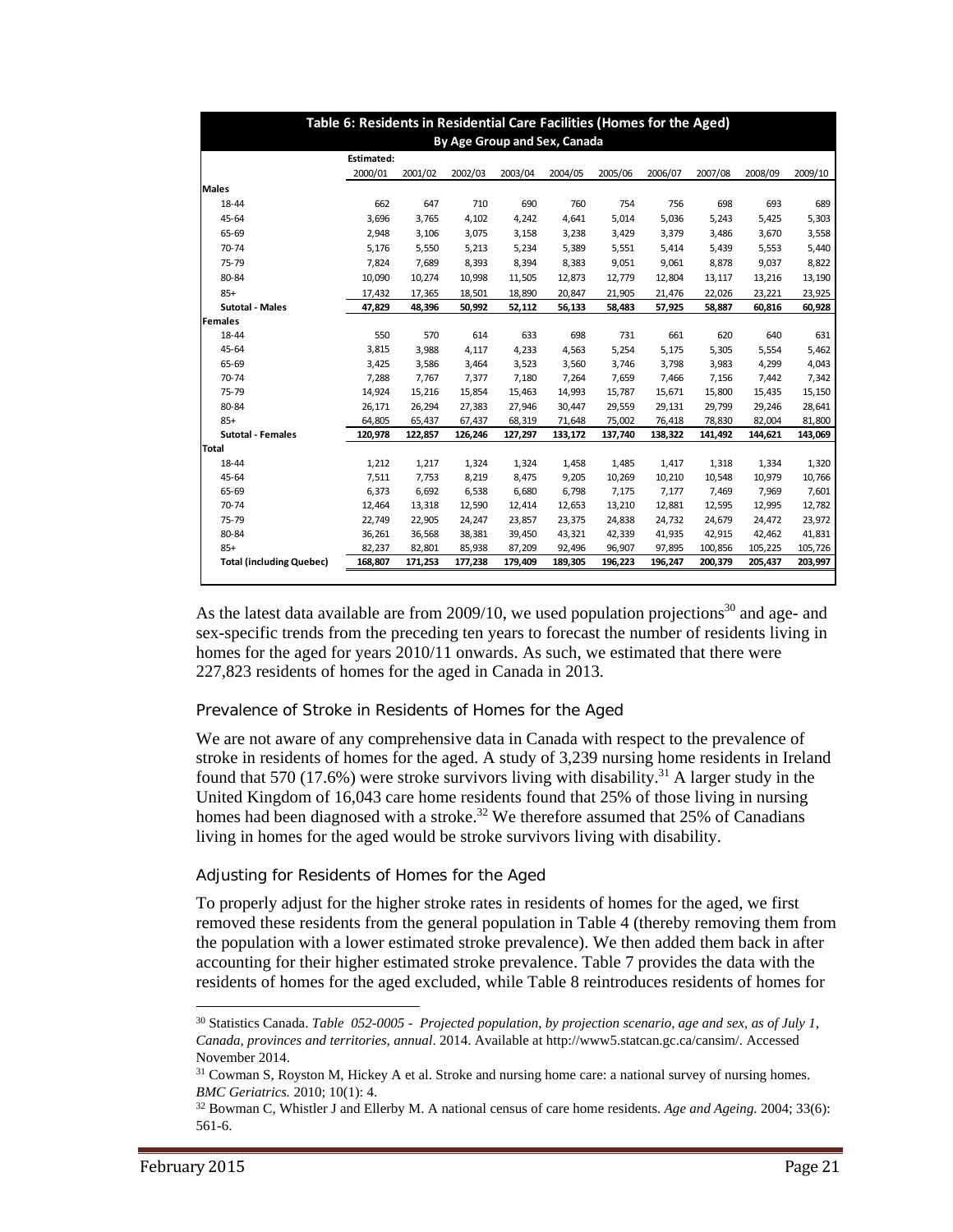| Table 6: Residents in Residential Care Facilities (Homes for the Aged) By Age Group and Sex, Canada | | | | | | | | | | |
|---|---|---|---|---|---|---|---|---|---|---|
| | Estimated: 2000/01 | 2001/02 | 2002/03 | 2003/04 | 2004/05 | 2005/06 | 2006/07 | 2007/08 | 2008/09 | 2009/10 |
| **Males** | | | | | | | | | | |
| 18-44 | 662 | 647 | 710 | 690 | 760 | 754 | 756 | 698 | 693 | 689 |
| 45-64 | 3,696 | 3,765 | 4,102 | 4,242 | 4,641 | 5,014 | 5,036 | 5,243 | 5,425 | 5,303 |
| 65-69 | 2,948 | 3,106 | 3,075 | 3,158 | 3,238 | 3,429 | 3,379 | 3,486 | 3,670 | 3,558 |
| 70-74 | 5,176 | 5,550 | 5,213 | 5,234 | 5,389 | 5,551 | 5,414 | 5,439 | 5,553 | 5,440 |
| 75-79 | 7,824 | 7,689 | 8,393 | 8,394 | 8,383 | 9,051 | 9,061 | 8,878 | 9,037 | 8,822 |
| 80-84 | 10,090 | 10,274 | 10,998 | 11,505 | 12,873 | 12,779 | 12,804 | 13,117 | 13,216 | 13,190 |
| 85+ | 17,432 | 17,365 | 18,501 | 18,890 | 20,847 | 21,905 | 21,476 | 22,026 | 23,221 | 23,925 |
| **Sutotal - Males** | **47,829** | **48,396** | **50,992** | **52,112** | **56,133** | **58,483** | **57,925** | **58,887** | **60,816** | **60,928** |
| **Females** | | | | | | | | | | |
| 18-44 | 550 | 570 | 614 | 633 | 698 | 731 | 661 | 620 | 640 | 631 |
| 45-64 | 3,815 | 3,988 | 4,117 | 4,233 | 4,563 | 5,254 | 5,175 | 5,305 | 5,554 | 5,462 |
| 65-69 | 3,425 | 3,586 | 3,464 | 3,523 | 3,560 | 3,746 | 3,798 | 3,983 | 4,299 | 4,043 |
| 70-74 | 7,288 | 7,767 | 7,377 | 7,180 | 7,264 | 7,659 | 7,466 | 7,156 | 7,442 | 7,342 |
| 75-79 | 14,924 | 15,216 | 15,854 | 15,463 | 14,993 | 15,787 | 15,671 | 15,800 | 15,435 | 15,150 |
| 80-84 | 26,171 | 26,294 | 27,383 | 27,946 | 30,447 | 29,559 | 29,131 | 29,799 | 29,246 | 28,641 |
| 85+ | 64,805 | 65,437 | 67,437 | 68,319 | 71,648 | 75,002 | 76,418 | 78,830 | 82,004 | 81,800 |
| **Sutotal - Females** | **120,978** | **122,857** | **126,246** | **127,297** | **133,172** | **137,740** | **138,322** | **141,492** | **144,621** | **143,069** |
| **Total** | | | | | | | | | | |
| 18-44 | 1,212 | 1,217 | 1,324 | 1,324 | 1,458 | 1,485 | 1,417 | 1,318 | 1,334 | 1,320 |
| 45-64 | 7,511 | 7,753 | 8,219 | 8,475 | 9,205 | 10,269 | 10,210 | 10,548 | 10,979 | 10,766 |
| 65-69 | 6,373 | 6,692 | 6,538 | 6,680 | 6,798 | 7,175 | 7,177 | 7,469 | 7,969 | 7,601 |
| 70-74 | 12,464 | 13,318 | 12,590 | 12,414 | 12,653 | 13,210 | 12,881 | 12,595 | 12,995 | 12,782 |
| 75-79 | 22,749 | 22,905 | 24,247 | 23,857 | 23,375 | 24,838 | 24,732 | 24,679 | 24,472 | 23,972 |
| 80-84 | 36,261 | 36,568 | 38,381 | 39,450 | 43,321 | 42,339 | 41,935 | 42,915 | 42,462 | 41,831 |
| 85+ | 82,237 | 82,801 | 85,938 | 87,209 | 92,496 | 96,907 | 97,895 | 100,856 | 105,225 | 105,726 |
| **Total (including Quebec)** | **168,807** | **171,253** | **177,238** | **179,409** | **189,305** | **196,223** | **196,247** | **200,379** | **205,437** | **203,997** |

As the latest data available are from 2009/10, we used population projections[30] and age- and sex-specific trends from the preceding ten years to forecast the number of residents living in homes for the aged for years 2010/11 onwards. As such, we estimated that there were 227,823 residents of homes for the aged in Canada in 2013.

### Prevalence of Stroke in Residents of Homes for the Aged

We are not aware of any comprehensive data in Canada with respect to the prevalence of stroke in residents of homes for the aged. A study of 3,239 nursing home residents in Ireland found that 570 (17.6%) were stroke survivors living with disability.[31] A larger study in the United Kingdom of 16,043 care home residents found that 25% of those living in nursing homes had been diagnosed with a stroke.[32] We therefore assumed that 25% of Canadians living in homes for the aged would be stroke survivors living with disability.

### Adjusting for Residents of Homes for the Aged

To properly adjust for the higher stroke rates in residents of homes for the aged, we first removed these residents from the general population in Table 4 (thereby removing them from the population with a lower estimated stroke prevalence). We then added them back in after accounting for their higher estimated stroke prevalence. Table 7 provides the data with the residents of homes for the aged excluded, while Table 8 reintroduces residents of homes for

---

[30] Statistics Canada. *Table 052-0005 - Projected population, by projection scenario, age and sex, as of July 1, Canada, provinces and territories, annual*. 2014. Available at http://www5.statcan.gc.ca/cansim/. Accessed November 2014.

[31] Cowman S, Royston M, Hickey A et al. Stroke and nursing home care: a national survey of nursing homes. *BMC Geriatrics.* 2010; 10(1): 4.

[32] Bowman C, Whistler J and Ellerby M. A national census of care home residents. *Age and Ageing.* 2004; 33(6): 561-6.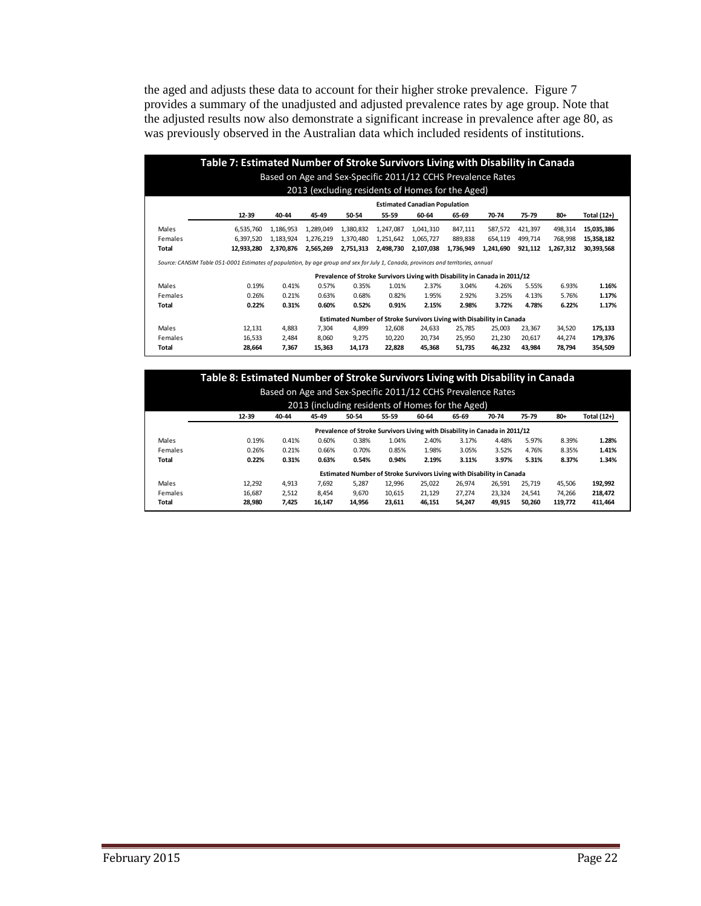the aged and adjusts these data to account for their higher stroke prevalence. Figure 7 provides a summary of the unadjusted and adjusted prevalence rates by age group. Note that the adjusted results now also demonstrate a significant increase in prevalence after age 80, as was previously observed in the Australian data which included residents of institutions.

**Table 7: Estimated Number of Stroke Survivors Living with Disability in Canada**
Based on Age and Sex-Specific 2011/12 CCHS Prevalence Rates
2013 (excluding residents of Homes for the Aged)

| | 12-39 | 40-44 | 45-49 | 50-54 | 55-59 | 60-64 | 65-69 | 70-74 | 75-79 | 80+ | Total (12+) |
|---|---|---|---|---|---|---|---|---|---|---|---|
| **Estimated Canadian Population** | | | | | | | | | | | |
| Males | 6,535,760 | 1,186,953 | 1,289,049 | 1,380,832 | 1,247,087 | 1,041,310 | 847,111 | 587,572 | 421,397 | 498,314 | **15,035,386** |
| Females | 6,397,520 | 1,183,924 | 1,276,219 | 1,370,480 | 1,251,642 | 1,065,727 | 889,838 | 654,119 | 499,714 | 768,998 | **15,358,182** |
| **Total** | **12,933,280** | **2,370,876** | **2,565,269** | **2,751,313** | **2,498,730** | **2,107,038** | **1,736,949** | **1,241,690** | **921,112** | **1,267,312** | **30,393,568** |
| *Source: CANSIM Table 051-0001 Estimates of population, by age group and sex for July 1, Canada, provinces and territories, annual* | | | | | | | | | | | |
| **Prevalence of Stroke Survivors Living with Disability in Canada in 2011/12** | | | | | | | | | | | |
| Males | 0.19% | 0.41% | 0.57% | 0.35% | 1.01% | 2.37% | 3.04% | 4.26% | 5.55% | 6.93% | **1.16%** |
| Females | 0.26% | 0.21% | 0.63% | 0.68% | 0.82% | 1.95% | 2.92% | 3.25% | 4.13% | 5.76% | **1.17%** |
| **Total** | **0.22%** | **0.31%** | **0.60%** | **0.52%** | **0.91%** | **2.15%** | **2.98%** | **3.72%** | **4.78%** | **6.22%** | **1.17%** |
| **Estimated Number of Stroke Survivors Living with Disability in Canada** | | | | | | | | | | | |
| Males | 12,131 | 4,883 | 7,304 | 4,899 | 12,608 | 24,633 | 25,785 | 25,003 | 23,367 | 34,520 | **175,133** |
| Females | 16,533 | 2,484 | 8,060 | 9,275 | 10,220 | 20,734 | 25,950 | 21,230 | 20,617 | 44,274 | **179,376** |
| **Total** | **28,664** | **7,367** | **15,363** | **14,173** | **22,828** | **45,368** | **51,735** | **46,232** | **43,984** | **78,794** | **354,509** |

**Table 8: Estimated Number of Stroke Survivors Living with Disability in Canada**
Based on Age and Sex-Specific 2011/12 CCHS Prevalence Rates
2013 (including residents of Homes for the Aged)

| | 12-39 | 40-44 | 45-49 | 50-54 | 55-59 | 60-64 | 65-69 | 70-74 | 75-79 | 80+ | Total (12+) |
|---|---|---|---|---|---|---|---|---|---|---|---|
| **Prevalence of Stroke Survivors Living with Disability in Canada in 2011/12** | | | | | | | | | | | |
| Males | 0.19% | 0.41% | 0.60% | 0.38% | 1.04% | 2.40% | 3.17% | 4.48% | 5.97% | 8.39% | **1.28%** |
| Females | 0.26% | 0.21% | 0.66% | 0.70% | 0.85% | 1.98% | 3.05% | 3.52% | 4.76% | 8.35% | **1.41%** |
| **Total** | **0.22%** | **0.31%** | **0.63%** | **0.54%** | **0.94%** | **2.19%** | **3.11%** | **3.97%** | **5.31%** | **8.37%** | **1.34%** |
| **Estimated Number of Stroke Survivors Living with Disability in Canada** | | | | | | | | | | | |
| Males | 12,292 | 4,913 | 7,692 | 5,287 | 12,996 | 25,022 | 26,974 | 26,591 | 25,719 | 45,506 | **192,992** |
| Females | 16,687 | 2,512 | 8,454 | 9,670 | 10,615 | 21,129 | 27,274 | 23,324 | 24,541 | 74,266 | **218,472** |
| **Total** | **28,980** | **7,425** | **16,147** | **14,956** | **23,611** | **46,151** | **54,247** | **49,915** | **50,260** | **119,772** | **411,464** |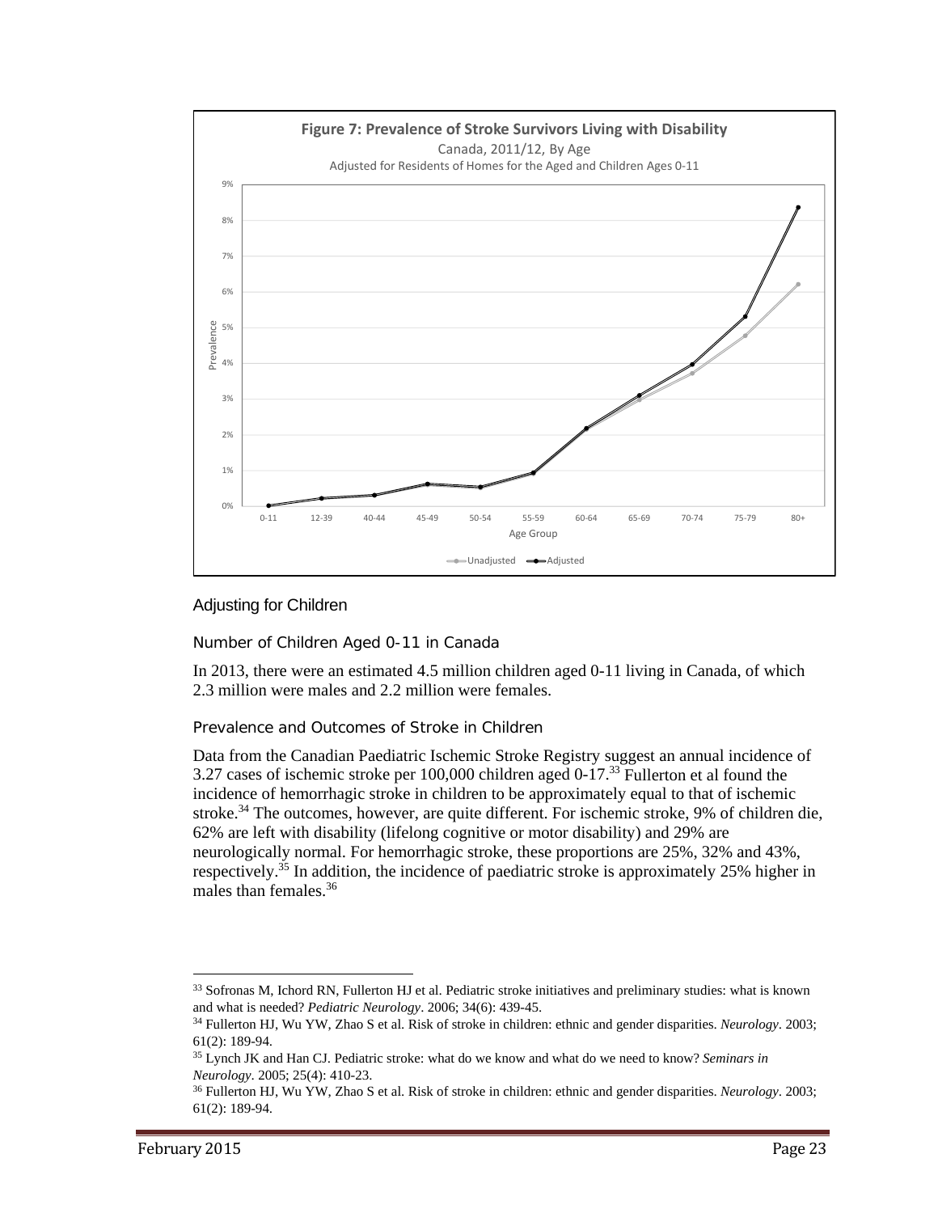**Figure 7: Prevalence of Stroke Survivors Living with Disability**
Canada, 2011/12, By Age
Adjusted for Residents of Homes for the Aged and Children Ages 0-11

## Adjusting for Children

### Number of Children Aged 0-11 in Canada

In 2013, there were an estimated 4.5 million children aged 0-11 living in Canada, of which 2.3 million were males and 2.2 million were females.

### Prevalence and Outcomes of Stroke in Children

Data from the Canadian Paediatric Ischemic Stroke Registry suggest an annual incidence of 3.27 cases of ischemic stroke per 100,000 children aged 0-17.[33] Fullerton et al found the incidence of hemorrhagic stroke in children to be approximately equal to that of ischemic stroke.[34] The outcomes, however, are quite different. For ischemic stroke, 9% of children die, 62% are left with disability (lifelong cognitive or motor disability) and 29% are neurologically normal. For hemorrhagic stroke, these proportions are 25%, 32% and 43%, respectively.[35] In addition, the incidence of paediatric stroke is approximately 25% higher in males than females.[36]

---

[33] Sofronas M, Ichord RN, Fullerton HJ et al. Pediatric stroke initiatives and preliminary studies: what is known and what is needed? *Pediatric Neurology*. 2006; 34(6): 439-45.

[34] Fullerton HJ, Wu YW, Zhao S et al. Risk of stroke in children: ethnic and gender disparities. *Neurology*. 2003; 61(2): 189-94.

[35] Lynch JK and Han CJ. Pediatric stroke: what do we know and what do we need to know? *Seminars in Neurology*. 2005; 25(4): 410-23.

[36] Fullerton HJ, Wu YW, Zhao S et al. Risk of stroke in children: ethnic and gender disparities. *Neurology*. 2003; 61(2): 189-94.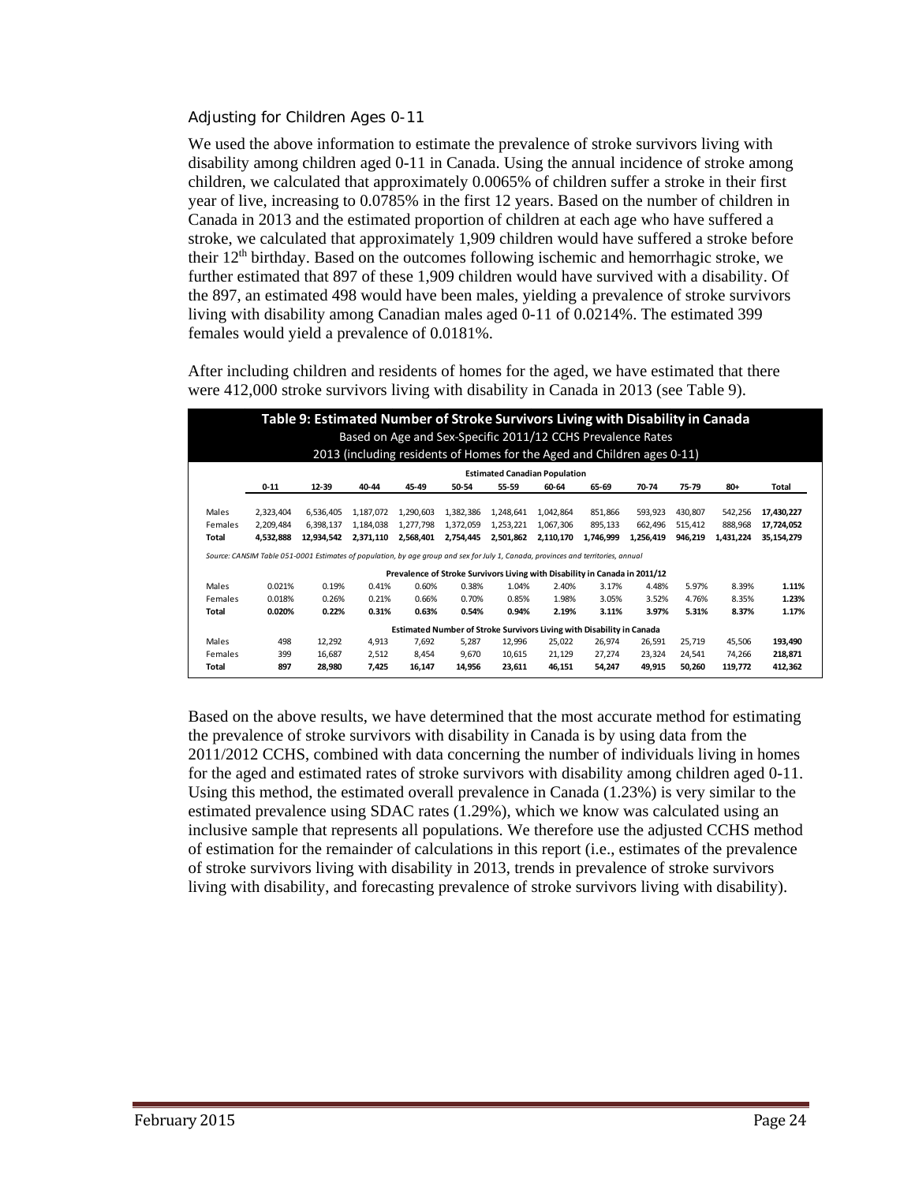### Adjusting for Children Ages 0-11

We used the above information to estimate the prevalence of stroke survivors living with disability among children aged 0-11 in Canada. Using the annual incidence of stroke among children, we calculated that approximately 0.0065% of children suffer a stroke in their first year of live, increasing to 0.0785% in the first 12 years. Based on the number of children in Canada in 2013 and the estimated proportion of children at each age who have suffered a stroke, we calculated that approximately 1,909 children would have suffered a stroke before their 12th birthday. Based on the outcomes following ischemic and hemorrhagic stroke, we further estimated that 897 of these 1,909 children would have survived with a disability. Of the 897, an estimated 498 would have been males, yielding a prevalence of stroke survivors living with disability among Canadian males aged 0-11 of 0.0214%. The estimated 399 females would yield a prevalence of 0.0181%.

After including children and residents of homes for the aged, we have estimated that there were 412,000 stroke survivors living with disability in Canada in 2013 (see Table 9).

**Table 9: Estimated Number of Stroke Survivors Living with Disability in Canada**
Based on Age and Sex-Specific 2011/12 CCHS Prevalence Rates
2013 (including residents of Homes for the Aged and Children ages 0-11)

| | 0-11 | 12-39 | 40-44 | 45-49 | 50-54 | 55-59 | 60-64 | 65-69 | 70-74 | 75-79 | 80+ | Total |
|---|---|---|---|---|---|---|---|---|---|---|---|---|
| **Estimated Canadian Population** | | | | | | | | | | | | |
| Males | 2,323,404 | 6,536,405 | 1,187,072 | 1,290,603 | 1,382,386 | 1,248,641 | 1,042,864 | 851,866 | 593,923 | 430,807 | 542,256 | **17,430,227** |
| Females | 2,209,484 | 6,398,137 | 1,184,038 | 1,277,798 | 1,372,059 | 1,253,221 | 1,067,306 | 895,133 | 662,496 | 515,412 | 888,968 | **17,724,052** |
| **Total** | **4,532,888** | **12,934,542** | **2,371,110** | **2,568,401** | **2,754,445** | **2,501,862** | **2,110,170** | **1,746,999** | **1,256,419** | **946,219** | **1,431,224** | **35,154,279** |
| *Source: CANSIM Table 051-0001 Estimates of population, by age group and sex for July 1, Canada, provinces and territories, annual* | | | | | | | | | | | | |
| **Prevalence of Stroke Survivors Living with Disability in Canada in 2011/12** | | | | | | | | | | | | |
| Males | 0.021% | 0.19% | 0.41% | 0.60% | 0.38% | 1.04% | 2.40% | 3.17% | 4.48% | 5.97% | 8.39% | **1.11%** |
| Females | 0.018% | 0.26% | 0.21% | 0.66% | 0.70% | 0.85% | 1.98% | 3.05% | 3.52% | 4.76% | 8.35% | **1.23%** |
| **Total** | **0.020%** | **0.22%** | **0.31%** | **0.63%** | **0.54%** | **0.94%** | **2.19%** | **3.11%** | **3.97%** | **5.31%** | **8.37%** | **1.17%** |
| **Estimated Number of Stroke Survivors Living with Disability in Canada** | | | | | | | | | | | | |
| Males | 498 | 12,292 | 4,913 | 7,692 | 5,287 | 12,996 | 25,022 | 26,974 | 26,591 | 25,719 | 45,506 | **193,490** |
| Females | 399 | 16,687 | 2,512 | 8,454 | 9,670 | 10,615 | 21,129 | 27,274 | 23,324 | 24,541 | 74,266 | **218,871** |
| **Total** | **897** | **28,980** | **7,425** | **16,147** | **14,956** | **23,611** | **46,151** | **54,247** | **49,915** | **50,260** | **119,772** | **412,362** |

Based on the above results, we have determined that the most accurate method for estimating the prevalence of stroke survivors with disability in Canada is by using data from the 2011/2012 CCHS, combined with data concerning the number of individuals living in homes for the aged and estimated rates of stroke survivors with disability among children aged 0-11. Using this method, the estimated overall prevalence in Canada (1.23%) is very similar to the estimated prevalence using SDAC rates (1.29%), which we know was calculated using an inclusive sample that represents all populations. We therefore use the adjusted CCHS method of estimation for the remainder of calculations in this report (i.e., estimates of the prevalence of stroke survivors living with disability in 2013, trends in prevalence of stroke survivors living with disability, and forecasting prevalence of stroke survivors living with disability).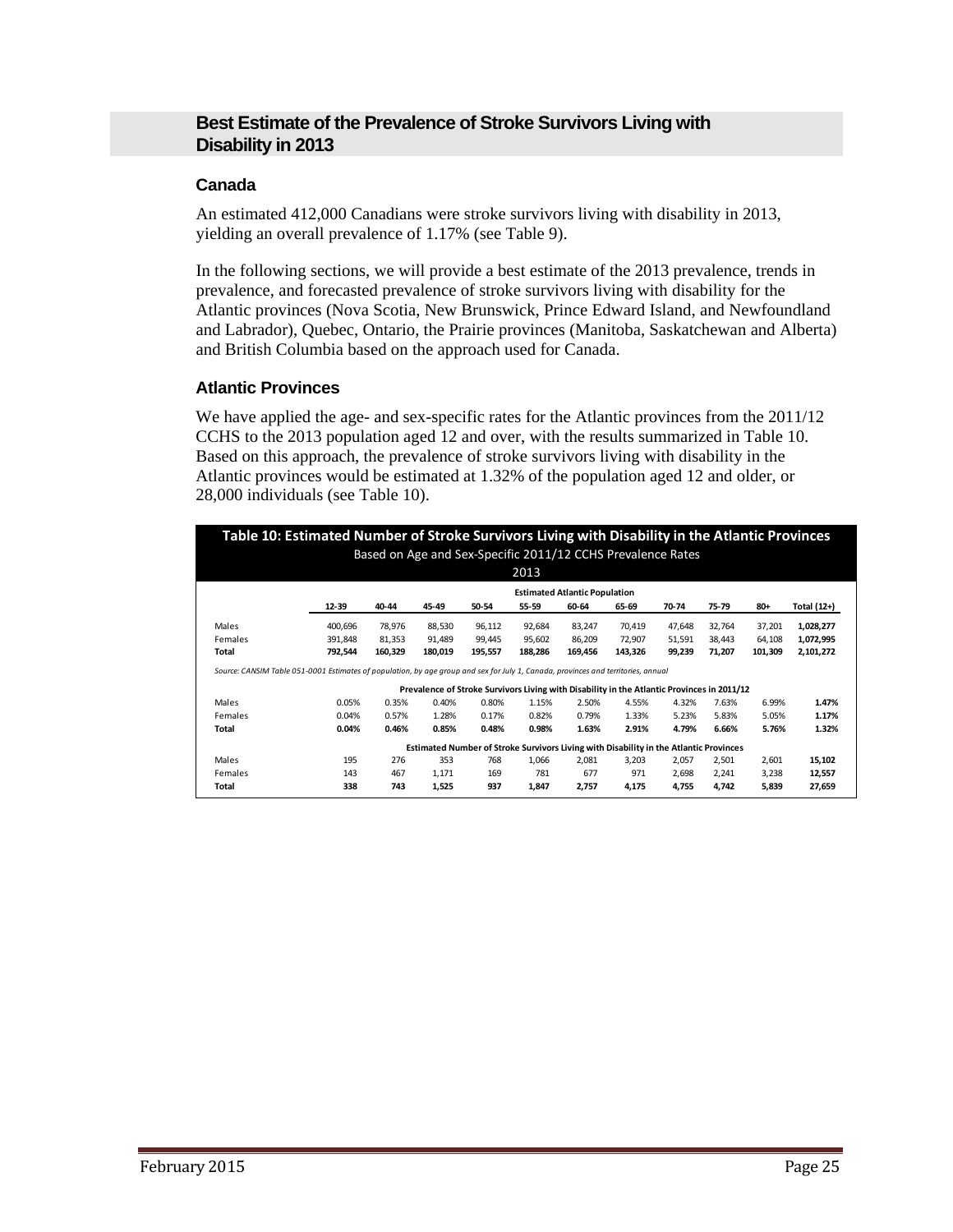## Best Estimate of the Prevalence of Stroke Survivors Living with Disability in 2013

### Canada

An estimated 412,000 Canadians were stroke survivors living with disability in 2013, yielding an overall prevalence of 1.17% (see Table 9).

In the following sections, we will provide a best estimate of the 2013 prevalence, trends in prevalence, and forecasted prevalence of stroke survivors living with disability for the Atlantic provinces (Nova Scotia, New Brunswick, Prince Edward Island, and Newfoundland and Labrador), Quebec, Ontario, the Prairie provinces (Manitoba, Saskatchewan and Alberta) and British Columbia based on the approach used for Canada.

### Atlantic Provinces

We have applied the age- and sex-specific rates for the Atlantic provinces from the 2011/12 CCHS to the 2013 population aged 12 and over, with the results summarized in Table 10. Based on this approach, the prevalence of stroke survivors living with disability in the Atlantic provinces would be estimated at 1.32% of the population aged 12 and older, or 28,000 individuals (see Table 10).

**Table 10: Estimated Number of Stroke Survivors Living with Disability in the Atlantic Provinces**
Based on Age and Sex-Specific 2011/12 CCHS Prevalence Rates
2013

| | 12-39 | 40-44 | 45-49 | 50-54 | 55-59 | 60-64 | 65-69 | 70-74 | 75-79 | 80+ | Total (12+) |
|---|---|---|---|---|---|---|---|---|---|---|---|
| **Estimated Atlantic Population** | | | | | | | | | | | |
| Males | 400,696 | 78,976 | 88,530 | 96,112 | 92,684 | 83,247 | 70,419 | 47,648 | 32,764 | 37,201 | **1,028,277** |
| Females | 391,848 | 81,353 | 91,489 | 99,445 | 95,602 | 86,209 | 72,907 | 51,591 | 38,443 | 64,108 | **1,072,995** |
| **Total** | **792,544** | **160,329** | **180,019** | **195,557** | **188,286** | **169,456** | **143,326** | **99,239** | **71,207** | **101,309** | **2,101,272** |
| **Prevalence of Stroke Survivors Living with Disability in the Atlantic Provinces in 2011/12** | | | | | | | | | | | |
| Males | 0.05% | 0.35% | 0.40% | 0.80% | 1.15% | 2.50% | 4.55% | 4.32% | 7.63% | 6.99% | **1.47%** |
| Females | 0.04% | 0.57% | 1.28% | 0.17% | 0.82% | 0.79% | 1.33% | 5.23% | 5.83% | 5.05% | **1.17%** |
| **Total** | **0.04%** | **0.46%** | **0.85%** | **0.48%** | **0.98%** | **1.63%** | **2.91%** | **4.79%** | **6.66%** | **5.76%** | **1.32%** |
| **Estimated Number of Stroke Survivors Living with Disability in the Atlantic Provinces** | | | | | | | | | | | |
| Males | 195 | 276 | 353 | 768 | 1,066 | 2,081 | 3,203 | 2,057 | 2,501 | 2,601 | **15,102** |
| Females | 143 | 467 | 1,171 | 169 | 781 | 677 | 971 | 2,698 | 2,241 | 3,238 | **12,557** |
| **Total** | **338** | **743** | **1,525** | **937** | **1,847** | **2,757** | **4,175** | **4,755** | **4,742** | **5,839** | **27,659** |

*Source: CANSIM Table 051-0001 Estimates of population, by age group and sex for July 1, Canada, provinces and territories, annual*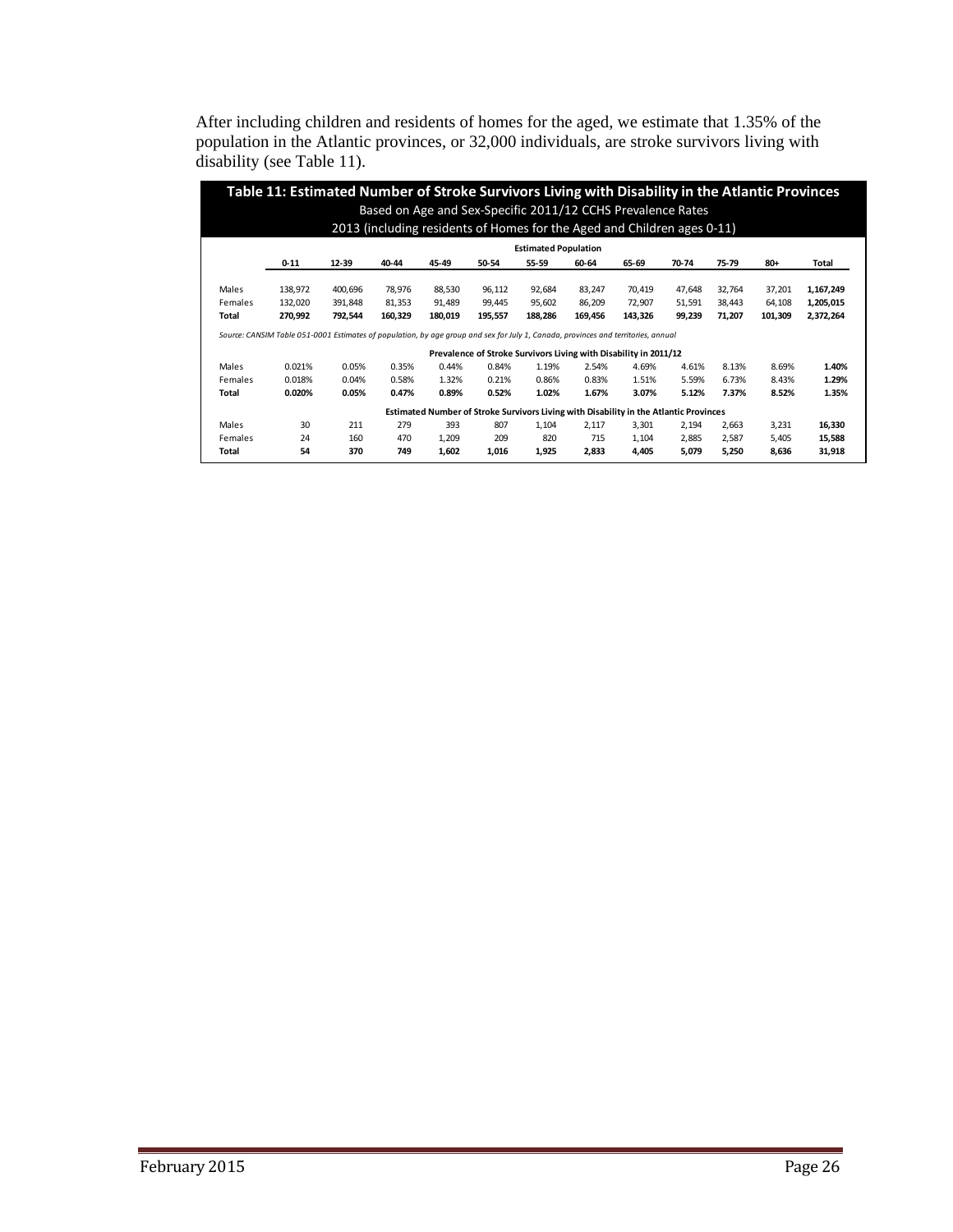After including children and residents of homes for the aged, we estimate that 1.35% of the population in the Atlantic provinces, or 32,000 individuals, are stroke survivors living with disability (see Table 11).

**Table 11: Estimated Number of Stroke Survivors Living with Disability in the Atlantic Provinces**
Based on Age and Sex-Specific 2011/12 CCHS Prevalence Rates
2013 (including residents of Homes for the Aged and Children ages 0-11)

| | 0-11 | 12-39 | 40-44 | 45-49 | 50-54 | 55-59 | 60-64 | 65-69 | 70-74 | 75-79 | 80+ | Total |
|---|---|---|---|---|---|---|---|---|---|---|---|---|
| **Estimated Population** | | | | | | | | | | | | |
| Males | 138,972 | 400,696 | 78,976 | 88,530 | 96,112 | 92,684 | 83,247 | 70,419 | 47,648 | 32,764 | 37,201 | **1,167,249** |
| Females | 132,020 | 391,848 | 81,353 | 91,489 | 99,445 | 95,602 | 86,209 | 72,907 | 51,591 | 38,443 | 64,108 | **1,205,015** |
| **Total** | **270,992** | **792,544** | **160,329** | **180,019** | **195,557** | **188,286** | **169,456** | **143,326** | **99,239** | **71,207** | **101,309** | **2,372,264** |
| **Prevalence of Stroke Survivors Living with Disability in 2011/12** | | | | | | | | | | | | |
| Males | 0.021% | 0.05% | 0.35% | 0.44% | 0.84% | 1.19% | 2.54% | 4.69% | 4.61% | 8.13% | 8.69% | **1.40%** |
| Females | 0.018% | 0.04% | 0.58% | 1.32% | 0.21% | 0.86% | 0.83% | 1.51% | 5.59% | 6.73% | 8.43% | **1.29%** |
| **Total** | **0.020%** | **0.05%** | **0.47%** | **0.89%** | **0.52%** | **1.02%** | **1.67%** | **3.07%** | **5.12%** | **7.37%** | **8.52%** | **1.35%** |
| **Estimated Number of Stroke Survivors Living with Disability in the Atlantic Provinces** | | | | | | | | | | | | |
| Males | 30 | 211 | 279 | 393 | 807 | 1,104 | 2,117 | 3,301 | 2,194 | 2,663 | 3,231 | **16,330** |
| Females | 24 | 160 | 470 | 1,209 | 209 | 820 | 715 | 1,104 | 2,885 | 2,587 | 5,405 | **15,588** |
| **Total** | **54** | **370** | **749** | **1,602** | **1,016** | **1,925** | **2,833** | **4,405** | **5,079** | **5,250** | **8,636** | **31,918** |

*Source: CANSIM Table 051-0001 Estimates of population, by age group and sex for July 1, Canada, provinces and territories, annual*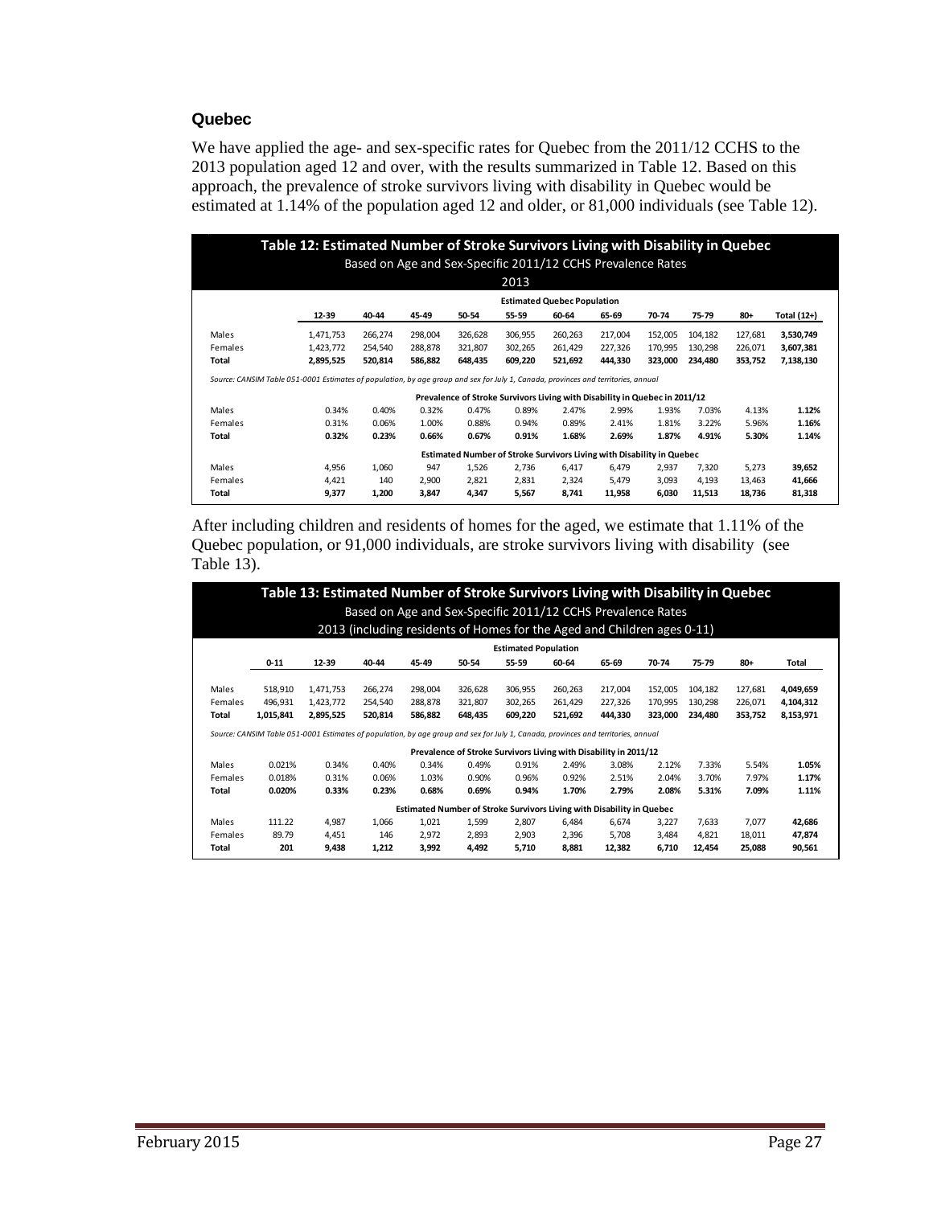## Quebec

We have applied the age- and sex-specific rates for Quebec from the 2011/12 CCHS to the 2013 population aged 12 and over, with the results summarized in Table 12. Based on this approach, the prevalence of stroke survivors living with disability in Quebec would be estimated at 1.14% of the population aged 12 and older, or 81,000 individuals (see Table 12).

**Table 12: Estimated Number of Stroke Survivors Living with Disability in Quebec**
Based on Age and Sex-Specific 2011/12 CCHS Prevalence Rates
2013

| | 12-39 | 40-44 | 45-49 | 50-54 | 55-59 | 60-64 | 65-69 | 70-74 | 75-79 | 80+ | Total (12+) |
|---|---|---|---|---|---|---|---|---|---|---|---|
| **Estimated Quebec Population** | | | | | | | | | | | |
| Males | 1,471,753 | 266,274 | 298,004 | 326,628 | 306,955 | 260,263 | 217,004 | 152,005 | 104,182 | 127,681 | **3,530,749** |
| Females | 1,423,772 | 254,540 | 288,878 | 321,807 | 302,265 | 261,429 | 227,326 | 170,995 | 130,298 | 226,071 | **3,607,381** |
| **Total** | **2,895,525** | **520,814** | **586,882** | **648,435** | **609,220** | **521,692** | **444,330** | **323,000** | **234,480** | **353,752** | **7,138,130** |
| **Prevalence of Stroke Survivors Living with Disability in Quebec in 2011/12** | | | | | | | | | | | |
| Males | 0.34% | 0.40% | 0.32% | 0.47% | 0.89% | 2.47% | 2.99% | 1.93% | 7.03% | 4.13% | **1.12%** |
| Females | 0.31% | 0.06% | 1.00% | 0.88% | 0.94% | 0.89% | 2.41% | 1.81% | 3.22% | 5.96% | **1.16%** |
| **Total** | **0.32%** | **0.23%** | **0.66%** | **0.67%** | **0.91%** | **1.68%** | **2.69%** | **1.87%** | **4.91%** | **5.30%** | **1.14%** |
| **Estimated Number of Stroke Survivors Living with Disability in Quebec** | | | | | | | | | | | |
| Males | 4,956 | 1,060 | 947 | 1,526 | 2,736 | 6,417 | 6,479 | 2,937 | 7,320 | 5,273 | **39,652** |
| Females | 4,421 | 140 | 2,900 | 2,821 | 2,831 | 2,324 | 5,479 | 3,093 | 4,193 | 13,463 | **41,666** |
| **Total** | **9,377** | **1,200** | **3,847** | **4,347** | **5,567** | **8,741** | **11,958** | **6,030** | **11,513** | **18,736** | **81,318** |

*Source: CANSIM Table 051-0001 Estimates of population, by age group and sex for July 1, Canada, provinces and territories, annual*

After including children and residents of homes for the aged, we estimate that 1.11% of the Quebec population, or 91,000 individuals, are stroke survivors living with disability (see Table 13).

**Table 13: Estimated Number of Stroke Survivors Living with Disability in Quebec**
Based on Age and Sex-Specific 2011/12 CCHS Prevalence Rates
2013 (including residents of Homes for the Aged and Children ages 0-11)

| | 0-11 | 12-39 | 40-44 | 45-49 | 50-54 | 55-59 | 60-64 | 65-69 | 70-74 | 75-79 | 80+ | Total |
|---|---|---|---|---|---|---|---|---|---|---|---|---|
| **Estimated Population** | | | | | | | | | | | | |
| Males | 518,910 | 1,471,753 | 266,274 | 298,004 | 326,628 | 306,955 | 260,263 | 217,004 | 152,005 | 104,182 | 127,681 | **4,049,659** |
| Females | 496,931 | 1,423,772 | 254,540 | 288,878 | 321,807 | 302,265 | 261,429 | 227,326 | 170,995 | 130,298 | 226,071 | **4,104,312** |
| **Total** | **1,015,841** | **2,895,525** | **520,814** | **586,882** | **648,435** | **609,220** | **521,692** | **444,330** | **323,000** | **234,480** | **353,752** | **8,153,971** |
| **Prevalence of Stroke Survivors Living with Disability in 2011/12** | | | | | | | | | | | | |
| Males | 0.021% | 0.34% | 0.40% | 0.34% | 0.49% | 0.91% | 2.49% | 3.08% | 2.12% | 7.33% | 5.54% | **1.05%** |
| Females | 0.018% | 0.31% | 0.06% | 1.03% | 0.90% | 0.96% | 0.92% | 2.51% | 2.04% | 3.70% | 7.97% | **1.17%** |
| **Total** | **0.020%** | **0.33%** | **0.23%** | **0.68%** | **0.69%** | **0.94%** | **1.70%** | **2.79%** | **2.08%** | **5.31%** | **7.09%** | **1.11%** |
| **Estimated Number of Stroke Survivors Living with Disability in Quebec** | | | | | | | | | | | | |
| Males | 111.22 | 4,987 | 1,066 | 1,021 | 1,599 | 2,807 | 6,484 | 6,674 | 3,227 | 7,633 | 7,077 | **42,686** |
| Females | 89.79 | 4,451 | 146 | 2,972 | 2,893 | 2,903 | 2,396 | 5,708 | 3,484 | 4,821 | 18,011 | **47,874** |
| **Total** | **201** | **9,438** | **1,212** | **3,992** | **4,492** | **5,710** | **8,881** | **12,382** | **6,710** | **12,454** | **25,088** | **90,561** |

*Source: CANSIM Table 051-0001 Estimates of population, by age group and sex for July 1, Canada, provinces and territories, annual*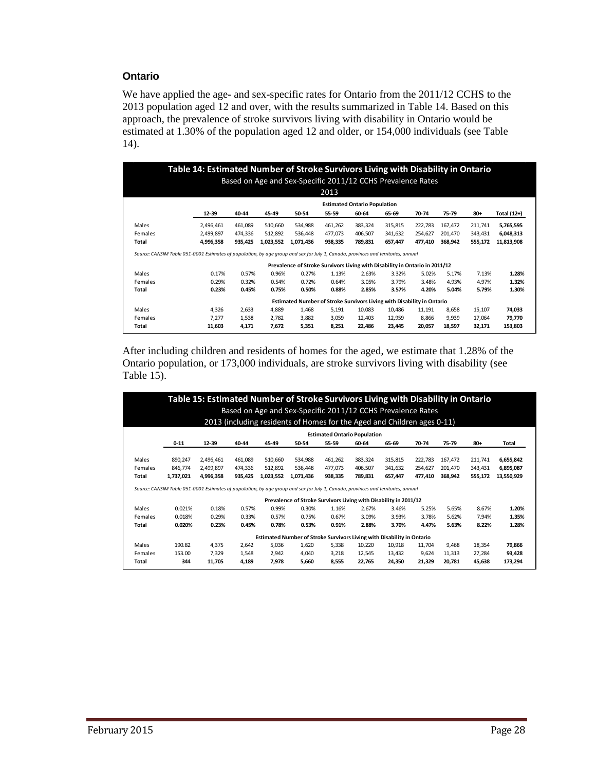## Ontario

We have applied the age- and sex-specific rates for Ontario from the 2011/12 CCHS to the 2013 population aged 12 and over, with the results summarized in Table 14. Based on this approach, the prevalence of stroke survivors living with disability in Ontario would be estimated at 1.30% of the population aged 12 and older, or 154,000 individuals (see Table 14).

**Table 14: Estimated Number of Stroke Survivors Living with Disability in Ontario**
Based on Age and Sex-Specific 2011/12 CCHS Prevalence Rates
2013

| | 12-39 | 40-44 | 45-49 | 50-54 | 55-59 | 60-64 | 65-69 | 70-74 | 75-79 | 80+ | Total (12+) |
|---|---|---|---|---|---|---|---|---|---|---|---|
| **Estimated Ontario Population** | | | | | | | | | | | |
| Males | 2,496,461 | 461,089 | 510,660 | 534,988 | 461,262 | 383,324 | 315,815 | 222,783 | 167,472 | 211,741 | 5,765,595 |
| Females | 2,499,897 | 474,336 | 512,892 | 536,448 | 477,073 | 406,507 | 341,632 | 254,627 | 201,470 | 343,431 | 6,048,313 |
| **Total** | **4,996,358** | **935,425** | **1,023,552** | **1,071,436** | **938,335** | **789,831** | **657,447** | **477,410** | **368,942** | **555,172** | **11,813,908** |
| *Source: CANSIM Table 051-0001 Estimates of population, by age group and sex for July 1, Canada, provinces and territories, annual* | | | | | | | | | | | |
| **Prevalence of Stroke Survivors Living with Disability in Ontario in 2011/12** | | | | | | | | | | | |
| Males | 0.17% | 0.57% | 0.96% | 0.27% | 1.13% | 2.63% | 3.32% | 5.02% | 5.17% | 7.13% | **1.28%** |
| Females | 0.29% | 0.32% | 0.54% | 0.72% | 0.64% | 3.05% | 3.79% | 3.48% | 4.93% | 4.97% | **1.32%** |
| **Total** | **0.23%** | **0.45%** | **0.75%** | **0.50%** | **0.88%** | **2.85%** | **3.57%** | **4.20%** | **5.04%** | **5.79%** | **1.30%** |
| **Estimated Number of Stroke Survivors Living with Disability in Ontario** | | | | | | | | | | | |
| Males | 4,326 | 2,633 | 4,889 | 1,468 | 5,191 | 10,083 | 10,486 | 11,191 | 8,658 | 15,107 | **74,033** |
| Females | 7,277 | 1,538 | 2,782 | 3,882 | 3,059 | 12,403 | 12,959 | 8,866 | 9,939 | 17,064 | **79,770** |
| **Total** | **11,603** | **4,171** | **7,672** | **5,351** | **8,251** | **22,486** | **23,445** | **20,057** | **18,597** | **32,171** | **153,803** |

After including children and residents of homes for the aged, we estimate that 1.28% of the Ontario population, or 173,000 individuals, are stroke survivors living with disability (see Table 15).

**Table 15: Estimated Number of Stroke Survivors Living with Disability in Ontario**
Based on Age and Sex-Specific 2011/12 CCHS Prevalence Rates
2013 (including residents of Homes for the Aged and Children ages 0-11)

| | 0-11 | 12-39 | 40-44 | 45-49 | 50-54 | 55-59 | 60-64 | 65-69 | 70-74 | 75-79 | 80+ | Total |
|---|---|---|---|---|---|---|---|---|---|---|---|---|
| **Estimated Ontario Population** | | | | | | | | | | | | |
| Males | 890,247 | 2,496,461 | 461,089 | 510,660 | 534,988 | 461,262 | 383,324 | 315,815 | 222,783 | 167,472 | 211,741 | 6,655,842 |
| Females | 846,774 | 2,499,897 | 474,336 | 512,892 | 536,448 | 477,073 | 406,507 | 341,632 | 254,627 | 201,470 | 343,431 | 6,895,087 |
| **Total** | **1,737,021** | **4,996,358** | **935,425** | **1,023,552** | **1,071,436** | **938,335** | **789,831** | **657,447** | **477,410** | **368,942** | **555,172** | **13,550,929** |
| *Source: CANSIM Table 051-0001 Estimates of population, by age group and sex for July 1, Canada, provinces and territories, annual* | | | | | | | | | | | | |
| **Prevalence of Stroke Survivors Living with Disability in 2011/12** | | | | | | | | | | | | |
| Males | 0.021% | 0.18% | 0.57% | 0.99% | 0.30% | 1.16% | 2.67% | 3.46% | 5.25% | 5.65% | 8.67% | **1.20%** |
| Females | 0.018% | 0.29% | 0.33% | 0.57% | 0.75% | 0.67% | 3.09% | 3.93% | 3.78% | 5.62% | 7.94% | **1.35%** |
| **Total** | **0.020%** | **0.23%** | **0.45%** | **0.78%** | **0.53%** | **0.91%** | **2.88%** | **3.70%** | **4.47%** | **5.63%** | **8.22%** | **1.28%** |
| **Estimated Number of Stroke Survivors Living with Disability in Ontario** | | | | | | | | | | | | |
| Males | 190.82 | 4,375 | 2,642 | 5,036 | 1,620 | 5,338 | 10,220 | 10,918 | 11,704 | 9,468 | 18,354 | **79,866** |
| Females | 153.00 | 7,329 | 1,548 | 2,942 | 4,040 | 3,218 | 12,545 | 13,432 | 9,624 | 11,313 | 27,284 | **93,428** |
| **Total** | **344** | **11,705** | **4,189** | **7,978** | **5,660** | **8,555** | **22,765** | **24,350** | **21,329** | **20,781** | **45,638** | **173,294** |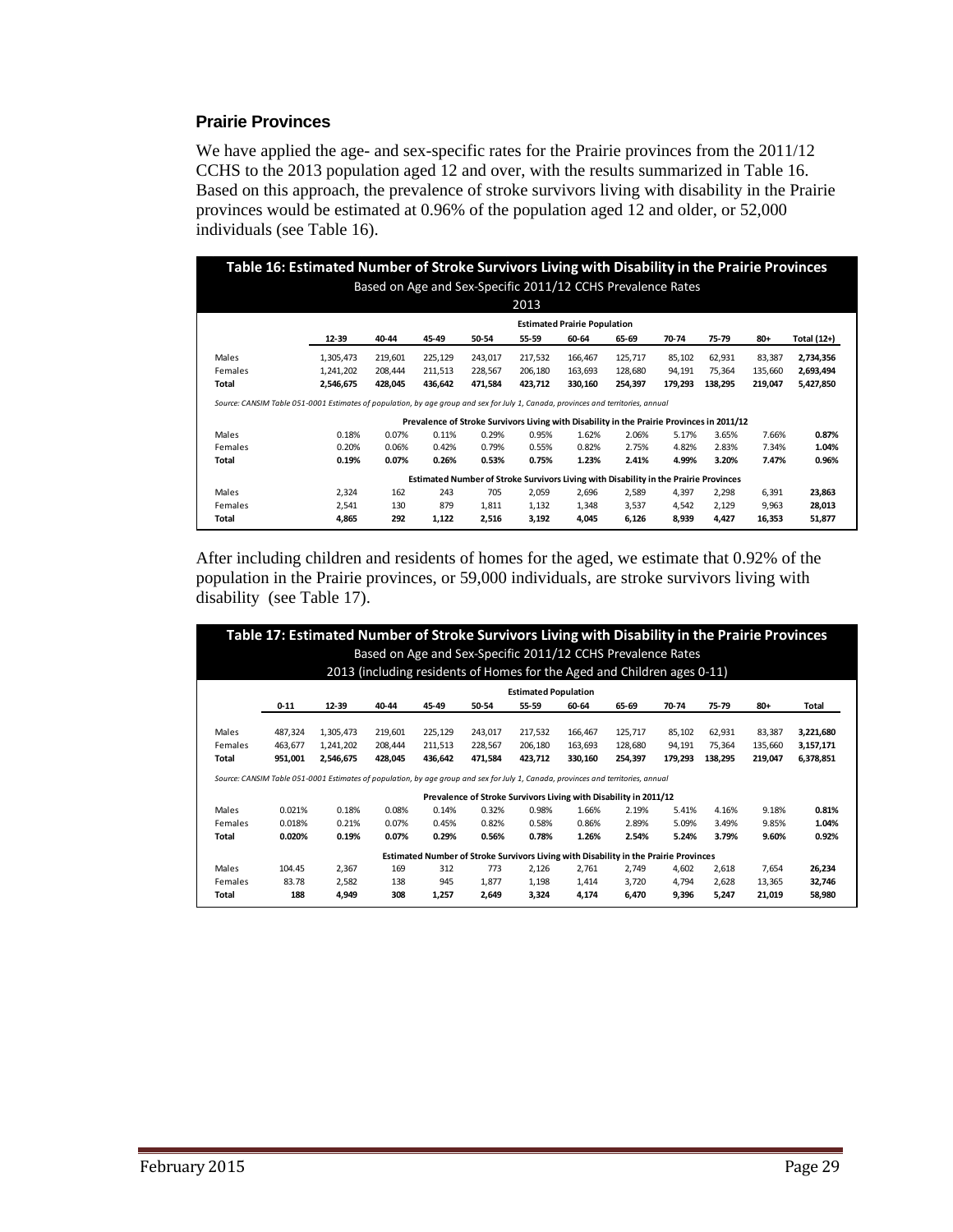### Prairie Provinces

We have applied the age- and sex-specific rates for the Prairie provinces from the 2011/12 CCHS to the 2013 population aged 12 and over, with the results summarized in Table 16. Based on this approach, the prevalence of stroke survivors living with disability in the Prairie provinces would be estimated at 0.96% of the population aged 12 and older, or 52,000 individuals (see Table 16).

**Table 16: Estimated Number of Stroke Survivors Living with Disability in the Prairie Provinces**
Based on Age and Sex-Specific 2011/12 CCHS Prevalence Rates
2013

| | 12-39 | 40-44 | 45-49 | 50-54 | 55-59 | 60-64 | 65-69 | 70-74 | 75-79 | 80+ | Total (12+) |
|---|---|---|---|---|---|---|---|---|---|---|---|
| **Estimated Prairie Population** | | | | | | | | | | | |
| Males | 1,305,473 | 219,601 | 225,129 | 243,017 | 217,532 | 166,467 | 125,717 | 85,102 | 62,931 | 83,387 | **2,734,356** |
| Females | 1,241,202 | 208,444 | 211,513 | 228,567 | 206,180 | 163,693 | 128,680 | 94,191 | 75,364 | 135,660 | **2,693,494** |
| **Total** | **2,546,675** | **428,045** | **436,642** | **471,584** | **423,712** | **330,160** | **254,397** | **179,293** | **138,295** | **219,047** | **5,427,850** |
| *Source: CANSIM Table 051-0001 Estimates of population, by age group and sex for July 1, Canada, provinces and territories, annual* | | | | | | | | | | | |
| **Prevalence of Stroke Survivors Living with Disability in the Prairie Provinces in 2011/12** | | | | | | | | | | | |
| Males | 0.18% | 0.07% | 0.11% | 0.29% | 0.95% | 1.62% | 2.06% | 5.17% | 3.65% | 7.66% | **0.87%** |
| Females | 0.20% | 0.06% | 0.42% | 0.79% | 0.55% | 0.82% | 2.75% | 4.82% | 2.83% | 7.34% | **1.04%** |
| **Total** | **0.19%** | **0.07%** | **0.26%** | **0.53%** | **0.75%** | **1.23%** | **2.41%** | **4.99%** | **3.20%** | **7.47%** | **0.96%** |
| **Estimated Number of Stroke Survivors Living with Disability in the Prairie Provinces** | | | | | | | | | | | |
| Males | 2,324 | 162 | 243 | 705 | 2,059 | 2,696 | 2,589 | 4,397 | 2,298 | 6,391 | **23,863** |
| Females | 2,541 | 130 | 879 | 1,811 | 1,132 | 1,348 | 3,537 | 4,542 | 2,129 | 9,963 | **28,013** |
| **Total** | **4,865** | **292** | **1,122** | **2,516** | **3,192** | **4,045** | **6,126** | **8,939** | **4,427** | **16,353** | **51,877** |

After including children and residents of homes for the aged, we estimate that 0.92% of the population in the Prairie provinces, or 59,000 individuals, are stroke survivors living with disability (see Table 17).

**Table 17: Estimated Number of Stroke Survivors Living with Disability in the Prairie Provinces**
Based on Age and Sex-Specific 2011/12 CCHS Prevalence Rates
2013 (including residents of Homes for the Aged and Children ages 0-11)

| | 0-11 | 12-39 | 40-44 | 45-49 | 50-54 | 55-59 | 60-64 | 65-69 | 70-74 | 75-79 | 80+ | Total |
|---|---|---|---|---|---|---|---|---|---|---|---|---|
| **Estimated Population** | | | | | | | | | | | | |
| Males | 487,324 | 1,305,473 | 219,601 | 225,129 | 243,017 | 217,532 | 166,467 | 125,717 | 85,102 | 62,931 | 83,387 | **3,221,680** |
| Females | 463,677 | 1,241,202 | 208,444 | 211,513 | 228,567 | 206,180 | 163,693 | 128,680 | 94,191 | 75,364 | 135,660 | **3,157,171** |
| **Total** | **951,001** | **2,546,675** | **428,045** | **436,642** | **471,584** | **423,712** | **330,160** | **254,397** | **179,293** | **138,295** | **219,047** | **6,378,851** |
| *Source: CANSIM Table 051-0001 Estimates of population, by age group and sex for July 1, Canada, provinces and territories, annual* | | | | | | | | | | | | |
| **Prevalence of Stroke Survivors Living with Disability in 2011/12** | | | | | | | | | | | | |
| Males | 0.021% | 0.18% | 0.08% | 0.14% | 0.32% | 0.98% | 1.66% | 2.19% | 5.41% | 4.16% | 9.18% | **0.81%** |
| Females | 0.018% | 0.21% | 0.07% | 0.45% | 0.82% | 0.58% | 0.86% | 2.89% | 5.09% | 3.49% | 9.85% | **1.04%** |
| **Total** | **0.020%** | **0.19%** | **0.07%** | **0.29%** | **0.56%** | **0.78%** | **1.26%** | **2.54%** | **5.24%** | **3.79%** | **9.60%** | **0.92%** |
| **Estimated Number of Stroke Survivors Living with Disability in the Prairie Provinces** | | | | | | | | | | | | |
| Males | 104.45 | 2,367 | 169 | 312 | 773 | 2,126 | 2,761 | 2,749 | 4,602 | 2,618 | 7,654 | **26,234** |
| Females | 83.78 | 2,582 | 138 | 945 | 1,877 | 1,198 | 1,414 | 3,720 | 4,794 | 2,628 | 13,365 | **32,746** |
| **Total** | **188** | **4,949** | **308** | **1,257** | **2,649** | **3,324** | **4,174** | **6,470** | **9,396** | **5,247** | **21,019** | **58,980** |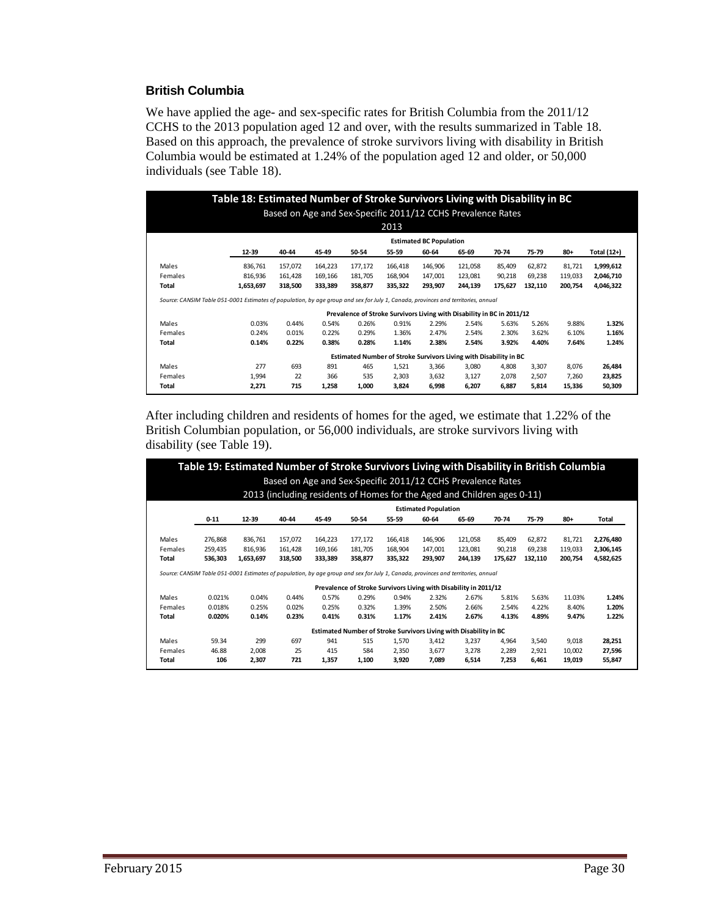### British Columbia

We have applied the age- and sex-specific rates for British Columbia from the 2011/12 CCHS to the 2013 population aged 12 and over, with the results summarized in Table 18. Based on this approach, the prevalence of stroke survivors living with disability in British Columbia would be estimated at 1.24% of the population aged 12 and older, or 50,000 individuals (see Table 18).

**Table 18: Estimated Number of Stroke Survivors Living with Disability in BC**
Based on Age and Sex-Specific 2011/12 CCHS Prevalence Rates
2013

| | 12-39 | 40-44 | 45-49 | 50-54 | 55-59 | 60-64 | 65-69 | 70-74 | 75-79 | 80+ | Total (12+) |
|---|---|---|---|---|---|---|---|---|---|---|---|
| **Estimated BC Population** | | | | | | | | | | | |
| Males | 836,761 | 157,072 | 164,223 | 177,172 | 166,418 | 146,906 | 121,058 | 85,409 | 62,872 | 81,721 | **1,999,612** |
| Females | 816,936 | 161,428 | 169,166 | 181,705 | 168,904 | 147,001 | 123,081 | 90,218 | 69,238 | 119,033 | **2,046,710** |
| **Total** | **1,653,697** | **318,500** | **333,389** | **358,877** | **335,322** | **293,907** | **244,139** | **175,627** | **132,110** | **200,754** | **4,046,322** |
| *Source: CANSIM Table 051-0001 Estimates of population, by age group and sex for July 1, Canada, provinces and territories, annual* | | | | | | | | | | | |
| **Prevalence of Stroke Survivors Living with Disability in BC in 2011/12** | | | | | | | | | | | |
| Males | 0.03% | 0.44% | 0.54% | 0.26% | 0.91% | 2.29% | 2.54% | 5.63% | 5.26% | 9.88% | **1.32%** |
| Females | 0.24% | 0.01% | 0.22% | 0.29% | 1.36% | 2.47% | 2.54% | 2.30% | 3.62% | 6.10% | **1.16%** |
| **Total** | **0.14%** | **0.22%** | **0.38%** | **0.28%** | **1.14%** | **2.38%** | **2.54%** | **3.92%** | **4.40%** | **7.64%** | **1.24%** |
| **Estimated Number of Stroke Survivors Living with Disability in BC** | | | | | | | | | | | |
| Males | 277 | 693 | 891 | 465 | 1,521 | 3,366 | 3,080 | 4,808 | 3,307 | 8,076 | **26,484** |
| Females | 1,994 | 22 | 366 | 535 | 2,303 | 3,632 | 3,127 | 2,078 | 2,507 | 7,260 | **23,825** |
| **Total** | **2,271** | **715** | **1,258** | **1,000** | **3,824** | **6,998** | **6,207** | **6,887** | **5,814** | **15,336** | **50,309** |

After including children and residents of homes for the aged, we estimate that 1.22% of the British Columbian population, or 56,000 individuals, are stroke survivors living with disability (see Table 19).

**Table 19: Estimated Number of Stroke Survivors Living with Disability in British Columbia**
Based on Age and Sex-Specific 2011/12 CCHS Prevalence Rates
2013 (including residents of Homes for the Aged and Children ages 0-11)

| | 0-11 | 12-39 | 40-44 | 45-49 | 50-54 | 55-59 | 60-64 | 65-69 | 70-74 | 75-79 | 80+ | Total |
|---|---|---|---|---|---|---|---|---|---|---|---|---|
| **Estimated Population** | | | | | | | | | | | | |
| Males | 276,868 | 836,761 | 157,072 | 164,223 | 177,172 | 166,418 | 146,906 | 121,058 | 85,409 | 62,872 | 81,721 | **2,276,480** |
| Females | 259,435 | 816,936 | 161,428 | 169,166 | 181,705 | 168,904 | 147,001 | 123,081 | 90,218 | 69,238 | 119,033 | **2,306,145** |
| **Total** | **536,303** | **1,653,697** | **318,500** | **333,389** | **358,877** | **335,322** | **293,907** | **244,139** | **175,627** | **132,110** | **200,754** | **4,582,625** |
| *Source: CANSIM Table 051-0001 Estimates of population, by age group and sex for July 1, Canada, provinces and territories, annual* | | | | | | | | | | | | |
| **Prevalence of Stroke Survivors Living with Disability in 2011/12** | | | | | | | | | | | | |
| Males | 0.021% | 0.04% | 0.44% | 0.57% | 0.29% | 0.94% | 2.32% | 2.67% | 5.81% | 5.63% | 11.03% | **1.24%** |
| Females | 0.018% | 0.25% | 0.02% | 0.25% | 0.32% | 1.39% | 2.50% | 2.66% | 2.54% | 4.22% | 8.40% | **1.20%** |
| **Total** | **0.020%** | **0.14%** | **0.23%** | **0.41%** | **0.31%** | **1.17%** | **2.41%** | **2.67%** | **4.13%** | **4.89%** | **9.47%** | **1.22%** |
| **Estimated Number of Stroke Survivors Living with Disability in BC** | | | | | | | | | | | | |
| Males | 59.34 | 299 | 697 | 941 | 515 | 1,570 | 3,412 | 3,237 | 4,964 | 3,540 | 9,018 | **28,251** |
| Females | 46.88 | 2,008 | 25 | 415 | 584 | 2,350 | 3,677 | 3,278 | 2,289 | 2,921 | 10,002 | **27,596** |
| **Total** | **106** | **2,307** | **721** | **1,357** | **1,100** | **3,920** | **7,089** | **6,514** | **7,253** | **6,461** | **19,019** | **55,847** |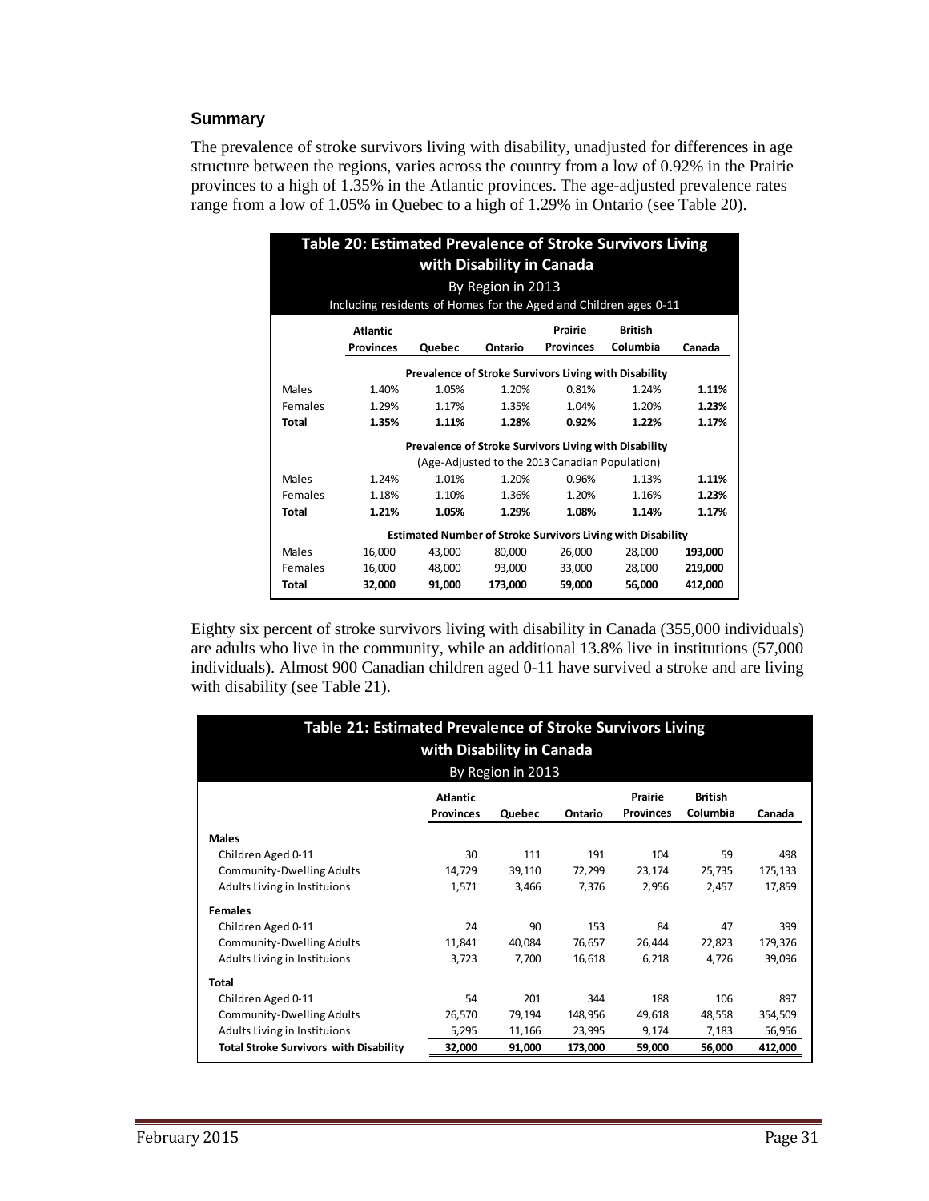### Summary

The prevalence of stroke survivors living with disability, unadjusted for differences in age structure between the regions, varies across the country from a low of 0.92% in the Prairie provinces to a high of 1.35% in the Atlantic provinces. The age-adjusted prevalence rates range from a low of 1.05% in Quebec to a high of 1.29% in Ontario (see Table 20).

**Table 20: Estimated Prevalence of Stroke Survivors Living with Disability in Canada**
By Region in 2013
Including residents of Homes for the Aged and Children ages 0-11

| | Atlantic Provinces | Quebec | Ontario | Prairie Provinces | British Columbia | Canada |
|---|---|---|---|---|---|---|
| **Prevalence of Stroke Survivors Living with Disability** | | | | | | |
| Males | 1.40% | 1.05% | 1.20% | 0.81% | 1.24% | **1.11%** |
| Females | 1.29% | 1.17% | 1.35% | 1.04% | 1.20% | **1.23%** |
| **Total** | **1.35%** | **1.11%** | **1.28%** | **0.92%** | **1.22%** | **1.17%** |
| **Prevalence of Stroke Survivors Living with Disability** (Age-Adjusted to the 2013 Canadian Population) | | | | | | |
| Males | 1.24% | 1.01% | 1.20% | 0.96% | 1.13% | **1.11%** |
| Females | 1.18% | 1.10% | 1.36% | 1.20% | 1.16% | **1.23%** |
| **Total** | **1.21%** | **1.05%** | **1.29%** | **1.08%** | **1.14%** | **1.17%** |
| **Estimated Number of Stroke Survivors Living with Disability** | | | | | | |
| Males | 16,000 | 43,000 | 80,000 | 26,000 | 28,000 | **193,000** |
| Females | 16,000 | 48,000 | 93,000 | 33,000 | 28,000 | **219,000** |
| **Total** | **32,000** | **91,000** | **173,000** | **59,000** | **56,000** | **412,000** |

Eighty six percent of stroke survivors living with disability in Canada (355,000 individuals) are adults who live in the community, while an additional 13.8% live in institutions (57,000 individuals). Almost 900 Canadian children aged 0-11 have survived a stroke and are living with disability (see Table 21).

**Table 21: Estimated Prevalence of Stroke Survivors Living with Disability in Canada**
By Region in 2013

| | Atlantic Provinces | Quebec | Ontario | Prairie Provinces | British Columbia | Canada |
|---|---|---|---|---|---|---|
| **Males** | | | | | | |
| Children Aged 0-11 | 30 | 111 | 191 | 104 | 59 | 498 |
| Community-Dwelling Adults | 14,729 | 39,110 | 72,299 | 23,174 | 25,735 | 175,133 |
| Adults Living in Instituions | 1,571 | 3,466 | 7,376 | 2,956 | 2,457 | 17,859 |
| **Females** | | | | | | |
| Children Aged 0-11 | 24 | 90 | 153 | 84 | 47 | 399 |
| Community-Dwelling Adults | 11,841 | 40,084 | 76,657 | 26,444 | 22,823 | 179,376 |
| Adults Living in Instituions | 3,723 | 7,700 | 16,618 | 6,218 | 4,726 | 39,096 |
| **Total** | | | | | | |
| Children Aged 0-11 | 54 | 201 | 344 | 188 | 106 | 897 |
| Community-Dwelling Adults | 26,570 | 79,194 | 148,956 | 49,618 | 48,558 | 354,509 |
| Adults Living in Instituions | 5,295 | 11,166 | 23,995 | 9,174 | 7,183 | 56,956 |
| **Total Stroke Survivors with Disability** | **32,000** | **91,000** | **173,000** | **59,000** | **56,000** | **412,000** |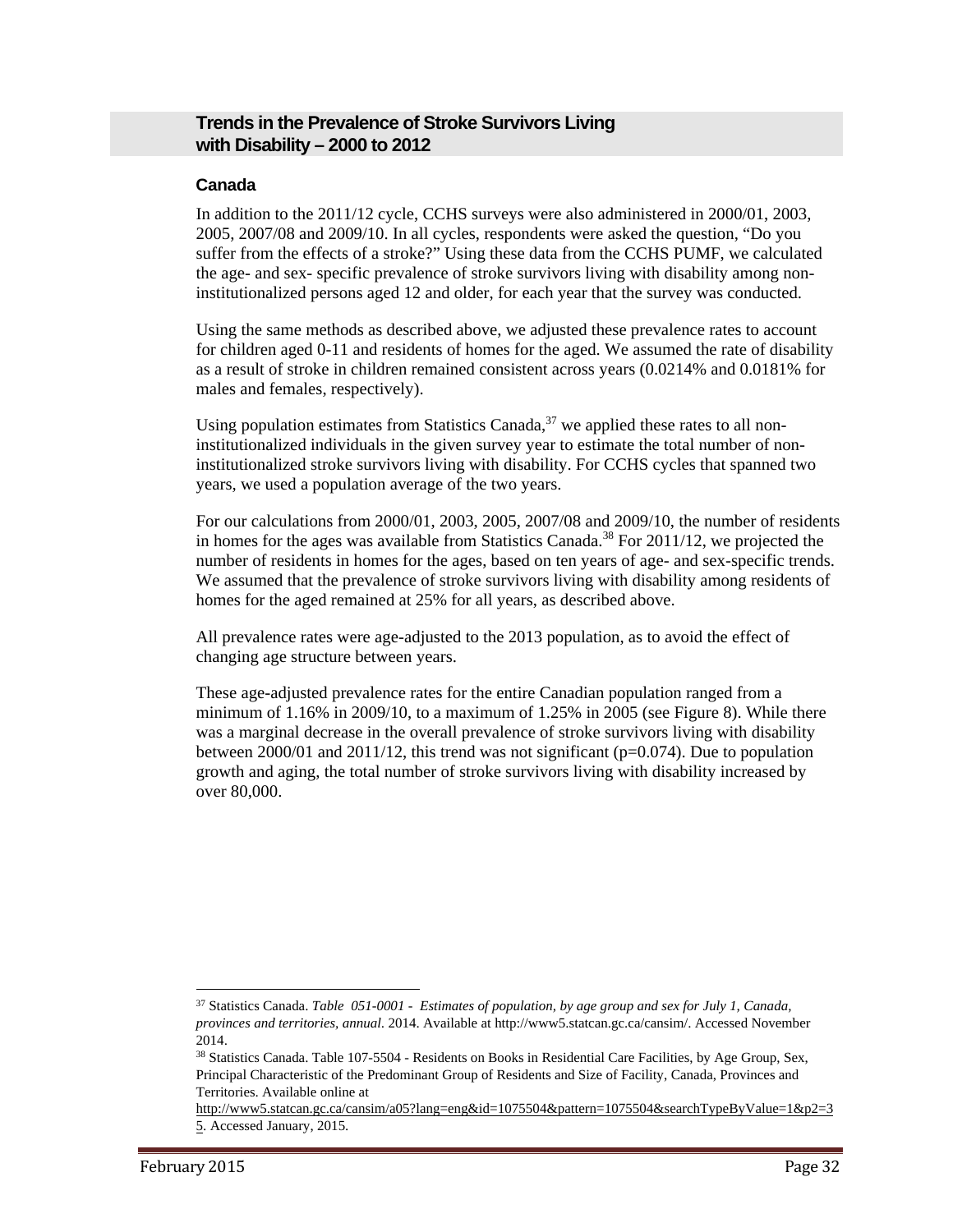## Trends in the Prevalence of Stroke Survivors Living with Disability – 2000 to 2012

### Canada

In addition to the 2011/12 cycle, CCHS surveys were also administered in 2000/01, 2003, 2005, 2007/08 and 2009/10. In all cycles, respondents were asked the question, "Do you suffer from the effects of a stroke?" Using these data from the CCHS PUMF, we calculated the age- and sex- specific prevalence of stroke survivors living with disability among non-institutionalized persons aged 12 and older, for each year that the survey was conducted.

Using the same methods as described above, we adjusted these prevalence rates to account for children aged 0-11 and residents of homes for the aged. We assumed the rate of disability as a result of stroke in children remained consistent across years (0.0214% and 0.0181% for males and females, respectively).

Using population estimates from Statistics Canada,[37] we applied these rates to all non-institutionalized individuals in the given survey year to estimate the total number of non-institutionalized stroke survivors living with disability. For CCHS cycles that spanned two years, we used a population average of the two years.

For our calculations from 2000/01, 2003, 2005, 2007/08 and 2009/10, the number of residents in homes for the ages was available from Statistics Canada.[38] For 2011/12, we projected the number of residents in homes for the ages, based on ten years of age- and sex-specific trends. We assumed that the prevalence of stroke survivors living with disability among residents of homes for the aged remained at 25% for all years, as described above.

All prevalence rates were age-adjusted to the 2013 population, as to avoid the effect of changing age structure between years.

These age-adjusted prevalence rates for the entire Canadian population ranged from a minimum of 1.16% in 2009/10, to a maximum of 1.25% in 2005 (see Figure 8). While there was a marginal decrease in the overall prevalence of stroke survivors living with disability between 2000/01 and 2011/12, this trend was not significant ($p=0.074$). Due to population growth and aging, the total number of stroke survivors living with disability increased by over 80,000.

---

[37] Statistics Canada. *Table 051-0001 - Estimates of population, by age group and sex for July 1, Canada, provinces and territories, annual.* 2014. Available at http://www5.statcan.gc.ca/cansim/. Accessed November 2014.

[38] Statistics Canada. Table 107-5504 - Residents on Books in Residential Care Facilities, by Age Group, Sex, Principal Characteristic of the Predominant Group of Residents and Size of Facility, Canada, Provinces and Territories. Available online at http://www5.statcan.gc.ca/cansim/a05?lang=eng&id=1075504&pattern=1075504&searchTypeByValue=1&p2=35. Accessed January, 2015.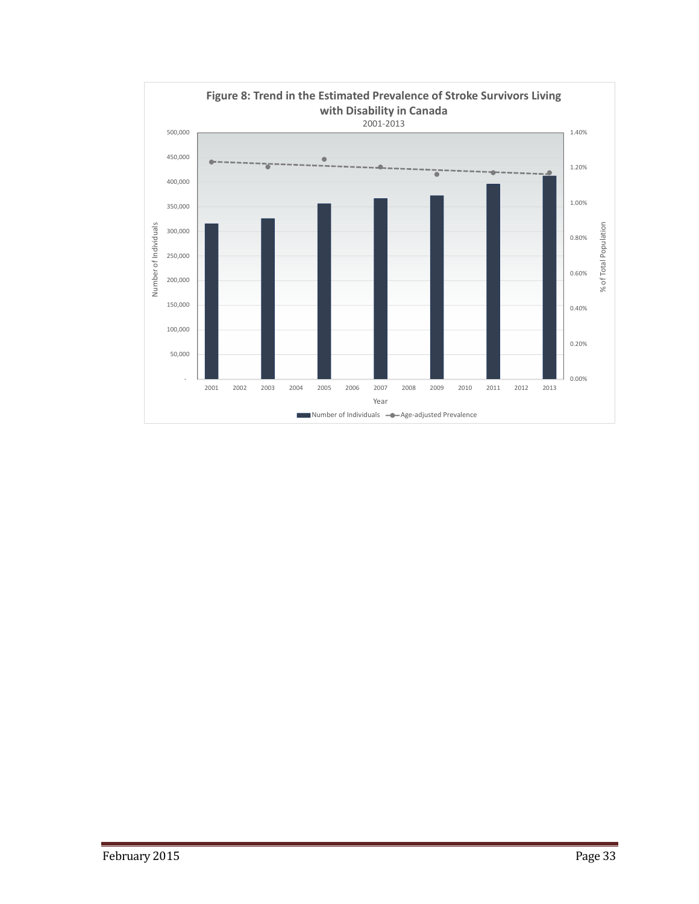**Figure 8: Trend in the Estimated Prevalence of Stroke Survivors Living with Disability in Canada**

2001-2013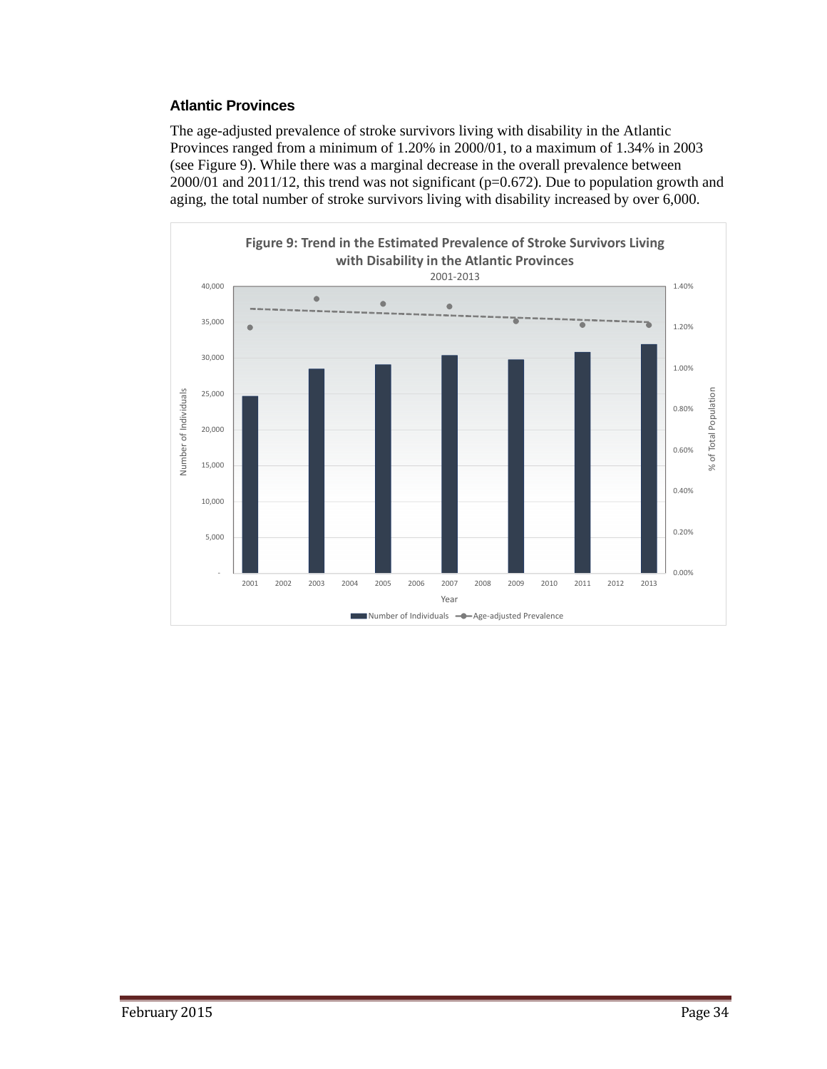### Atlantic Provinces

The age-adjusted prevalence of stroke survivors living with disability in the Atlantic Provinces ranged from a minimum of 1.20% in 2000/01, to a maximum of 1.34% in 2003 (see Figure 9). While there was a marginal decrease in the overall prevalence between 2000/01 and 2011/12, this trend was not significant (p=0.672). Due to population growth and aging, the total number of stroke survivors living with disability increased by over 6,000.

**Figure 9: Trend in the Estimated Prevalence of Stroke Survivors Living with Disability in the Atlantic Provinces**

2001-2013

Number of Individuals — Age-adjusted Prevalence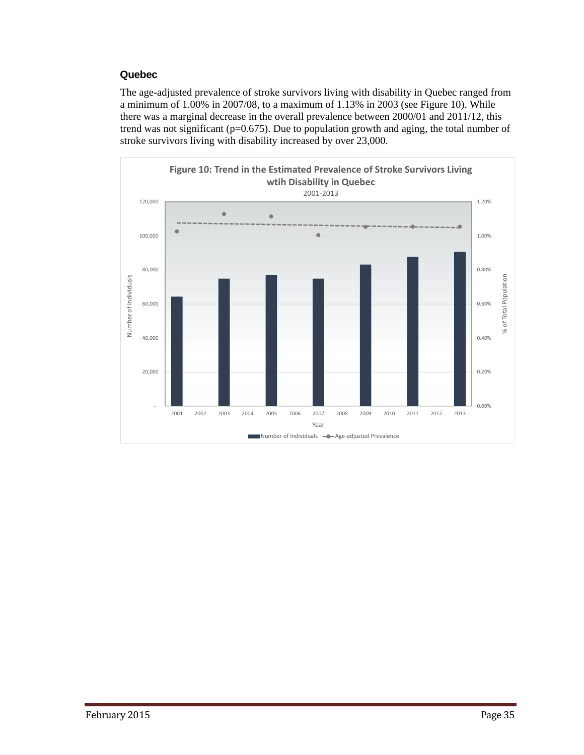### Quebec

The age-adjusted prevalence of stroke survivors living with disability in Quebec ranged from a minimum of 1.00% in 2007/08, to a maximum of 1.13% in 2003 (see Figure 10). While there was a marginal decrease in the overall prevalence between 2000/01 and 2011/12, this trend was not significant (p=0.675). Due to population growth and aging, the total number of stroke survivors living with disability increased by over 23,000.

**Figure 10: Trend in the Estimated Prevalence of Stroke Survivors Living wtih Disability in Quebec**

2001-2013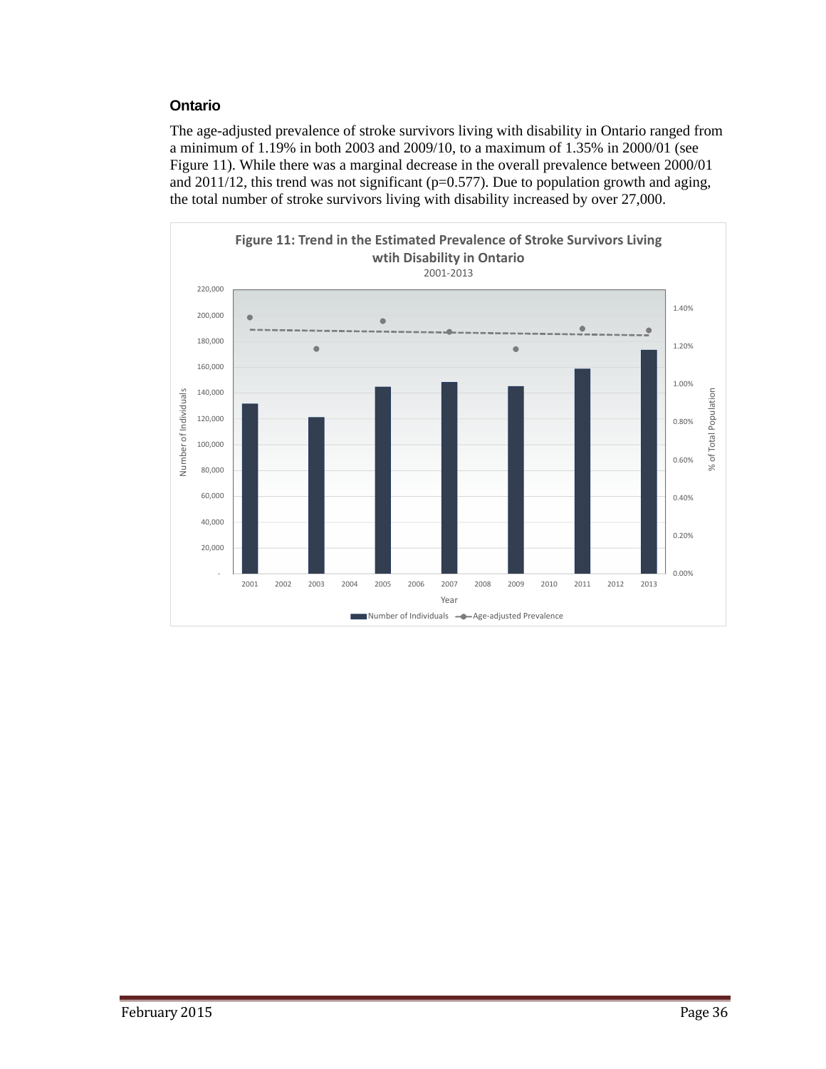### Ontario

The age-adjusted prevalence of stroke survivors living with disability in Ontario ranged from a minimum of 1.19% in both 2003 and 2009/10, to a maximum of 1.35% in 2000/01 (see Figure 11). While there was a marginal decrease in the overall prevalence between 2000/01 and 2011/12, this trend was not significant (p=0.577). Due to population growth and aging, the total number of stroke survivors living with disability increased by over 27,000.

**Figure 11: Trend in the Estimated Prevalence of Stroke Survivors Living wtih Disability in Ontario**
2001-2013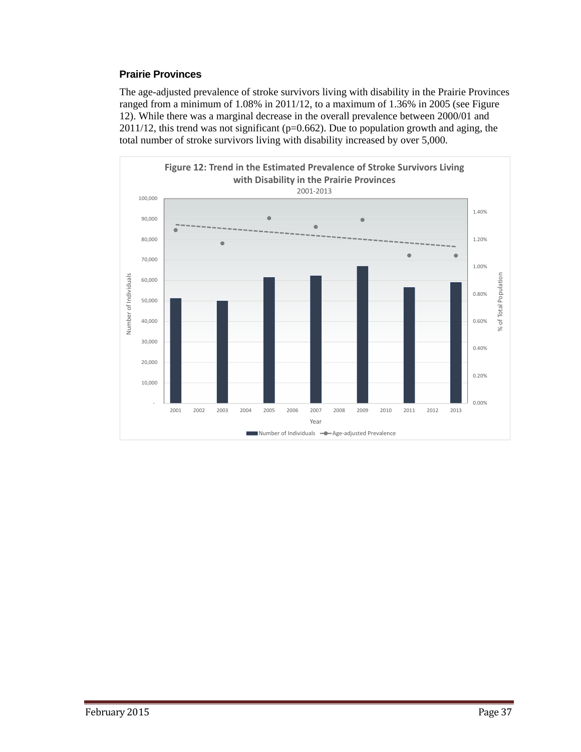### Prairie Provinces

The age-adjusted prevalence of stroke survivors living with disability in the Prairie Provinces ranged from a minimum of 1.08% in 2011/12, to a maximum of 1.36% in 2005 (see Figure 12). While there was a marginal decrease in the overall prevalence between 2000/01 and 2011/12, this trend was not significant (p=0.662). Due to population growth and aging, the total number of stroke survivors living with disability increased by over 5,000.

**Figure 12: Trend in the Estimated Prevalence of Stroke Survivors Living with Disability in the Prairie Provinces**

2001-2013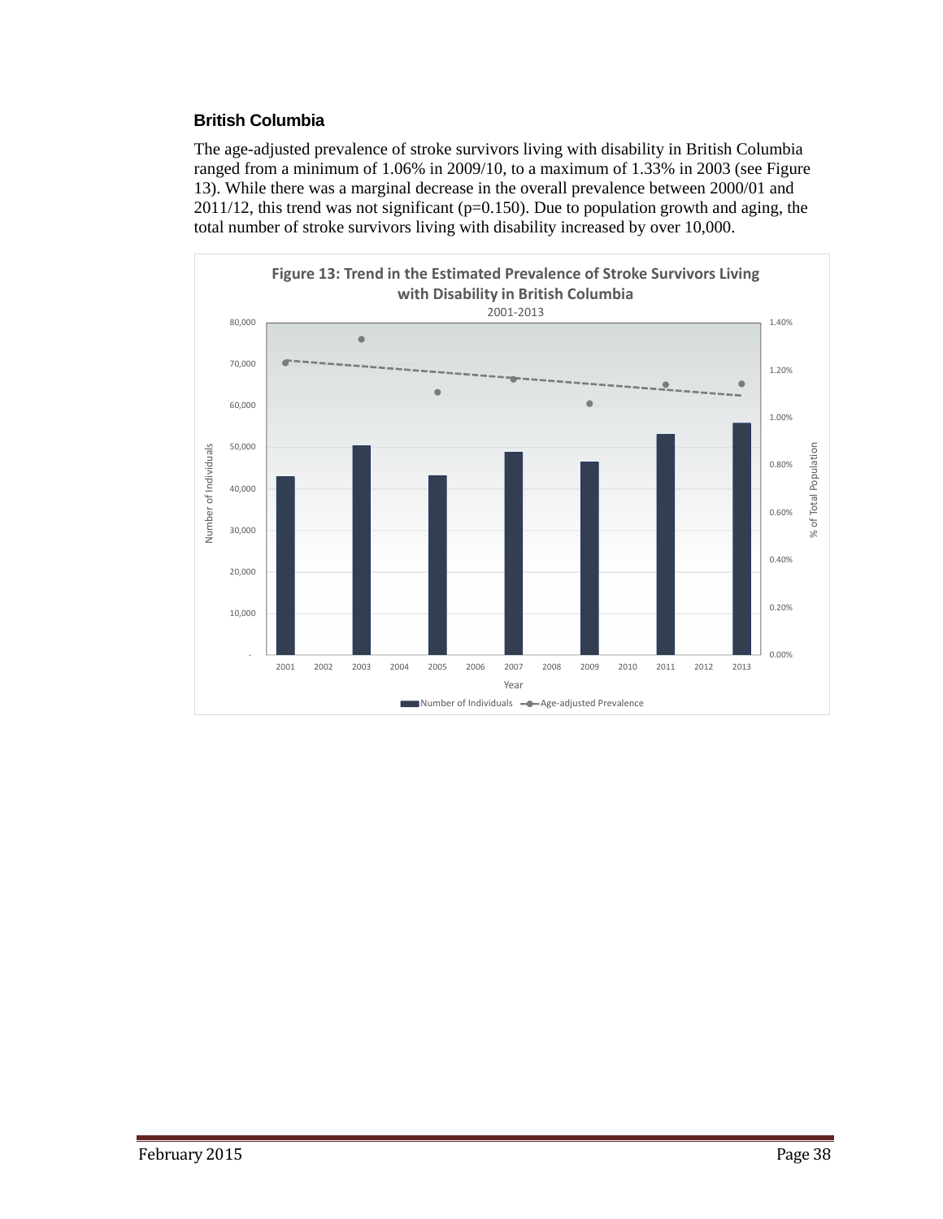### British Columbia

The age-adjusted prevalence of stroke survivors living with disability in British Columbia ranged from a minimum of 1.06% in 2009/10, to a maximum of 1.33% in 2003 (see Figure 13). While there was a marginal decrease in the overall prevalence between 2000/01 and 2011/12, this trend was not significant (p=0.150). Due to population growth and aging, the total number of stroke survivors living with disability increased by over 10,000.

**Figure 13: Trend in the Estimated Prevalence of Stroke Survivors Living with Disability in British Columbia**

2001-2013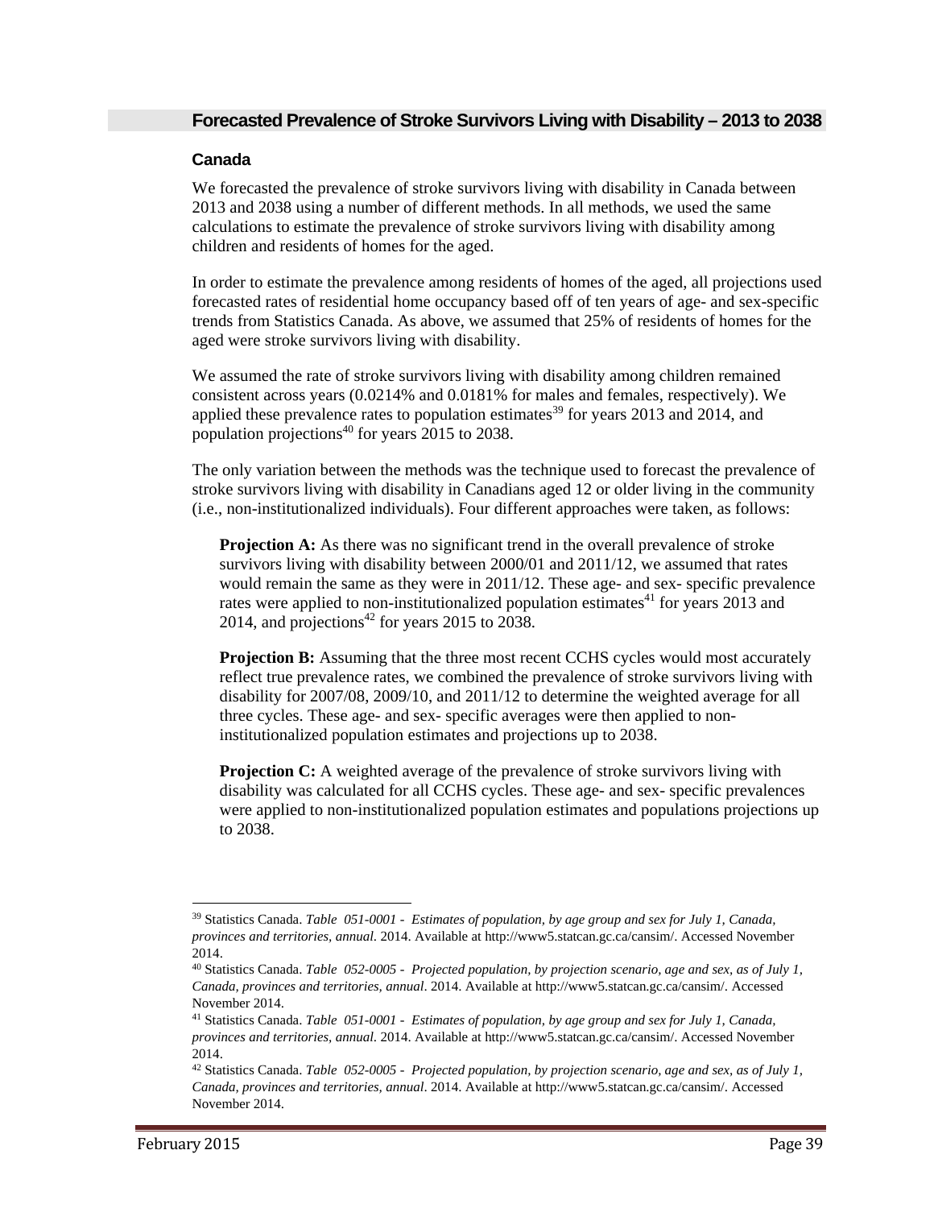## Forecasted Prevalence of Stroke Survivors Living with Disability – 2013 to 2038

### Canada

We forecasted the prevalence of stroke survivors living with disability in Canada between 2013 and 2038 using a number of different methods. In all methods, we used the same calculations to estimate the prevalence of stroke survivors living with disability among children and residents of homes for the aged.

In order to estimate the prevalence among residents of homes of the aged, all projections used forecasted rates of residential home occupancy based off of ten years of age- and sex-specific trends from Statistics Canada. As above, we assumed that 25% of residents of homes for the aged were stroke survivors living with disability.

We assumed the rate of stroke survivors living with disability among children remained consistent across years (0.0214% and 0.0181% for males and females, respectively). We applied these prevalence rates to population estimates[39] for years 2013 and 2014, and population projections[40] for years 2015 to 2038.

The only variation between the methods was the technique used to forecast the prevalence of stroke survivors living with disability in Canadians aged 12 or older living in the community (i.e., non-institutionalized individuals). Four different approaches were taken, as follows:

**Projection A:** As there was no significant trend in the overall prevalence of stroke survivors living with disability between 2000/01 and 2011/12, we assumed that rates would remain the same as they were in 2011/12. These age- and sex- specific prevalence rates were applied to non-institutionalized population estimates[41] for years 2013 and 2014, and projections[42] for years 2015 to 2038.

**Projection B:** Assuming that the three most recent CCHS cycles would most accurately reflect true prevalence rates, we combined the prevalence of stroke survivors living with disability for 2007/08, 2009/10, and 2011/12 to determine the weighted average for all three cycles. These age- and sex- specific averages were then applied to non-institutionalized population estimates and projections up to 2038.

**Projection C:** A weighted average of the prevalence of stroke survivors living with disability was calculated for all CCHS cycles. These age- and sex- specific prevalences were applied to non-institutionalized population estimates and populations projections up to 2038.

---

[39] Statistics Canada. *Table 051-0001 - Estimates of population, by age group and sex for July 1, Canada, provinces and territories, annual.* 2014. Available at http://www5.statcan.gc.ca/cansim/. Accessed November 2014.

[40] Statistics Canada. *Table 052-0005 - Projected population, by projection scenario, age and sex, as of July 1, Canada, provinces and territories, annual*. 2014. Available at http://www5.statcan.gc.ca/cansim/. Accessed November 2014.

[41] Statistics Canada. *Table 051-0001 - Estimates of population, by age group and sex for July 1, Canada, provinces and territories, annual.* 2014. Available at http://www5.statcan.gc.ca/cansim/. Accessed November 2014.

[42] Statistics Canada. *Table 052-0005 - Projected population, by projection scenario, age and sex, as of July 1, Canada, provinces and territories, annual*. 2014. Available at http://www5.statcan.gc.ca/cansim/. Accessed November 2014.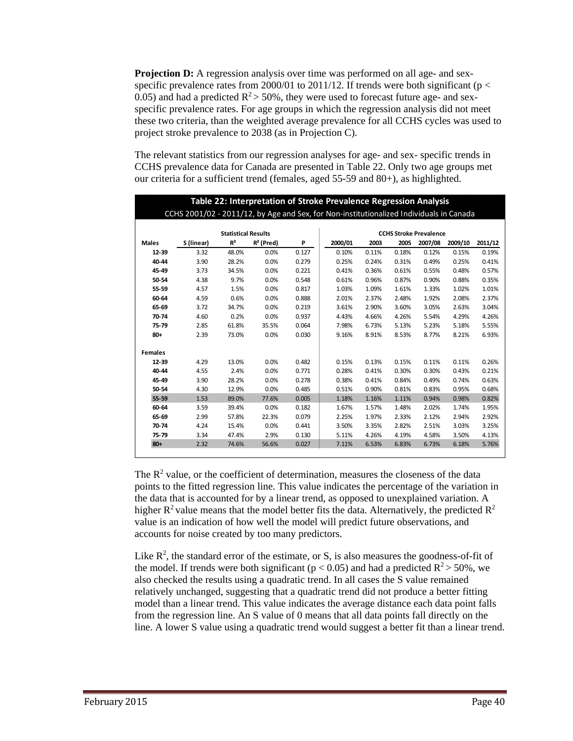**Projection D:** A regression analysis over time was performed on all age- and sex-specific prevalence rates from 2000/01 to 2011/12. If trends were both significant ($p < 0.05$) and had a predicted $R^2 > 50\%$, they were used to forecast future age- and sex-specific prevalence rates. For age groups in which the regression analysis did not meet these two criteria, than the weighted average prevalence for all CCHS cycles was used to project stroke prevalence to 2038 (as in Projection C).

The relevant statistics from our regression analyses for age- and sex- specific trends in CCHS prevalence data for Canada are presented in Table 22. Only two age groups met our criteria for a sufficient trend (females, aged 55-59 and 80+), as highlighted.

**Table 22: Interpretation of Stroke Prevalence Regression Analysis**

CCHS 2001/02 - 2011/12, by Age and Sex, for Non-institutionalized Individuals in Canada

| | Statistical Results | | | | CCHS Stroke Prevalence | | | | | |
|---|---|---|---|---|---|---|---|---|---|---|
| **Males** | **S (linear)** | **R²** | **R² (Pred)** | **P** | **2000/01** | **2003** | **2005** | **2007/08** | **2009/10** | **2011/12** |
| **12-39** | 3.32 | 48.0% | 0.0% | 0.127 | 0.10% | 0.11% | 0.18% | 0.12% | 0.15% | 0.19% |
| **40-44** | 3.90 | 28.2% | 0.0% | 0.279 | 0.25% | 0.24% | 0.31% | 0.49% | 0.25% | 0.41% |
| **45-49** | 3.73 | 34.5% | 0.0% | 0.221 | 0.41% | 0.36% | 0.61% | 0.55% | 0.48% | 0.57% |
| **50-54** | 4.38 | 9.7% | 0.0% | 0.548 | 0.61% | 0.96% | 0.87% | 0.90% | 0.88% | 0.35% |
| **55-59** | 4.57 | 1.5% | 0.0% | 0.817 | 1.03% | 1.09% | 1.61% | 1.33% | 1.02% | 1.01% |
| **60-64** | 4.59 | 0.6% | 0.0% | 0.888 | 2.01% | 2.37% | 2.48% | 1.92% | 2.08% | 2.37% |
| **65-69** | 3.72 | 34.7% | 0.0% | 0.219 | 3.61% | 2.90% | 3.60% | 3.05% | 2.63% | 3.04% |
| **70-74** | 4.60 | 0.2% | 0.0% | 0.937 | 4.43% | 4.66% | 4.26% | 5.54% | 4.29% | 4.26% |
| **75-79** | 2.85 | 61.8% | 35.5% | 0.064 | 7.98% | 6.73% | 5.13% | 5.23% | 5.18% | 5.55% |
| **80+** | 2.39 | 73.0% | 0.0% | 0.030 | 9.16% | 8.91% | 8.53% | 8.77% | 8.21% | 6.93% |
| **Females** | | | | | | | | | | |
| **12-39** | 4.29 | 13.0% | 0.0% | 0.482 | 0.15% | 0.13% | 0.15% | 0.11% | 0.11% | 0.26% |
| **40-44** | 4.55 | 2.4% | 0.0% | 0.771 | 0.28% | 0.41% | 0.30% | 0.30% | 0.43% | 0.21% |
| **45-49** | 3.90 | 28.2% | 0.0% | 0.278 | 0.38% | 0.41% | 0.84% | 0.49% | 0.74% | 0.63% |
| **50-54** | 4.30 | 12.9% | 0.0% | 0.485 | 0.51% | 0.90% | 0.81% | 0.83% | 0.95% | 0.68% |
| **55-59** | 1.53 | 89.0% | 77.6% | 0.005 | 1.18% | 1.16% | 1.11% | 0.94% | 0.98% | 0.82% |
| **60-64** | 3.59 | 39.4% | 0.0% | 0.182 | 1.67% | 1.57% | 1.48% | 2.02% | 1.74% | 1.95% |
| **65-69** | 2.99 | 57.8% | 22.3% | 0.079 | 2.25% | 1.97% | 2.33% | 2.12% | 2.94% | 2.92% |
| **70-74** | 4.24 | 15.4% | 0.0% | 0.441 | 3.50% | 3.35% | 2.82% | 2.51% | 3.03% | 3.25% |
| **75-79** | 3.34 | 47.4% | 2.9% | 0.130 | 5.11% | 4.26% | 4.19% | 4.58% | 3.50% | 4.13% |
| **80+** | 2.32 | 74.6% | 56.6% | 0.027 | 7.11% | 6.53% | 6.83% | 6.73% | 6.18% | 5.76% |

The $R^2$ value, or the coefficient of determination, measures the closeness of the data points to the fitted regression line. This value indicates the percentage of the variation in the data that is accounted for by a linear trend, as opposed to unexplained variation. A higher $R^2$ value means that the model better fits the data. Alternatively, the predicted $R^2$ value is an indication of how well the model will predict future observations, and accounts for noise created by too many predictors.

Like $R^2$, the standard error of the estimate, or S, is also measures the goodness-of-fit of the model. If trends were both significant ($p < 0.05$) and had a predicted $R^2 > 50\%$, we also checked the results using a quadratic trend. In all cases the S value remained relatively unchanged, suggesting that a quadratic trend did not produce a better fitting model than a linear trend. This value indicates the average distance each data point falls from the regression line. An S value of 0 means that all data points fall directly on the line. A lower S value using a quadratic trend would suggest a better fit than a linear trend.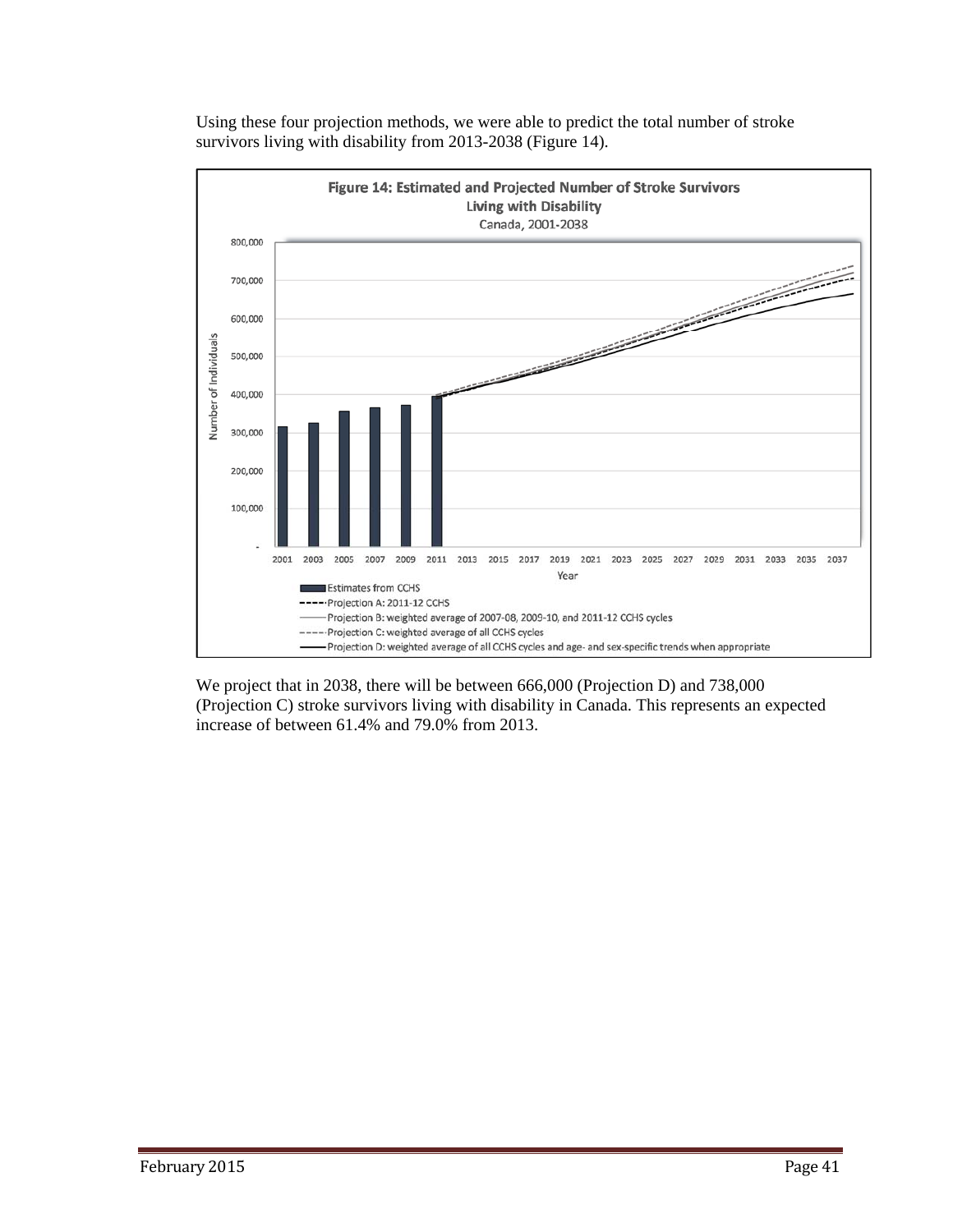Using these four projection methods, we were able to predict the total number of stroke survivors living with disability from 2013-2038 (Figure 14).

**Figure 14: Estimated and Projected Number of Stroke Survivors Living with Disability**
Canada, 2001-2038

We project that in 2038, there will be between 666,000 (Projection D) and 738,000 (Projection C) stroke survivors living with disability in Canada. This represents an expected increase of between 61.4% and 79.0% from 2013.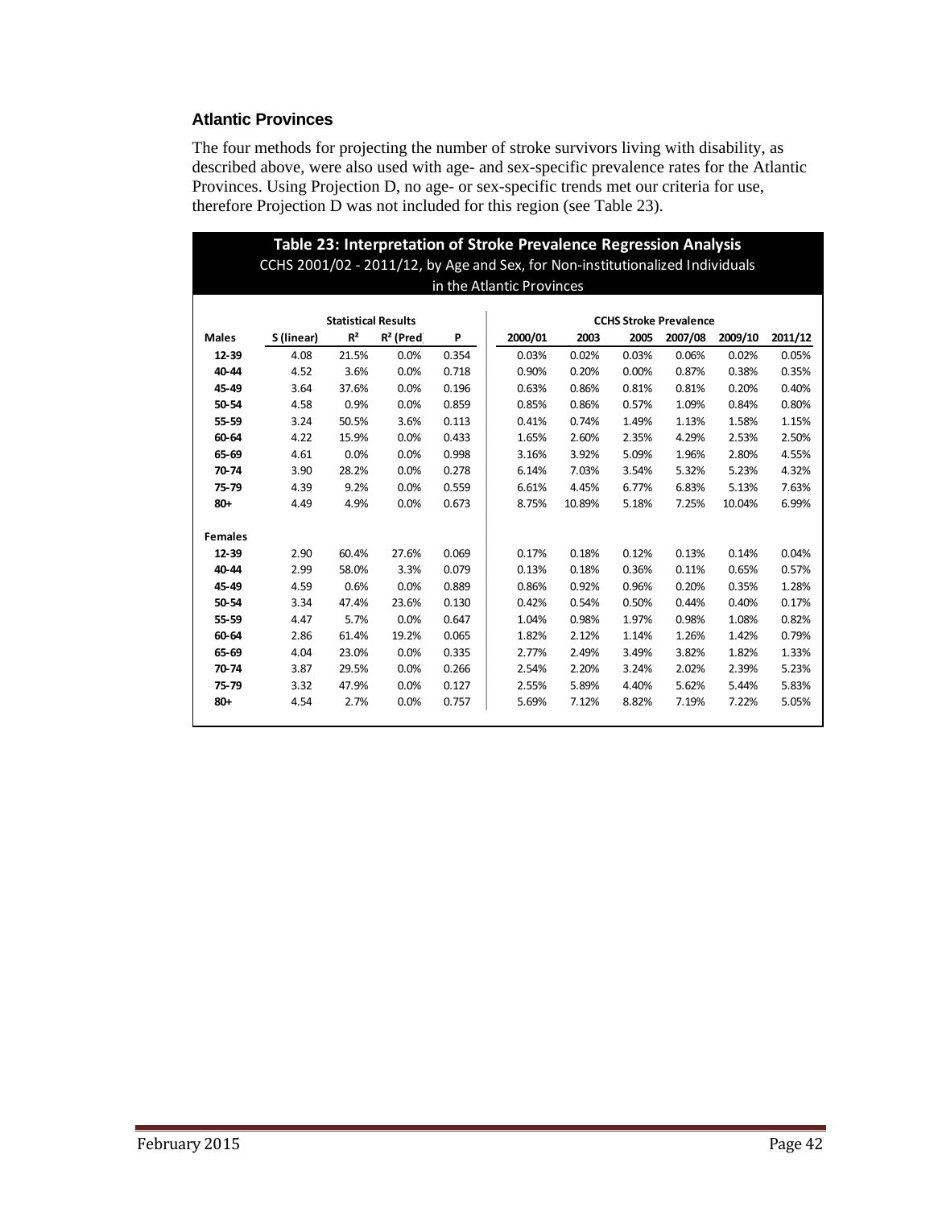### Atlantic Provinces

The four methods for projecting the number of stroke survivors living with disability, as described above, were also used with age- and sex-specific prevalence rates for the Atlantic Provinces. Using Projection D, no age- or sex-specific trends met our criteria for use, therefore Projection D was not included for this region (see Table 23).

**Table 23: Interpretation of Stroke Prevalence Regression Analysis**

CCHS 2001/02 - 2011/12, by Age and Sex, for Non-institutionalized Individuals in the Atlantic Provinces

| | Statistical Results | | | | CCHS Stroke Prevalence | | | | | |
|---|---|---|---|---|---|---|---|---|---|---|
| **Males** | **S (linear)** | **$R^2$** | **$R^2$ (Pred** | **P** | **2000/01** | **2003** | **2005** | **2007/08** | **2009/10** | **2011/12** |
| **12-39** | 4.08 | 21.5% | 0.0% | 0.354 | 0.03% | 0.02% | 0.03% | 0.06% | 0.02% | 0.05% |
| **40-44** | 4.52 | 3.6% | 0.0% | 0.718 | 0.90% | 0.20% | 0.00% | 0.87% | 0.38% | 0.35% |
| **45-49** | 3.64 | 37.6% | 0.0% | 0.196 | 0.63% | 0.86% | 0.81% | 0.81% | 0.20% | 0.40% |
| **50-54** | 4.58 | 0.9% | 0.0% | 0.859 | 0.85% | 0.86% | 0.57% | 1.09% | 0.84% | 0.80% |
| **55-59** | 3.24 | 50.5% | 3.6% | 0.113 | 0.41% | 0.74% | 1.49% | 1.13% | 1.58% | 1.15% |
| **60-64** | 4.22 | 15.9% | 0.0% | 0.433 | 1.65% | 2.60% | 2.35% | 4.29% | 2.53% | 2.50% |
| **65-69** | 4.61 | 0.0% | 0.0% | 0.998 | 3.16% | 3.92% | 5.09% | 1.96% | 2.80% | 4.55% |
| **70-74** | 3.90 | 28.2% | 0.0% | 0.278 | 6.14% | 7.03% | 3.54% | 5.32% | 5.23% | 4.32% |
| **75-79** | 4.39 | 9.2% | 0.0% | 0.559 | 6.61% | 4.45% | 6.77% | 6.83% | 5.13% | 7.63% |
| **80+** | 4.49 | 4.9% | 0.0% | 0.673 | 8.75% | 10.89% | 5.18% | 7.25% | 10.04% | 6.99% |
| **Females** | | | | | | | | | | |
| **12-39** | 2.90 | 60.4% | 27.6% | 0.069 | 0.17% | 0.18% | 0.12% | 0.13% | 0.14% | 0.04% |
| **40-44** | 2.99 | 58.0% | 3.3% | 0.079 | 0.13% | 0.18% | 0.36% | 0.11% | 0.65% | 0.57% |
| **45-49** | 4.59 | 0.6% | 0.0% | 0.889 | 0.86% | 0.92% | 0.96% | 0.20% | 0.35% | 1.28% |
| **50-54** | 3.34 | 47.4% | 23.6% | 0.130 | 0.42% | 0.54% | 0.50% | 0.44% | 0.40% | 0.17% |
| **55-59** | 4.47 | 5.7% | 0.0% | 0.647 | 1.04% | 0.98% | 1.97% | 0.98% | 1.08% | 0.82% |
| **60-64** | 2.86 | 61.4% | 19.2% | 0.065 | 1.82% | 2.12% | 1.14% | 1.26% | 1.42% | 0.79% |
| **65-69** | 4.04 | 23.0% | 0.0% | 0.335 | 2.77% | 2.49% | 3.49% | 3.82% | 1.82% | 1.33% |
| **70-74** | 3.87 | 29.5% | 0.0% | 0.266 | 2.54% | 2.20% | 3.24% | 2.02% | 2.39% | 5.23% |
| **75-79** | 3.32 | 47.9% | 0.0% | 0.127 | 2.55% | 5.89% | 4.40% | 5.62% | 5.44% | 5.83% |
| **80+** | 4.54 | 2.7% | 0.0% | 0.757 | 5.69% | 7.12% | 8.82% | 7.19% | 7.22% | 5.05% |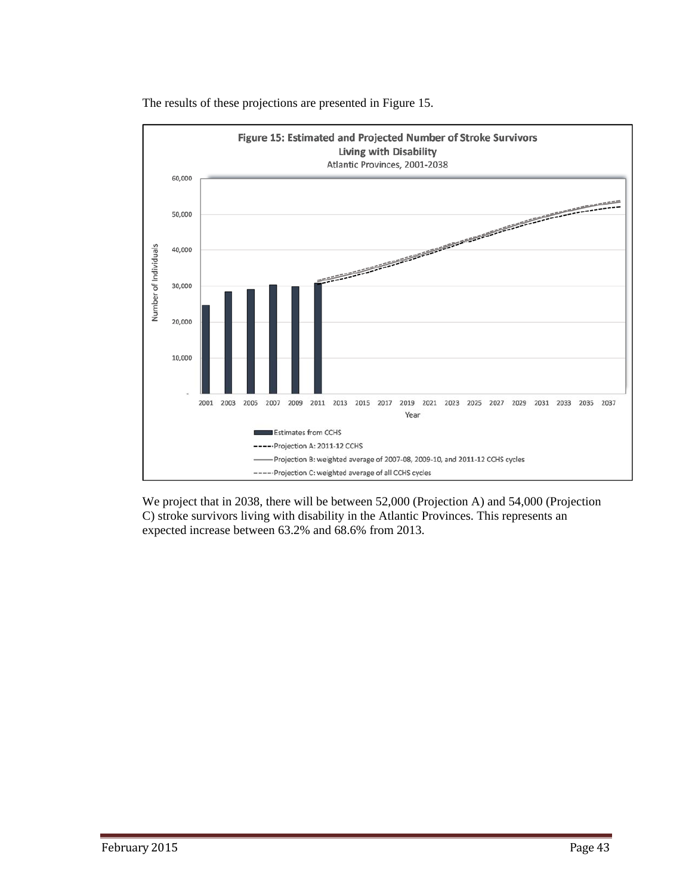The results of these projections are presented in Figure 15.

**Figure 15: Estimated and Projected Number of Stroke Survivors Living with Disability**
Atlantic Provinces, 2001-2038

We project that in 2038, there will be between 52,000 (Projection A) and 54,000 (Projection C) stroke survivors living with disability in the Atlantic Provinces. This represents an expected increase between 63.2% and 68.6% from 2013.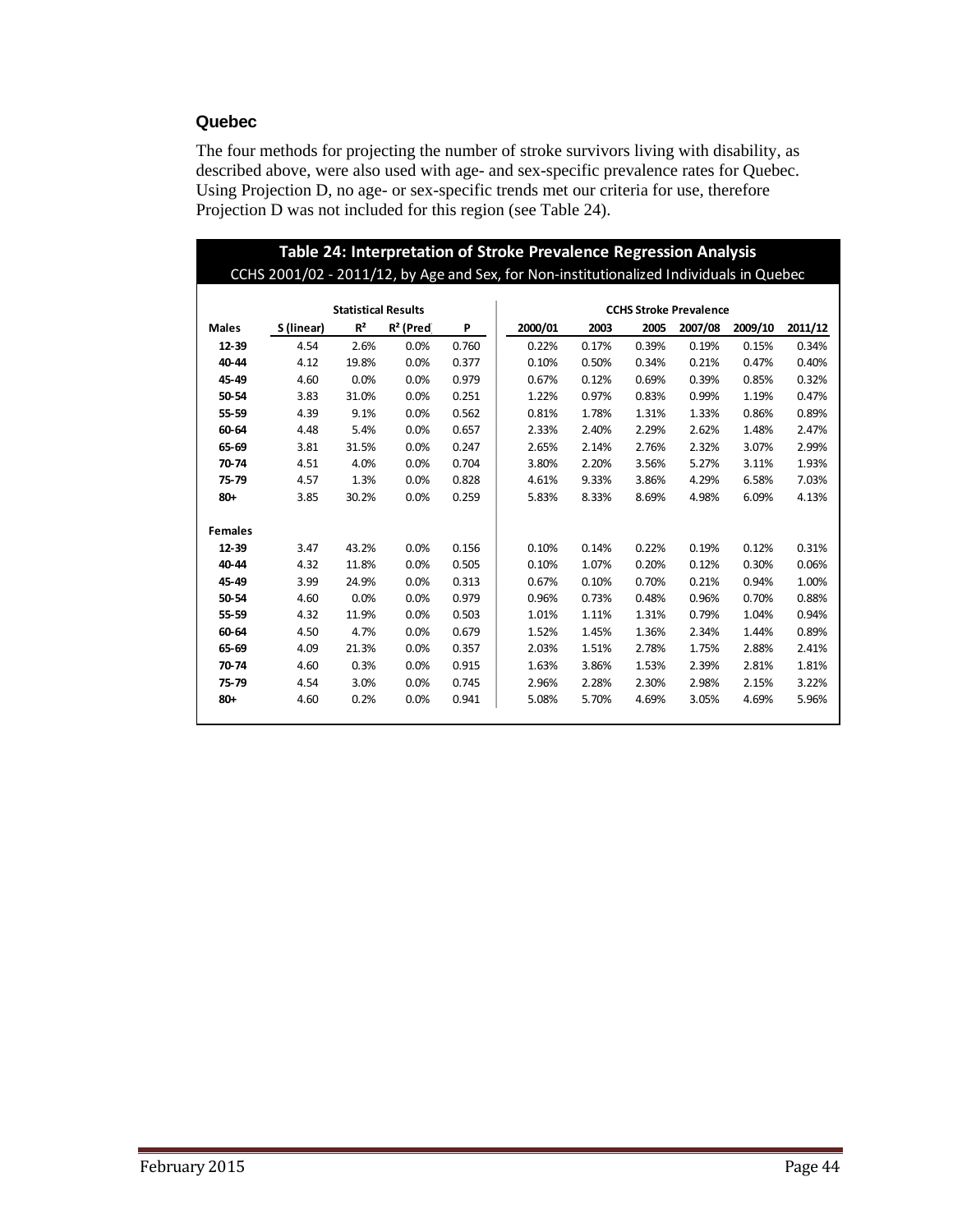### Quebec

The four methods for projecting the number of stroke survivors living with disability, as described above, were also used with age- and sex-specific prevalence rates for Quebec. Using Projection D, no age- or sex-specific trends met our criteria for use, therefore Projection D was not included for this region (see Table 24).

**Table 24: Interpretation of Stroke Prevalence Regression Analysis**

CCHS 2001/02 - 2011/12, by Age and Sex, for Non-institutionalized Individuals in Quebec

| | Statistical Results | | | | CCHS Stroke Prevalence | | | | | |
|---|---|---|---|---|---|---|---|---|---|---|
| **Males** | **S (linear)** | **$R^2$** | **$R^2$ (Pred** | **P** | **2000/01** | **2003** | **2005** | **2007/08** | **2009/10** | **2011/12** |
| **12-39** | 4.54 | 2.6% | 0.0% | 0.760 | 0.22% | 0.17% | 0.39% | 0.19% | 0.15% | 0.34% |
| **40-44** | 4.12 | 19.8% | 0.0% | 0.377 | 0.10% | 0.50% | 0.34% | 0.21% | 0.47% | 0.40% |
| **45-49** | 4.60 | 0.0% | 0.0% | 0.979 | 0.67% | 0.12% | 0.69% | 0.39% | 0.85% | 0.32% |
| **50-54** | 3.83 | 31.0% | 0.0% | 0.251 | 1.22% | 0.97% | 0.83% | 0.99% | 1.19% | 0.47% |
| **55-59** | 4.39 | 9.1% | 0.0% | 0.562 | 0.81% | 1.78% | 1.31% | 1.33% | 0.86% | 0.89% |
| **60-64** | 4.48 | 5.4% | 0.0% | 0.657 | 2.33% | 2.40% | 2.29% | 2.62% | 1.48% | 2.47% |
| **65-69** | 3.81 | 31.5% | 0.0% | 0.247 | 2.65% | 2.14% | 2.76% | 2.32% | 3.07% | 2.99% |
| **70-74** | 4.51 | 4.0% | 0.0% | 0.704 | 3.80% | 2.20% | 3.56% | 5.27% | 3.11% | 1.93% |
| **75-79** | 4.57 | 1.3% | 0.0% | 0.828 | 4.61% | 9.33% | 3.86% | 4.29% | 6.58% | 7.03% |
| **80+** | 3.85 | 30.2% | 0.0% | 0.259 | 5.83% | 8.33% | 8.69% | 4.98% | 6.09% | 4.13% |
| **Females** | | | | | | | | | | |
| **12-39** | 3.47 | 43.2% | 0.0% | 0.156 | 0.10% | 0.14% | 0.22% | 0.19% | 0.12% | 0.31% |
| **40-44** | 4.32 | 11.8% | 0.0% | 0.505 | 0.10% | 1.07% | 0.20% | 0.12% | 0.30% | 0.06% |
| **45-49** | 3.99 | 24.9% | 0.0% | 0.313 | 0.67% | 0.10% | 0.70% | 0.21% | 0.94% | 1.00% |
| **50-54** | 4.60 | 0.0% | 0.0% | 0.979 | 0.96% | 0.73% | 0.48% | 0.96% | 0.70% | 0.88% |
| **55-59** | 4.32 | 11.9% | 0.0% | 0.503 | 1.01% | 1.11% | 1.31% | 0.79% | 1.04% | 0.94% |
| **60-64** | 4.50 | 4.7% | 0.0% | 0.679 | 1.52% | 1.45% | 1.36% | 2.34% | 1.44% | 0.89% |
| **65-69** | 4.09 | 21.3% | 0.0% | 0.357 | 2.03% | 1.51% | 2.78% | 1.75% | 2.88% | 2.41% |
| **70-74** | 4.60 | 0.3% | 0.0% | 0.915 | 1.63% | 3.86% | 1.53% | 2.39% | 2.81% | 1.81% |
| **75-79** | 4.54 | 3.0% | 0.0% | 0.745 | 2.96% | 2.28% | 2.30% | 2.98% | 2.15% | 3.22% |
| **80+** | 4.60 | 0.2% | 0.0% | 0.941 | 5.08% | 5.70% | 4.69% | 3.05% | 4.69% | 5.96% |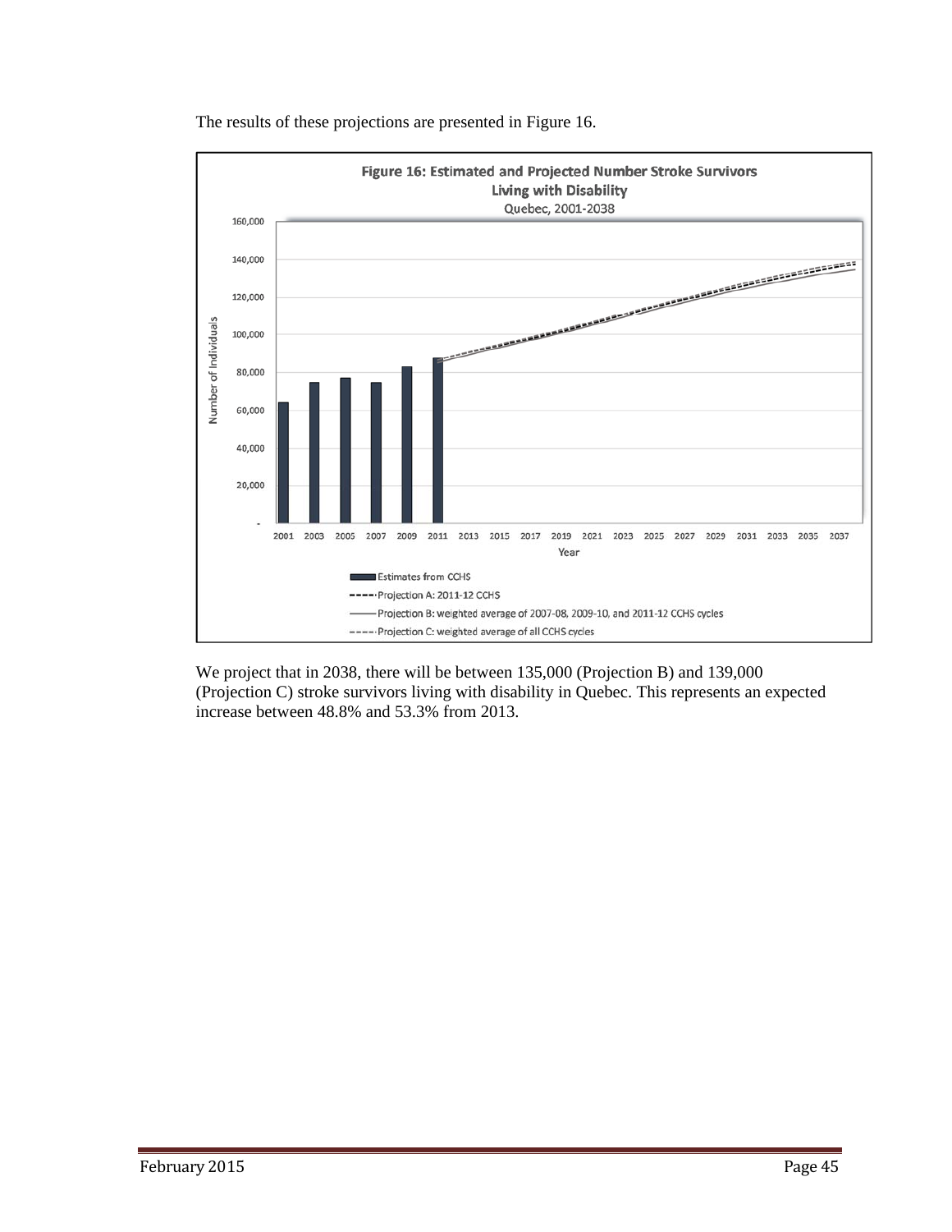The results of these projections are presented in Figure 16.

**Figure 16: Estimated and Projected Number Stroke Survivors Living with Disability**
Quebec, 2001-2038

We project that in 2038, there will be between 135,000 (Projection B) and 139,000 (Projection C) stroke survivors living with disability in Quebec. This represents an expected increase between 48.8% and 53.3% from 2013.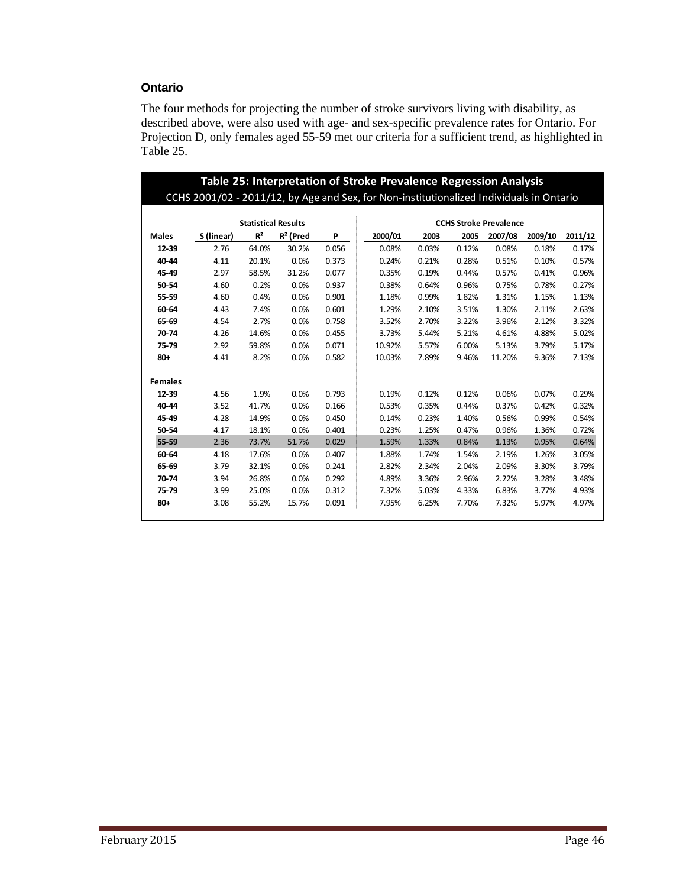## Ontario

The four methods for projecting the number of stroke survivors living with disability, as described above, were also used with age- and sex-specific prevalence rates for Ontario. For Projection D, only females aged 55-59 met our criteria for a sufficient trend, as highlighted in Table 25.

**Table 25: Interpretation of Stroke Prevalence Regression Analysis**

CCHS 2001/02 - 2011/12, by Age and Sex, for Non-institutionalized Individuals in Ontario

| | Statistical Results | | | | CCHS Stroke Prevalence | | | | | |
|---|---|---|---|---|---|---|---|---|---|---|
| **Males** | **S (linear)** | **$R^2$** | **$R^2$ (Pred** | **P** | **2000/01** | **2003** | **2005** | **2007/08** | **2009/10** | **2011/12** |
| **12-39** | 2.76 | 64.0% | 30.2% | 0.056 | 0.08% | 0.03% | 0.12% | 0.08% | 0.18% | 0.17% |
| **40-44** | 4.11 | 20.1% | 0.0% | 0.373 | 0.24% | 0.21% | 0.28% | 0.51% | 0.10% | 0.57% |
| **45-49** | 2.97 | 58.5% | 31.2% | 0.077 | 0.35% | 0.19% | 0.44% | 0.57% | 0.41% | 0.96% |
| **50-54** | 4.60 | 0.2% | 0.0% | 0.937 | 0.38% | 0.64% | 0.96% | 0.75% | 0.78% | 0.27% |
| **55-59** | 4.60 | 0.4% | 0.0% | 0.901 | 1.18% | 0.99% | 1.82% | 1.31% | 1.15% | 1.13% |
| **60-64** | 4.43 | 7.4% | 0.0% | 0.601 | 1.29% | 2.10% | 3.51% | 1.30% | 2.11% | 2.63% |
| **65-69** | 4.54 | 2.7% | 0.0% | 0.758 | 3.52% | 2.70% | 3.22% | 3.96% | 2.12% | 3.32% |
| **70-74** | 4.26 | 14.6% | 0.0% | 0.455 | 3.73% | 5.44% | 5.21% | 4.61% | 4.88% | 5.02% |
| **75-79** | 2.92 | 59.8% | 0.0% | 0.071 | 10.92% | 5.57% | 6.00% | 5.13% | 3.79% | 5.17% |
| **80+** | 4.41 | 8.2% | 0.0% | 0.582 | 10.03% | 7.89% | 9.46% | 11.20% | 9.36% | 7.13% |
| **Females** | | | | | | | | | | |
| **12-39** | 4.56 | 1.9% | 0.0% | 0.793 | 0.19% | 0.12% | 0.12% | 0.06% | 0.07% | 0.29% |
| **40-44** | 3.52 | 41.7% | 0.0% | 0.166 | 0.53% | 0.35% | 0.44% | 0.37% | 0.42% | 0.32% |
| **45-49** | 4.28 | 14.9% | 0.0% | 0.450 | 0.14% | 0.23% | 1.40% | 0.56% | 0.99% | 0.54% |
| **50-54** | 4.17 | 18.1% | 0.0% | 0.401 | 0.23% | 1.25% | 0.47% | 0.96% | 1.36% | 0.72% |
| **55-59** | 2.36 | 73.7% | 51.7% | 0.029 | 1.59% | 1.33% | 0.84% | 1.13% | 0.95% | 0.64% |
| **60-64** | 4.18 | 17.6% | 0.0% | 0.407 | 1.88% | 1.74% | 1.54% | 2.19% | 1.26% | 3.05% |
| **65-69** | 3.79 | 32.1% | 0.0% | 0.241 | 2.82% | 2.34% | 2.04% | 2.09% | 3.30% | 3.79% |
| **70-74** | 3.94 | 26.8% | 0.0% | 0.292 | 4.89% | 3.36% | 2.96% | 2.22% | 3.28% | 3.48% |
| **75-79** | 3.99 | 25.0% | 0.0% | 0.312 | 7.32% | 5.03% | 4.33% | 6.83% | 3.77% | 4.93% |
| **80+** | 3.08 | 55.2% | 15.7% | 0.091 | 7.95% | 6.25% | 7.70% | 7.32% | 5.97% | 4.97% |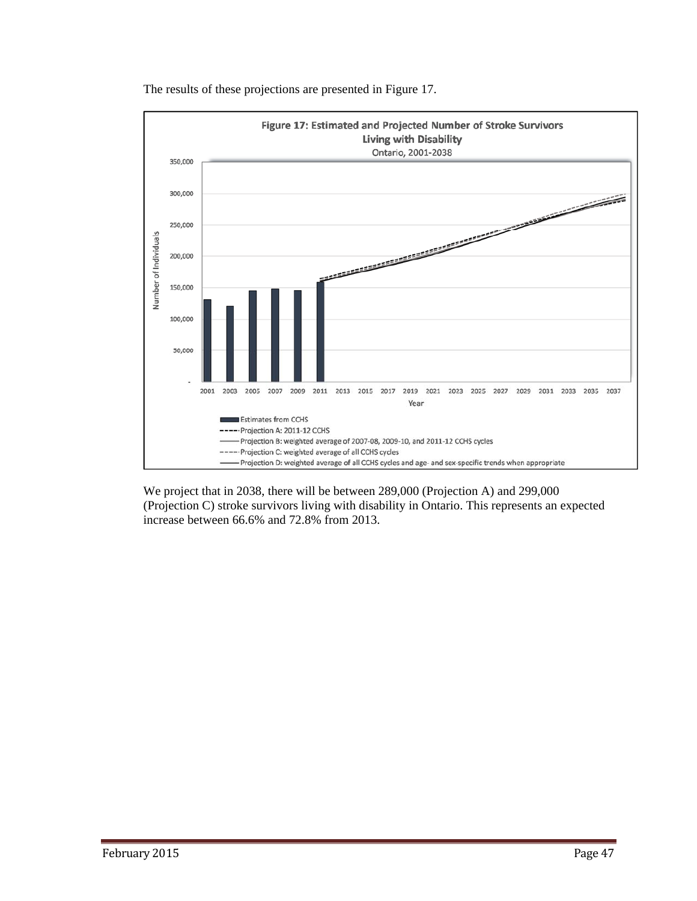The results of these projections are presented in Figure 17.

**Figure 17: Estimated and Projected Number of Stroke Survivors Living with Disability**
Ontario, 2001-2038

- Estimates from CCHS
- Projection A: 2011-12 CCHS
- Projection B: weighted average of 2007-08, 2009-10, and 2011-12 CCHS cycles
- Projection C: weighted average of all CCHS cycles
- Projection D: weighted average of all CCHS cycles and age- and sex-specific trends when appropriate

We project that in 2038, there will be between 289,000 (Projection A) and 299,000 (Projection C) stroke survivors living with disability in Ontario. This represents an expected increase between 66.6% and 72.8% from 2013.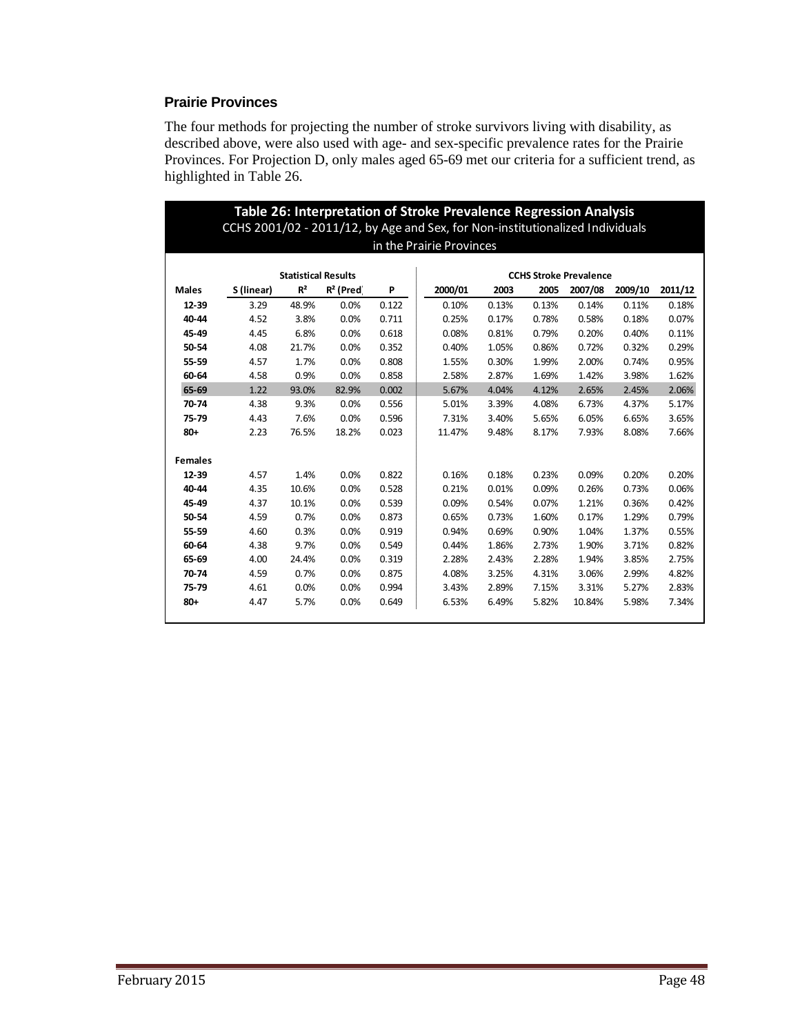### Prairie Provinces

The four methods for projecting the number of stroke survivors living with disability, as described above, were also used with age- and sex-specific prevalence rates for the Prairie Provinces. For Projection D, only males aged 65-69 met our criteria for a sufficient trend, as highlighted in Table 26.

**Table 26: Interpretation of Stroke Prevalence Regression Analysis**
CCHS 2001/02 - 2011/12, by Age and Sex, for Non-institutionalized Individuals in the Prairie Provinces

| | Statistical Results | | | | CCHS Stroke Prevalence | | | | | |
|---|---|---|---|---|---|---|---|---|---|---|
| **Males** | **S (linear)** | **$R^2$** | **$R^2$ (Pred)** | **P** | **2000/01** | **2003** | **2005** | **2007/08** | **2009/10** | **2011/12** |
| **12-39** | 3.29 | 48.9% | 0.0% | 0.122 | 0.10% | 0.13% | 0.13% | 0.14% | 0.11% | 0.18% |
| **40-44** | 4.52 | 3.8% | 0.0% | 0.711 | 0.25% | 0.17% | 0.78% | 0.58% | 0.18% | 0.07% |
| **45-49** | 4.45 | 6.8% | 0.0% | 0.618 | 0.08% | 0.81% | 0.79% | 0.20% | 0.40% | 0.11% |
| **50-54** | 4.08 | 21.7% | 0.0% | 0.352 | 0.40% | 1.05% | 0.86% | 0.72% | 0.32% | 0.29% |
| **55-59** | 4.57 | 1.7% | 0.0% | 0.808 | 1.55% | 0.30% | 1.99% | 2.00% | 0.74% | 0.95% |
| **60-64** | 4.58 | 0.9% | 0.0% | 0.858 | 2.58% | 2.87% | 1.69% | 1.42% | 3.98% | 1.62% |
| **65-69** | 1.22 | 93.0% | 82.9% | 0.002 | 5.67% | 4.04% | 4.12% | 2.65% | 2.45% | 2.06% |
| **70-74** | 4.38 | 9.3% | 0.0% | 0.556 | 5.01% | 3.39% | 4.08% | 6.73% | 4.37% | 5.17% |
| **75-79** | 4.43 | 7.6% | 0.0% | 0.596 | 7.31% | 3.40% | 5.65% | 6.05% | 6.65% | 3.65% |
| **80+** | 2.23 | 76.5% | 18.2% | 0.023 | 11.47% | 9.48% | 8.17% | 7.93% | 8.08% | 7.66% |
| **Females** | | | | | | | | | | |
| **12-39** | 4.57 | 1.4% | 0.0% | 0.822 | 0.16% | 0.18% | 0.23% | 0.09% | 0.20% | 0.20% |
| **40-44** | 4.35 | 10.6% | 0.0% | 0.528 | 0.21% | 0.01% | 0.09% | 0.26% | 0.73% | 0.06% |
| **45-49** | 4.37 | 10.1% | 0.0% | 0.539 | 0.09% | 0.54% | 0.07% | 1.21% | 0.36% | 0.42% |
| **50-54** | 4.59 | 0.7% | 0.0% | 0.873 | 0.65% | 0.73% | 1.60% | 0.17% | 1.29% | 0.79% |
| **55-59** | 4.60 | 0.3% | 0.0% | 0.919 | 0.94% | 0.69% | 0.90% | 1.04% | 1.37% | 0.55% |
| **60-64** | 4.38 | 9.7% | 0.0% | 0.549 | 0.44% | 1.86% | 2.73% | 1.90% | 3.71% | 0.82% |
| **65-69** | 4.00 | 24.4% | 0.0% | 0.319 | 2.28% | 2.43% | 2.28% | 1.94% | 3.85% | 2.75% |
| **70-74** | 4.59 | 0.7% | 0.0% | 0.875 | 4.08% | 3.25% | 4.31% | 3.06% | 2.99% | 4.82% |
| **75-79** | 4.61 | 0.0% | 0.0% | 0.994 | 3.43% | 2.89% | 7.15% | 3.31% | 5.27% | 2.83% |
| **80+** | 4.47 | 5.7% | 0.0% | 0.649 | 6.53% | 6.49% | 5.82% | 10.84% | 5.98% | 7.34% |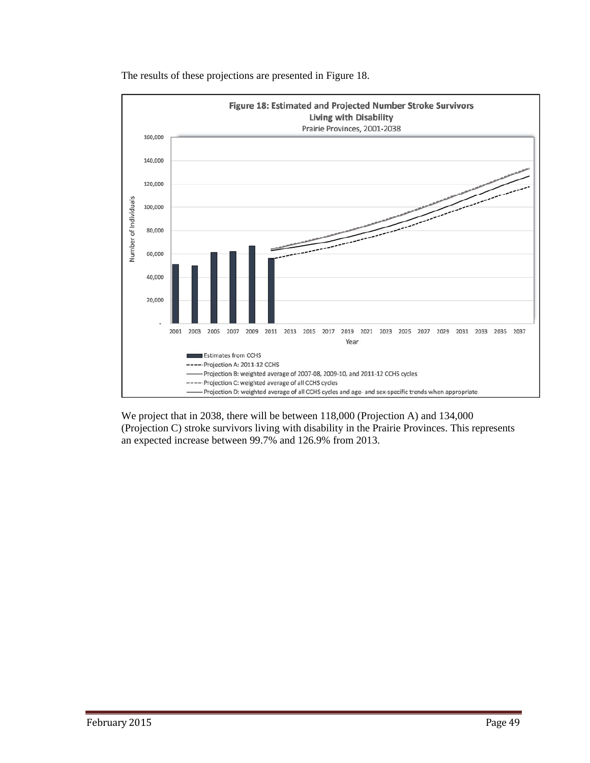The results of these projections are presented in Figure 18.

**Figure 18: Estimated and Projected Number Stroke Survivors Living with Disability**
Prairie Provinces, 2001-2038

- Estimates from CCHS
- Projection A: 2011-12 CCHS
- Projection B: weighted average of 2007-08, 2009-10, and 2011-12 CCHS cycles
- Projection C: weighted average of all CCHS cycles
- Projection D: weighted average of all CCHS cycles and age- and sex-specific trends when appropriate

We project that in 2038, there will be between 118,000 (Projection A) and 134,000 (Projection C) stroke survivors living with disability in the Prairie Provinces. This represents an expected increase between 99.7% and 126.9% from 2013.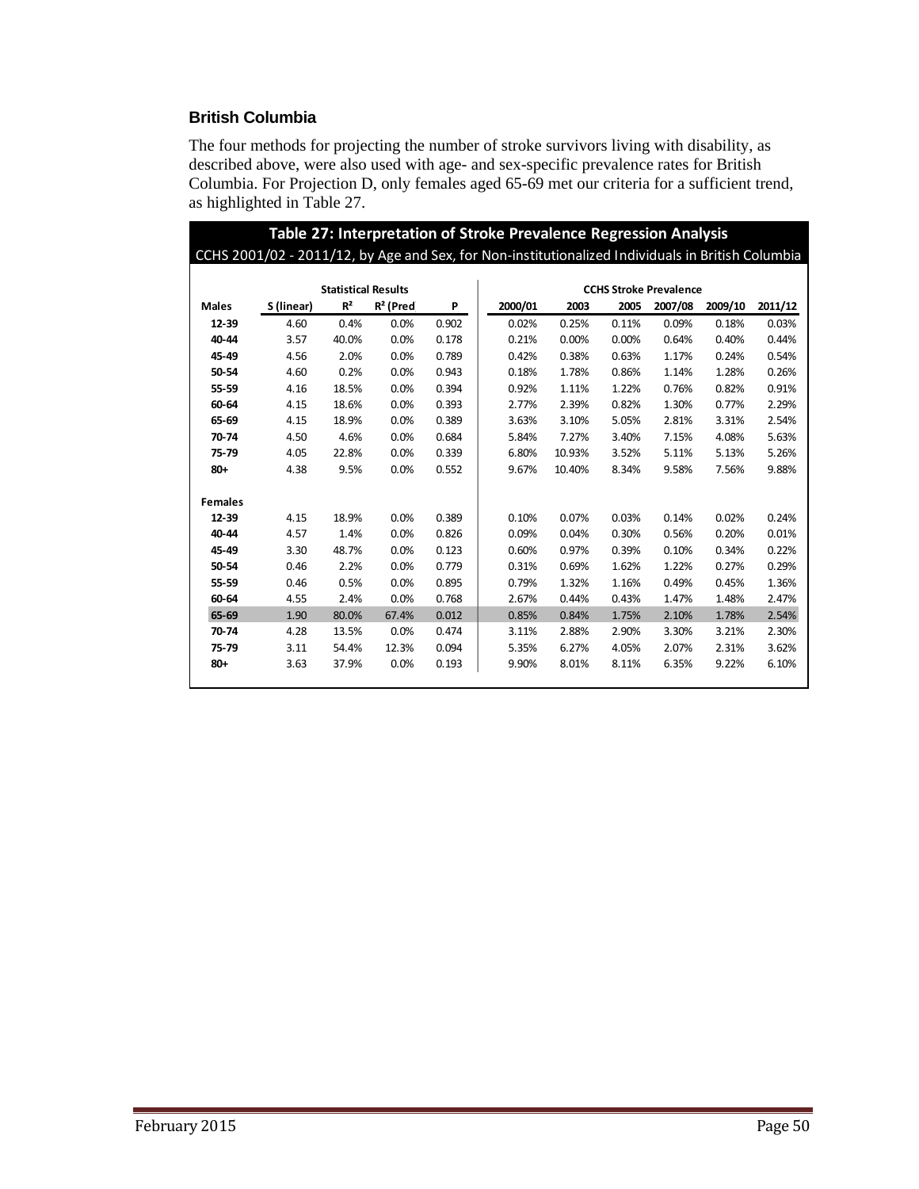### British Columbia

The four methods for projecting the number of stroke survivors living with disability, as described above, were also used with age- and sex-specific prevalence rates for British Columbia. For Projection D, only females aged 65-69 met our criteria for a sufficient trend, as highlighted in Table 27.

**Table 27: Interpretation of Stroke Prevalence Regression Analysis**

CCHS 2001/02 - 2011/12, by Age and Sex, for Non-institutionalized Individuals in British Columbia

| | Statistical Results | | | | CCHS Stroke Prevalence | | | | | |
|---|---|---|---|---|---|---|---|---|---|---|
| **Males** | **S (linear)** | **$R^2$** | **$R^2$ (Pred** | **P** | **2000/01** | **2003** | **2005** | **2007/08** | **2009/10** | **2011/12** |
| **12-39** | 4.60 | 0.4% | 0.0% | 0.902 | 0.02% | 0.25% | 0.11% | 0.09% | 0.18% | 0.03% |
| **40-44** | 3.57 | 40.0% | 0.0% | 0.178 | 0.21% | 0.00% | 0.00% | 0.64% | 0.40% | 0.44% |
| **45-49** | 4.56 | 2.0% | 0.0% | 0.789 | 0.42% | 0.38% | 0.63% | 1.17% | 0.24% | 0.54% |
| **50-54** | 4.60 | 0.2% | 0.0% | 0.943 | 0.18% | 1.78% | 0.86% | 1.14% | 1.28% | 0.26% |
| **55-59** | 4.16 | 18.5% | 0.0% | 0.394 | 0.92% | 1.11% | 1.22% | 0.76% | 0.82% | 0.91% |
| **60-64** | 4.15 | 18.6% | 0.0% | 0.393 | 2.77% | 2.39% | 0.82% | 1.30% | 0.77% | 2.29% |
| **65-69** | 4.15 | 18.9% | 0.0% | 0.389 | 3.63% | 3.10% | 5.05% | 2.81% | 3.31% | 2.54% |
| **70-74** | 4.50 | 4.6% | 0.0% | 0.684 | 5.84% | 7.27% | 3.40% | 7.15% | 4.08% | 5.63% |
| **75-79** | 4.05 | 22.8% | 0.0% | 0.339 | 6.80% | 10.93% | 3.52% | 5.11% | 5.13% | 5.26% |
| **80+** | 4.38 | 9.5% | 0.0% | 0.552 | 9.67% | 10.40% | 8.34% | 9.58% | 7.56% | 9.88% |
| **Females** | | | | | | | | | | |
| **12-39** | 4.15 | 18.9% | 0.0% | 0.389 | 0.10% | 0.07% | 0.03% | 0.14% | 0.02% | 0.24% |
| **40-44** | 4.57 | 1.4% | 0.0% | 0.826 | 0.09% | 0.04% | 0.30% | 0.56% | 0.20% | 0.01% |
| **45-49** | 3.30 | 48.7% | 0.0% | 0.123 | 0.60% | 0.97% | 0.39% | 0.10% | 0.34% | 0.22% |
| **50-54** | 0.46 | 2.2% | 0.0% | 0.779 | 0.31% | 0.69% | 1.62% | 1.22% | 0.27% | 0.29% |
| **55-59** | 0.46 | 0.5% | 0.0% | 0.895 | 0.79% | 1.32% | 1.16% | 0.49% | 0.45% | 1.36% |
| **60-64** | 4.55 | 2.4% | 0.0% | 0.768 | 2.67% | 0.44% | 0.43% | 1.47% | 1.48% | 2.47% |
| **65-69** | 1.90 | 80.0% | 67.4% | 0.012 | 0.85% | 0.84% | 1.75% | 2.10% | 1.78% | 2.54% |
| **70-74** | 4.28 | 13.5% | 0.0% | 0.474 | 3.11% | 2.88% | 2.90% | 3.30% | 3.21% | 2.30% |
| **75-79** | 3.11 | 54.4% | 12.3% | 0.094 | 5.35% | 6.27% | 4.05% | 2.07% | 2.31% | 3.62% |
| **80+** | 3.63 | 37.9% | 0.0% | 0.193 | 9.90% | 8.01% | 8.11% | 6.35% | 9.22% | 6.10% |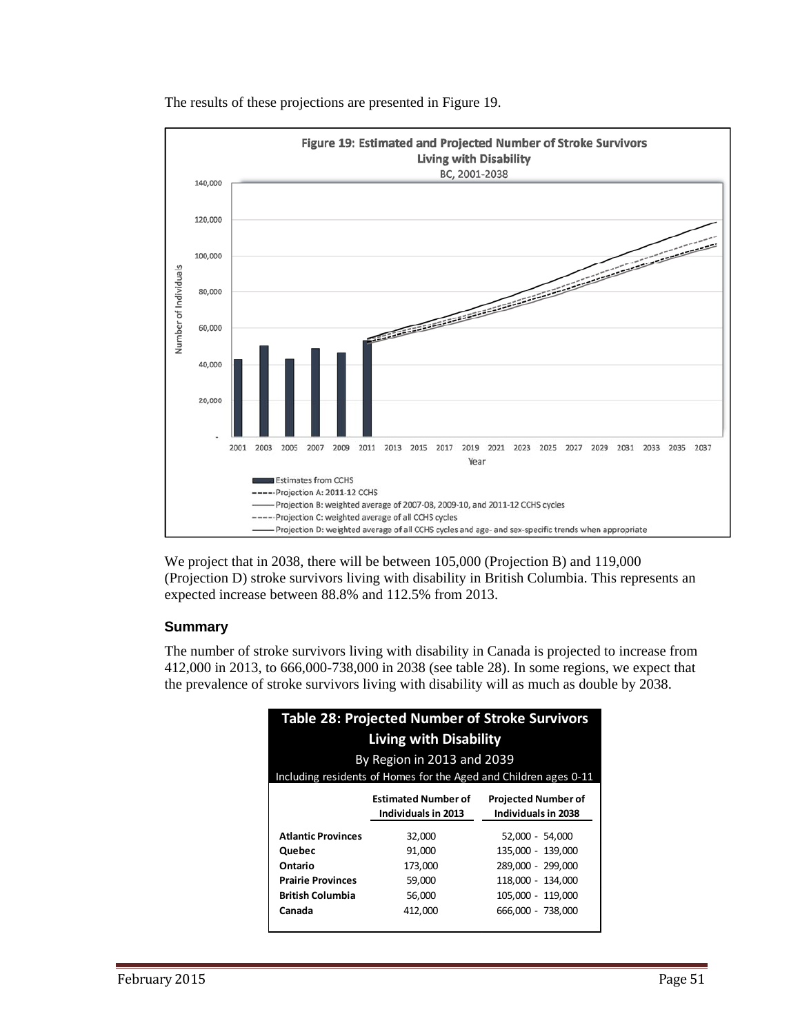The results of these projections are presented in Figure 19.

**Figure 19: Estimated and Projected Number of Stroke Survivors Living with Disability**
BC, 2001-2038

We project that in 2038, there will be between 105,000 (Projection B) and 119,000 (Projection D) stroke survivors living with disability in British Columbia. This represents an expected increase between 88.8% and 112.5% from 2013.

### Summary

The number of stroke survivors living with disability in Canada is projected to increase from 412,000 in 2013, to 666,000-738,000 in 2038 (see table 28). In some regions, we expect that the prevalence of stroke survivors living with disability will as much as double by 2038.

**Table 28: Projected Number of Stroke Survivors Living with Disability**
By Region in 2013 and 2039
Including residents of Homes for the Aged and Children ages 0-11

| | Estimated Number of Individuals in 2013 | Projected Number of Individuals in 2038 |
|---|---|---|
| **Atlantic Provinces** | 32,000 | 52,000 - 54,000 |
| **Quebec** | 91,000 | 135,000 - 139,000 |
| **Ontario** | 173,000 | 289,000 - 299,000 |
| **Prairie Provinces** | 59,000 | 118,000 - 134,000 |
| **British Columbia** | 56,000 | 105,000 - 119,000 |
| **Canada** | 412,000 | 666,000 - 738,000 |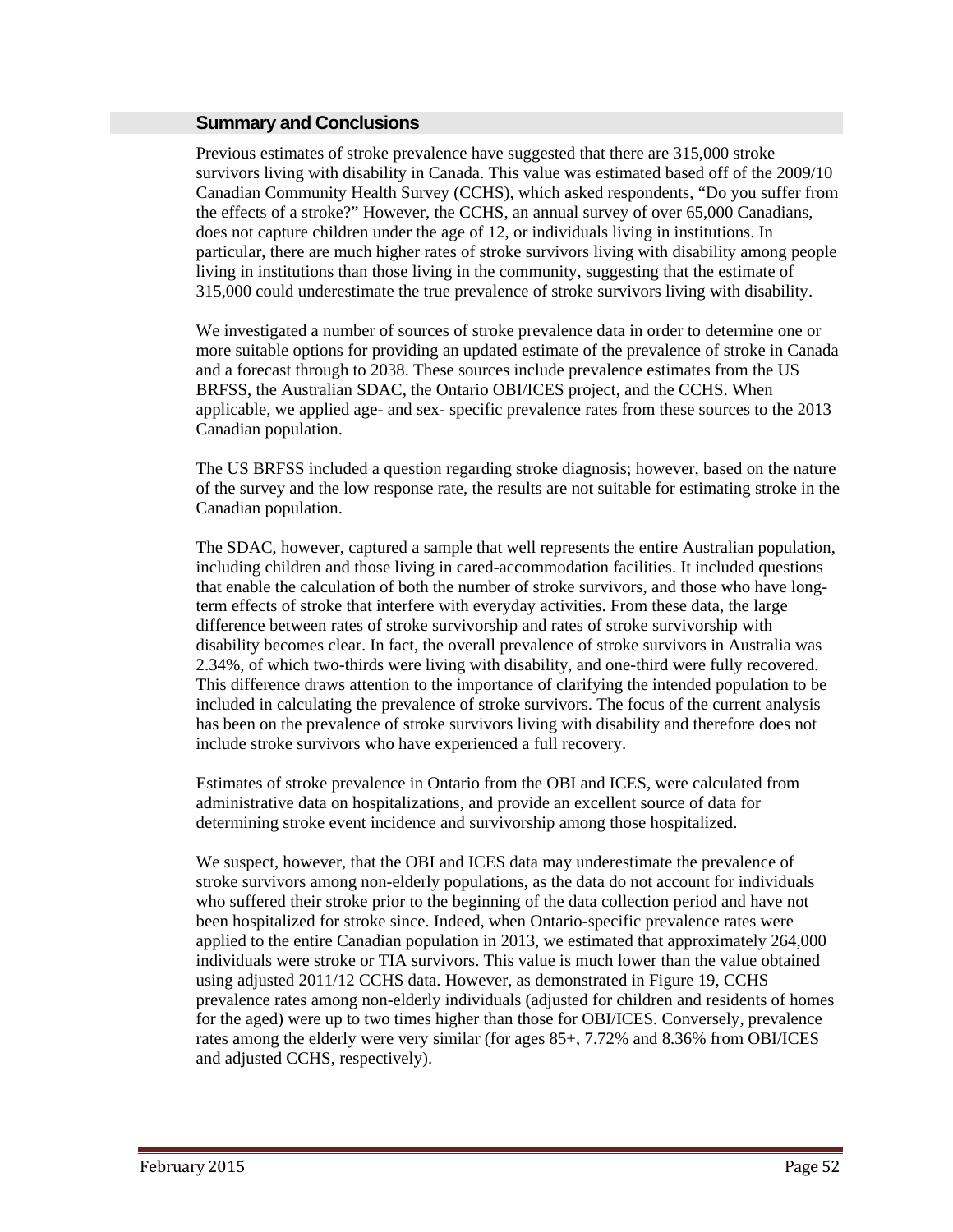## Summary and Conclusions

Previous estimates of stroke prevalence have suggested that there are 315,000 stroke survivors living with disability in Canada. This value was estimated based off of the 2009/10 Canadian Community Health Survey (CCHS), which asked respondents, "Do you suffer from the effects of a stroke?" However, the CCHS, an annual survey of over 65,000 Canadians, does not capture children under the age of 12, or individuals living in institutions. In particular, there are much higher rates of stroke survivors living with disability among people living in institutions than those living in the community, suggesting that the estimate of 315,000 could underestimate the true prevalence of stroke survivors living with disability.

We investigated a number of sources of stroke prevalence data in order to determine one or more suitable options for providing an updated estimate of the prevalence of stroke in Canada and a forecast through to 2038. These sources include prevalence estimates from the US BRFSS, the Australian SDAC, the Ontario OBI/ICES project, and the CCHS. When applicable, we applied age- and sex- specific prevalence rates from these sources to the 2013 Canadian population.

The US BRFSS included a question regarding stroke diagnosis; however, based on the nature of the survey and the low response rate, the results are not suitable for estimating stroke in the Canadian population.

The SDAC, however, captured a sample that well represents the entire Australian population, including children and those living in cared-accommodation facilities. It included questions that enable the calculation of both the number of stroke survivors, and those who have long-term effects of stroke that interfere with everyday activities. From these data, the large difference between rates of stroke survivorship and rates of stroke survivorship with disability becomes clear. In fact, the overall prevalence of stroke survivors in Australia was 2.34%, of which two-thirds were living with disability, and one-third were fully recovered. This difference draws attention to the importance of clarifying the intended population to be included in calculating the prevalence of stroke survivors. The focus of the current analysis has been on the prevalence of stroke survivors living with disability and therefore does not include stroke survivors who have experienced a full recovery.

Estimates of stroke prevalence in Ontario from the OBI and ICES, were calculated from administrative data on hospitalizations, and provide an excellent source of data for determining stroke event incidence and survivorship among those hospitalized.

We suspect, however, that the OBI and ICES data may underestimate the prevalence of stroke survivors among non-elderly populations, as the data do not account for individuals who suffered their stroke prior to the beginning of the data collection period and have not been hospitalized for stroke since. Indeed, when Ontario-specific prevalence rates were applied to the entire Canadian population in 2013, we estimated that approximately 264,000 individuals were stroke or TIA survivors. This value is much lower than the value obtained using adjusted 2011/12 CCHS data. However, as demonstrated in Figure 19, CCHS prevalence rates among non-elderly individuals (adjusted for children and residents of homes for the aged) were up to two times higher than those for OBI/ICES. Conversely, prevalence rates among the elderly were very similar (for ages 85+, 7.72% and 8.36% from OBI/ICES and adjusted CCHS, respectively).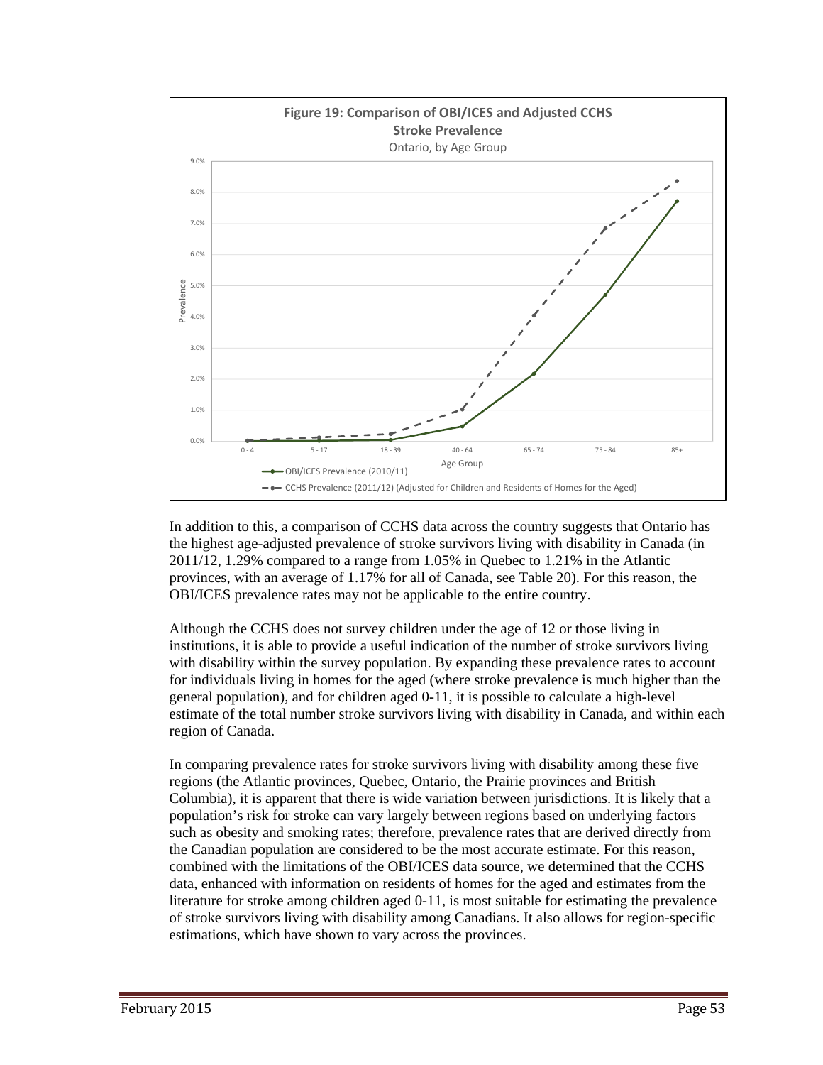**Figure 19: Comparison of OBI/ICES and Adjusted CCHS Stroke Prevalence**

Ontario, by Age Group

In addition to this, a comparison of CCHS data across the country suggests that Ontario has the highest age-adjusted prevalence of stroke survivors living with disability in Canada (in 2011/12, 1.29% compared to a range from 1.05% in Quebec to 1.21% in the Atlantic provinces, with an average of 1.17% for all of Canada, see Table 20). For this reason, the OBI/ICES prevalence rates may not be applicable to the entire country.

Although the CCHS does not survey children under the age of 12 or those living in institutions, it is able to provide a useful indication of the number of stroke survivors living with disability within the survey population. By expanding these prevalence rates to account for individuals living in homes for the aged (where stroke prevalence is much higher than the general population), and for children aged 0-11, it is possible to calculate a high-level estimate of the total number stroke survivors living with disability in Canada, and within each region of Canada.

In comparing prevalence rates for stroke survivors living with disability among these five regions (the Atlantic provinces, Quebec, Ontario, the Prairie provinces and British Columbia), it is apparent that there is wide variation between jurisdictions. It is likely that a population's risk for stroke can vary largely between regions based on underlying factors such as obesity and smoking rates; therefore, prevalence rates that are derived directly from the Canadian population are considered to be the most accurate estimate. For this reason, combined with the limitations of the OBI/ICES data source, we determined that the CCHS data, enhanced with information on residents of homes for the aged and estimates from the literature for stroke among children aged 0-11, is most suitable for estimating the prevalence of stroke survivors living with disability among Canadians. It also allows for region-specific estimations, which have shown to vary across the provinces.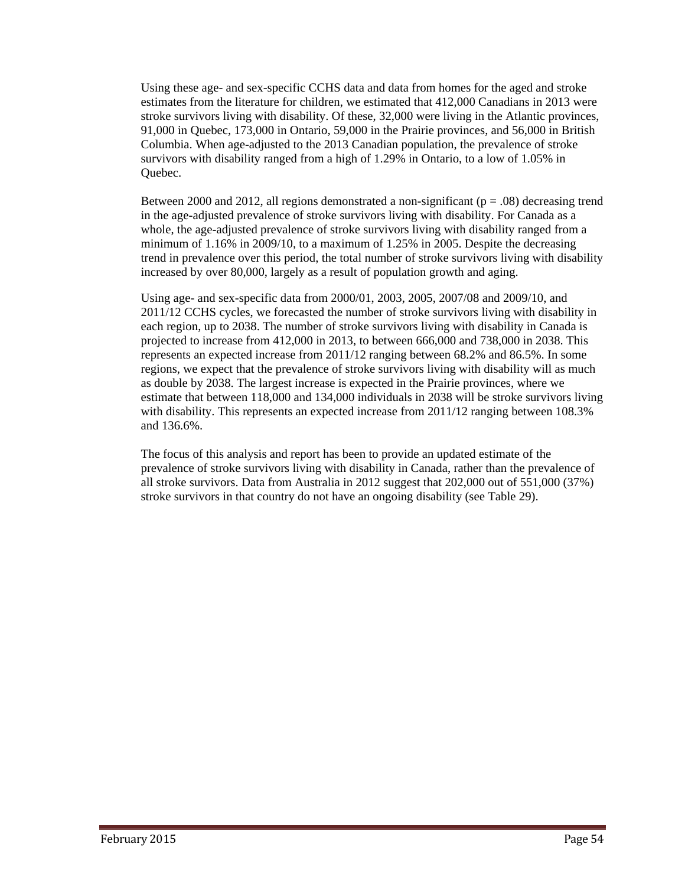Using these age- and sex-specific CCHS data and data from homes for the aged and stroke estimates from the literature for children, we estimated that 412,000 Canadians in 2013 were stroke survivors living with disability. Of these, 32,000 were living in the Atlantic provinces, 91,000 in Quebec, 173,000 in Ontario, 59,000 in the Prairie provinces, and 56,000 in British Columbia. When age-adjusted to the 2013 Canadian population, the prevalence of stroke survivors with disability ranged from a high of 1.29% in Ontario, to a low of 1.05% in Quebec.

Between 2000 and 2012, all regions demonstrated a non-significant ($p = .08$) decreasing trend in the age-adjusted prevalence of stroke survivors living with disability. For Canada as a whole, the age-adjusted prevalence of stroke survivors living with disability ranged from a minimum of 1.16% in 2009/10, to a maximum of 1.25% in 2005. Despite the decreasing trend in prevalence over this period, the total number of stroke survivors living with disability increased by over 80,000, largely as a result of population growth and aging.

Using age- and sex-specific data from 2000/01, 2003, 2005, 2007/08 and 2009/10, and 2011/12 CCHS cycles, we forecasted the number of stroke survivors living with disability in each region, up to 2038. The number of stroke survivors living with disability in Canada is projected to increase from 412,000 in 2013, to between 666,000 and 738,000 in 2038. This represents an expected increase from 2011/12 ranging between 68.2% and 86.5%. In some regions, we expect that the prevalence of stroke survivors living with disability will as much as double by 2038. The largest increase is expected in the Prairie provinces, where we estimate that between 118,000 and 134,000 individuals in 2038 will be stroke survivors living with disability. This represents an expected increase from 2011/12 ranging between 108.3% and 136.6%.

The focus of this analysis and report has been to provide an updated estimate of the prevalence of stroke survivors living with disability in Canada, rather than the prevalence of all stroke survivors. Data from Australia in 2012 suggest that 202,000 out of 551,000 (37%) stroke survivors in that country do not have an ongoing disability (see Table 29).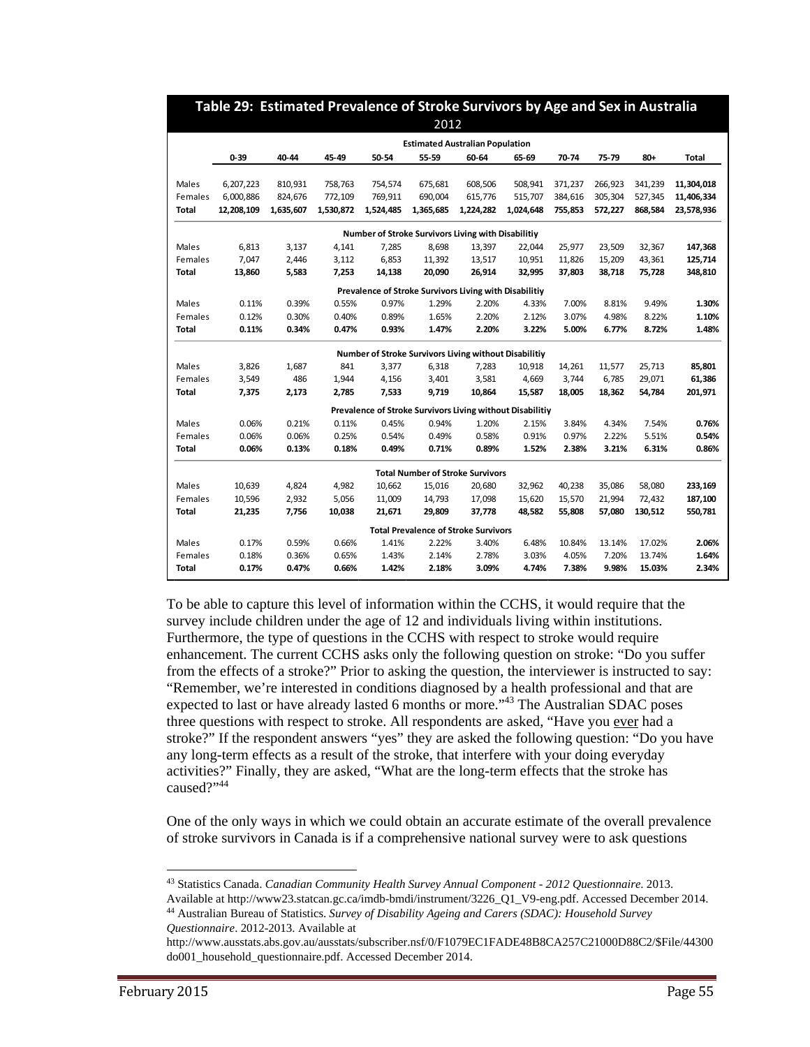**Table 29: Estimated Prevalence of Stroke Survivors by Age and Sex in Australia 2012**

| | 0-39 | 40-44 | 45-49 | 50-54 | 55-59 | 60-64 | 65-69 | 70-74 | 75-79 | 80+ | Total |
|---|---|---|---|---|---|---|---|---|---|---|---|
| **Estimated Australian Population** | | | | | | | | | | | |
| Males | 6,207,223 | 810,931 | 758,763 | 754,574 | 675,681 | 608,506 | 508,941 | 371,237 | 266,923 | 341,239 | **11,304,018** |
| Females | 6,000,886 | 824,676 | 772,109 | 769,911 | 690,004 | 615,776 | 515,707 | 384,616 | 305,304 | 527,345 | **11,406,334** |
| **Total** | **12,208,109** | **1,635,607** | **1,530,872** | **1,524,485** | **1,365,685** | **1,224,282** | **1,024,648** | **755,853** | **572,227** | **868,584** | **23,578,936** |
| **Number of Stroke Survivors Living with Disabilitiy** | | | | | | | | | | | |
| Males | 6,813 | 3,137 | 4,141 | 7,285 | 8,698 | 13,397 | 22,044 | 25,977 | 23,509 | 32,367 | **147,368** |
| Females | 7,047 | 2,446 | 3,112 | 6,853 | 11,392 | 13,517 | 10,951 | 11,826 | 15,209 | 43,361 | **125,714** |
| **Total** | **13,860** | **5,583** | **7,253** | **14,138** | **20,090** | **26,914** | **32,995** | **37,803** | **38,718** | **75,728** | **348,810** |
| **Prevalence of Stroke Survivors Living with Disabilitiy** | | | | | | | | | | | |
| Males | 0.11% | 0.39% | 0.55% | 0.97% | 1.29% | 2.20% | 4.33% | 7.00% | 8.81% | 9.49% | **1.30%** |
| Females | 0.12% | 0.30% | 0.40% | 0.89% | 1.65% | 2.20% | 2.12% | 3.07% | 4.98% | 8.22% | **1.10%** |
| **Total** | **0.11%** | **0.34%** | **0.47%** | **0.93%** | **1.47%** | **2.20%** | **3.22%** | **5.00%** | **6.77%** | **8.72%** | **1.48%** |
| **Number of Stroke Survivors Living without Disabilitiy** | | | | | | | | | | | |
| Males | 3,826 | 1,687 | 841 | 3,377 | 6,318 | 7,283 | 10,918 | 14,261 | 11,577 | 25,713 | **85,801** |
| Females | 3,549 | 486 | 1,944 | 4,156 | 3,401 | 3,581 | 4,669 | 3,744 | 6,785 | 29,071 | **61,386** |
| **Total** | **7,375** | **2,173** | **2,785** | **7,533** | **9,719** | **10,864** | **15,587** | **18,005** | **18,362** | **54,784** | **201,971** |
| **Prevalence of Stroke Survivors Living without Disabilitiy** | | | | | | | | | | | |
| Males | 0.06% | 0.21% | 0.11% | 0.45% | 0.94% | 1.20% | 2.15% | 3.84% | 4.34% | 7.54% | **0.76%** |
| Females | 0.06% | 0.06% | 0.25% | 0.54% | 0.49% | 0.58% | 0.91% | 0.97% | 2.22% | 5.51% | **0.54%** |
| **Total** | **0.06%** | **0.13%** | **0.18%** | **0.49%** | **0.71%** | **0.89%** | **1.52%** | **2.38%** | **3.21%** | **6.31%** | **0.86%** |
| **Total Number of Stroke Survivors** | | | | | | | | | | | |
| Males | 10,639 | 4,824 | 4,982 | 10,662 | 15,016 | 20,680 | 32,962 | 40,238 | 35,086 | 58,080 | **233,169** |
| Females | 10,596 | 2,932 | 5,056 | 11,009 | 14,793 | 17,098 | 15,620 | 15,570 | 21,994 | 72,432 | **187,100** |
| **Total** | **21,235** | **7,756** | **10,038** | **21,671** | **29,809** | **37,778** | **48,582** | **55,808** | **57,080** | **130,512** | **550,781** |
| **Total Prevalence of Stroke Survivors** | | | | | | | | | | | |
| Males | 0.17% | 0.59% | 0.66% | 1.41% | 2.22% | 3.40% | 6.48% | 10.84% | 13.14% | 17.02% | **2.06%** |
| Females | 0.18% | 0.36% | 0.65% | 1.43% | 2.14% | 2.78% | 3.03% | 4.05% | 7.20% | 13.74% | **1.64%** |
| **Total** | **0.17%** | **0.47%** | **0.66%** | **1.42%** | **2.18%** | **3.09%** | **4.74%** | **7.38%** | **9.98%** | **15.03%** | **2.34%** |

To be able to capture this level of information within the CCHS, it would require that the survey include children under the age of 12 and individuals living within institutions. Furthermore, the type of questions in the CCHS with respect to stroke would require enhancement. The current CCHS asks only the following question on stroke: "Do you suffer from the effects of a stroke?" Prior to asking the question, the interviewer is instructed to say: "Remember, we're interested in conditions diagnosed by a health professional and that are expected to last or have already lasted 6 months or more."[43] The Australian SDAC poses three questions with respect to stroke. All respondents are asked, "Have you ever had a stroke?" If the respondent answers "yes" they are asked the following question: "Do you have any long-term effects as a result of the stroke, that interfere with your doing everyday activities?" Finally, they are asked, "What are the long-term effects that the stroke has caused?"[44]

One of the only ways in which we could obtain an accurate estimate of the overall prevalence of stroke survivors in Canada is if a comprehensive national survey were to ask questions

[43] Statistics Canada. *Canadian Community Health Survey Annual Component - 2012 Questionnaire*. 2013. Available at http://www23.statcan.gc.ca/imdb-bmdi/instrument/3226_Q1_V9-eng.pdf. Accessed December 2014.

[44] Australian Bureau of Statistics. *Survey of Disability Ageing and Carers (SDAC): Household Survey Questionnaire*. 2012-2013. Available at http://www.ausstats.abs.gov.au/ausstats/subscriber.nsf/0/F1079EC1FADE48B8CA257C21000D88C2/$File/44300do001_household_questionnaire.pdf. Accessed December 2014.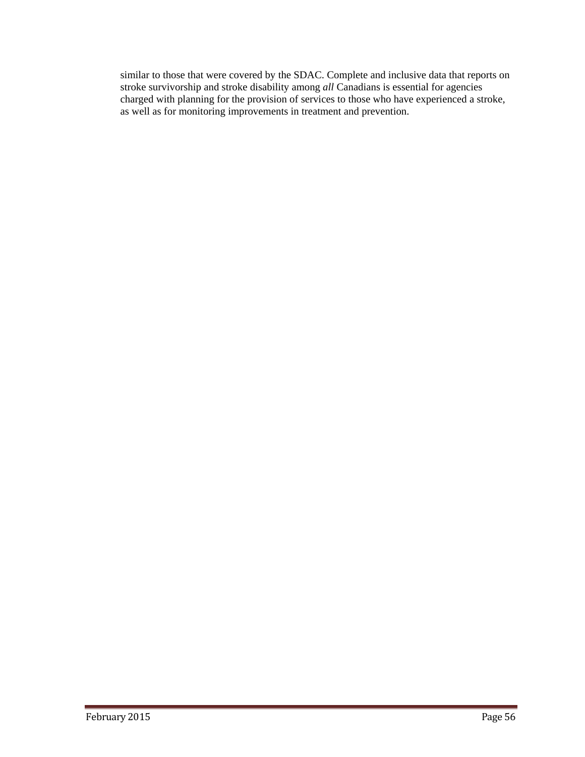similar to those that were covered by the SDAC. Complete and inclusive data that reports on stroke survivorship and stroke disability among *all* Canadians is essential for agencies charged with planning for the provision of services to those who have experienced a stroke, as well as for monitoring improvements in treatment and prevention.